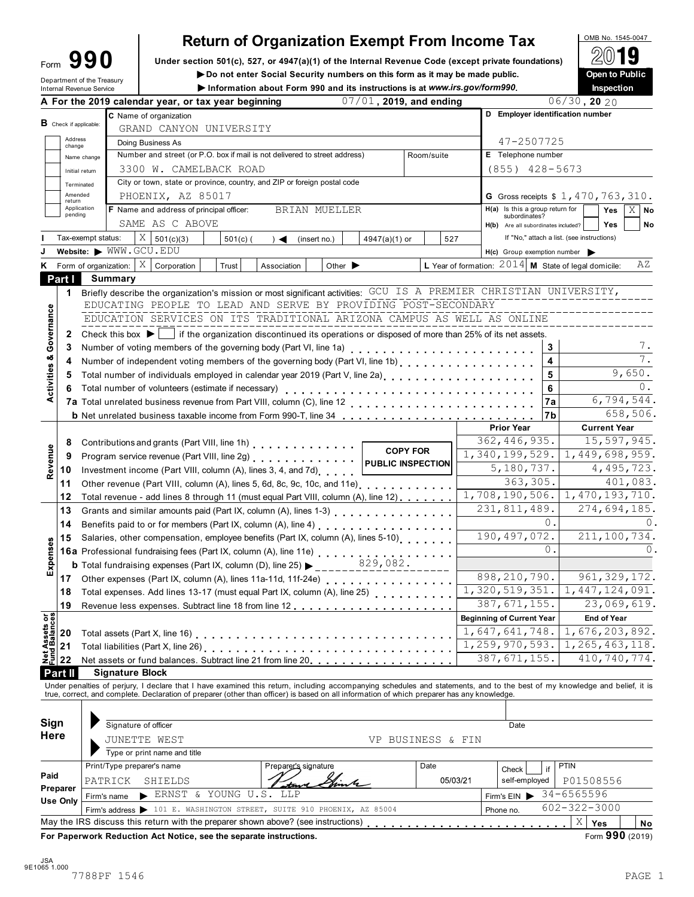# Form 990 — Return of Organization Exempt From Income Tax

OMB No. 1545-0047

**2019**

Under section 501(c), 527, or 4947(a)(1) of the Internal Revenue Code (except private foundations)

▶ Do not enter Social Security numbers on this form as it may be made public.

▶ Information about Form 990 and its instructions is at *www.irs.gov/form990*.

Department of the Treasury
Internal Revenue Service

**Open to Public Inspection**

**A** For the 2019 calendar year, or tax year beginning 07/01, 2019, and ending 06/30, 2020

**B** Check if applicable: Address change ☐ Name change ☐ Initial return ☐ Terminated ☐ Amended return ☐ Application pending ☐

**C** Name of organization: GRAND CANYON UNIVERSITY

Doing Business As

Number and street (or P.O. box if mail is not delivered to street address): 3300 W. CAMELBACK ROAD Room/suite

City or town, state or province, country, and ZIP or foreign postal code: PHOENIX, AZ 85017

**D** Employer identification number: 47-2507725

**E** Telephone number: (855) 428-5673

**G** Gross receipts $ 1,470,763,310.

**F** Name and address of principal officer: BRIAN MUELLER, SAME AS C ABOVE

**H(a)** Is this a group return for subordinates? Yes ☐ No X

**H(b)** Are all subordinates included? Yes ☐ No ☐ If "No," attach a list. (see instructions)

**H(c)** Group exemption number ▶

**I** Tax-exempt status: X 501(c)(3) ☐ 501(c) ( ) ◀ (insert no.) ☐ 4947(a)(1) or ☐ 527

**J** Website: ▶ WWW.GCU.EDU

**K** Form of organization: X Corporation ☐ Trust ☐ Association ☐ Other ▶

**L** Year of formation: 2014 **M** State of legal domicile: AZ

## Part I Summary

### Activities & Governance

1 Briefly describe the organization's mission or most significant activities: GCU IS A PREMIER CHRISTIAN UNIVERSITY, EDUCATING PEOPLE TO LEAD AND SERVE BY PROVIDING POST-SECONDARY EDUCATION SERVICES ON ITS TRADITIONAL ARIZONA CAMPUS AS WELL AS ONLINE

2 Check this box ▶ ☐ if the organization discontinued its operations or disposed of more than 25% of its net assets.

| Line | Description | No. | Value |
|---|---|---|---|
| 3 | Number of voting members of the governing body (Part VI, line 1a) | 3 | 7. |
| 4 | Number of independent voting members of the governing body (Part VI, line 1b) | 4 | 7. |
| 5 | Total number of individuals employed in calendar year 2019 (Part V, line 2a) | 5 | 9,650. |
| 6 | Total number of volunteers (estimate if necessary) | 6 | 0. |
| 7a | Total unrelated business revenue from Part VIII, column (C), line 12 | 7a | 6,794,544. |
| b | Net unrelated business taxable income from Form 990-T, line 34 | 7b | 658,506. |

COPY FOR PUBLIC INSPECTION

| Section | Line | Description | Prior Year | Current Year |
|---|---|---|---|---|
| Revenue | 8 | Contributions and grants (Part VIII, line 1h) | 362,446,935. | 15,597,945. |
| | 9 | Program service revenue (Part VIII, line 2g) | 1,340,199,529. | 1,449,698,959. |
| | 10 | Investment income (Part VIII, column (A), lines 3, 4, and 7d) | 5,180,737. | 4,495,723. |
| | 11 | Other revenue (Part VIII, column (A), lines 5, 6d, 8c, 9c, 10c, and 11e) | 363,305. | 401,083. |
| | 12 | Total revenue - add lines 8 through 11 (must equal Part VIII, column (A), line 12) | 1,708,190,506. | 1,470,193,710. |
| Expenses | 13 | Grants and similar amounts paid (Part IX, column (A), lines 1-3) | 231,811,489. | 274,694,185. |
| | 14 | Benefits paid to or for members (Part IX, column (A), line 4) | 0. | 0. |
| | 15 | Salaries, other compensation, employee benefits (Part IX, column (A), lines 5-10) | 190,497,072. | 211,100,734. |
| | 16a | Professional fundraising fees (Part IX, column (A), line 11e) | 0. | 0. |
| | b | Total fundraising expenses (Part IX, column (D), line 25) ▶ 829,082. | | |
| | 17 | Other expenses (Part IX, column (A), lines 11a-11d, 11f-24e) | 898,210,790. | 961,329,172. |
| | 18 | Total expenses. Add lines 13-17 (must equal Part IX, column (A), line 25) | 1,320,519,351. | 1,447,124,091. |
| | 19 | Revenue less expenses. Subtract line 18 from line 12 | 387,671,155. | 23,069,619. |
| | | | **Beginning of Current Year** | **End of Year** |
| Net Assets or Fund Balances | 20 | Total assets (Part X, line 16) | 1,647,641,748. | 1,676,203,892. |
| | 21 | Total liabilities (Part X, line 26) | 1,259,970,593. | 1,265,463,118. |
| | 22 | Net assets or fund balances. Subtract line 21 from line 20 | 387,671,155. | 410,740,774. |

## Part II Signature Block

Under penalties of perjury, I declare that I have examined this return, including accompanying schedules and statements, and to the best of my knowledge and belief, it is true, correct, and complete. Declaration of preparer (other than officer) is based on all information of which preparer has any knowledge.

**Sign Here**

Signature of officer — Date

JUNETTE WEST — VP BUSINESS & FIN

Type or print name and title

**Paid Preparer Use Only**

| Print/Type preparer's name | Preparer's signature | Date | Check ☐ if self-employed | PTIN |
|---|---|---|---|---|
| PATRICK SHIELDS | [signature] | 05/03/21 | | P01508556 |

Firm's name ▶ ERNST & YOUNG U.S. LLP — Firm's EIN ▶ 34-6565596

Firm's address ▶ 101 E. WASHINGTON STREET, SUITE 910 PHOENIX, AZ 85004 — Phone no. 602-322-3000

May the IRS discuss this return with the preparer shown above? (see instructions) X Yes ☐ No

**For Paperwork Reduction Act Notice, see the separate instructions.** Form **990** (2019)

JSA 9E1065 1.000

7788PF 1546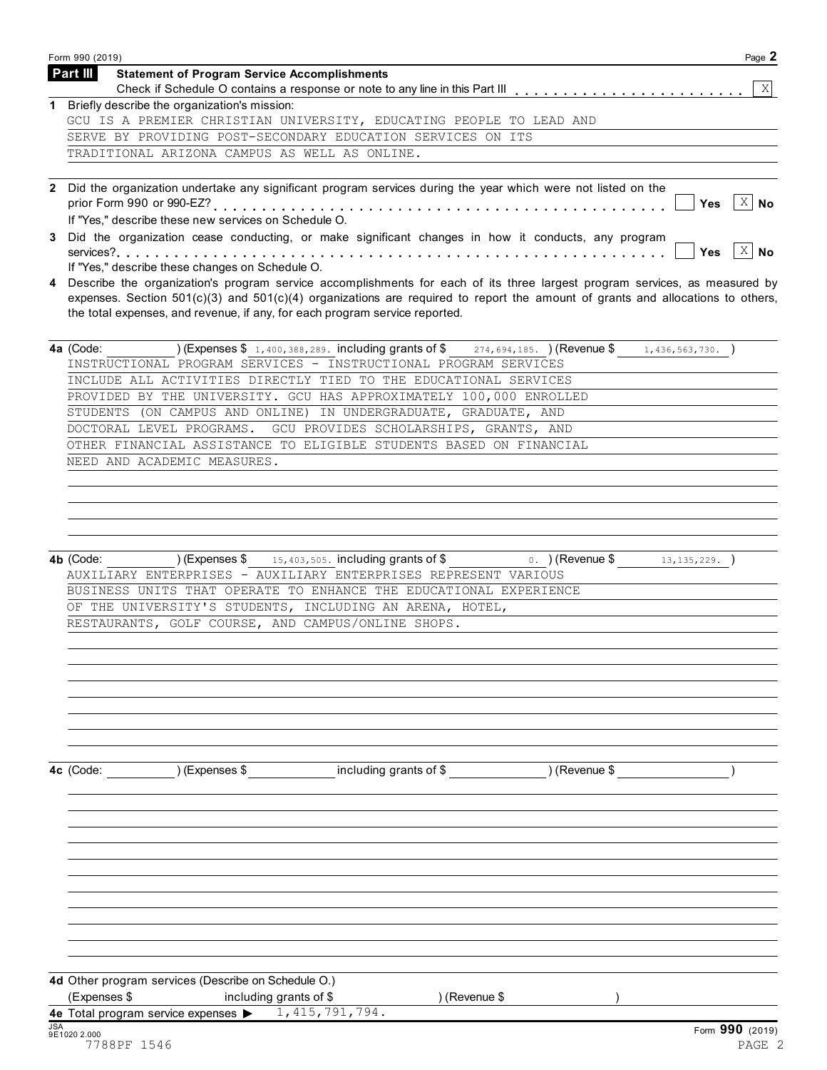Form 990 (2019)

## Part III Statement of Program Service Accomplishments

Check if Schedule O contains a response or note to any line in this Part III . . . . . . . . . . . . . . . . . . . . . . . . [X]

**1** Briefly describe the organization's mission:

GCU IS A PREMIER CHRISTIAN UNIVERSITY, EDUCATING PEOPLE TO LEAD AND SERVE BY PROVIDING POST-SECONDARY EDUCATION SERVICES ON ITS TRADITIONAL ARIZONA CAMPUS AS WELL AS ONLINE.

**2** Did the organization undertake any significant program services during the year which were not listed on the prior Form 990 or 990-EZ? . . . . . . . . . . . . . . . . . . . . . . . . . . . . . . . . . . . . . . . . . . [ ] Yes [X] No

If "Yes," describe these new services on Schedule O.

**3** Did the organization cease conducting, or make significant changes in how it conducts, any program services? . . . . . . . . . . . . . . . . . . . . . . . . . . . . . . . . . . . . . . . . . . . . . . . . . . . . . . . . . [ ] Yes [X] No

If "Yes," describe these changes on Schedule O.

**4** Describe the organization's program service accomplishments for each of its three largest program services, as measured by expenses. Section 501(c)(3) and 501(c)(4) organizations are required to report the amount of grants and allocations to others, the total expenses, and revenue, if any, for each program service reported.

**4a** (Code: ) (Expenses $ 1,400,388,289. including grants of $ 274,694,185. ) (Revenue $ 1,436,563,730. )

INSTRUCTIONAL PROGRAM SERVICES - INSTRUCTIONAL PROGRAM SERVICES INCLUDE ALL ACTIVITIES DIRECTLY TIED TO THE EDUCATIONAL SERVICES PROVIDED BY THE UNIVERSITY. GCU HAS APPROXIMATELY 100,000 ENROLLED STUDENTS (ON CAMPUS AND ONLINE) IN UNDERGRADUATE, GRADUATE, AND DOCTORAL LEVEL PROGRAMS. GCU PROVIDES SCHOLARSHIPS, GRANTS, AND OTHER FINANCIAL ASSISTANCE TO ELIGIBLE STUDENTS BASED ON FINANCIAL NEED AND ACADEMIC MEASURES.

**4b** (Code: ) (Expenses $ 15,403,505. including grants of $ 0. ) (Revenue $ 13,135,229. )

AUXILIARY ENTERPRISES - AUXILIARY ENTERPRISES REPRESENT VARIOUS BUSINESS UNITS THAT OPERATE TO ENHANCE THE EDUCATIONAL EXPERIENCE OF THE UNIVERSITY'S STUDENTS, INCLUDING AN ARENA, HOTEL, RESTAURANTS, GOLF COURSE, AND CAMPUS/ONLINE SHOPS.

**4c** (Code: ) (Expenses $ including grants of $ ) (Revenue $ )

**4d** Other program services (Describe on Schedule O.)

(Expenses $ including grants of $ ) (Revenue $ )

**4e** Total program service expenses ▶ 1,415,791,794.

Form **990** (2019)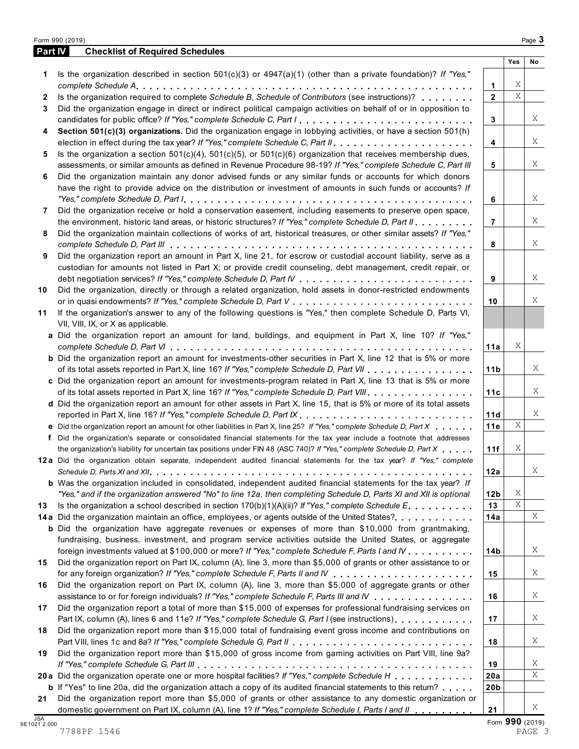## Part IV Checklist of Required Schedules

| | | | Yes | No |
|---|---|---|---|---|
| 1 | Is the organization described in section 501(c)(3) or 4947(a)(1) (other than a private foundation)? *If "Yes," complete Schedule A* | 1 | X | |
| 2 | Is the organization required to complete *Schedule B, Schedule of Contributors* (see instructions)? | 2 | X | |
| 3 | Did the organization engage in direct or indirect political campaign activities on behalf of or in opposition to candidates for public office? *If "Yes," complete Schedule C, Part I* | 3 | | X |
| 4 | **Section 501(c)(3) organizations.** Did the organization engage in lobbying activities, or have a section 501(h) election in effect during the tax year? *If "Yes," complete Schedule C, Part II* | 4 | | X |
| 5 | Is the organization a section 501(c)(4), 501(c)(5), or 501(c)(6) organization that receives membership dues, assessments, or similar amounts as defined in Revenue Procedure 98-19? *If "Yes," complete Schedule C, Part III* | 5 | | X |
| 6 | Did the organization maintain any donor advised funds or any similar funds or accounts for which donors have the right to provide advice on the distribution or investment of amounts in such funds or accounts? *If "Yes," complete Schedule D, Part I* | 6 | | X |
| 7 | Did the organization receive or hold a conservation easement, including easements to preserve open space, the environment, historic land areas, or historic structures? *If "Yes," complete Schedule D, Part II* | 7 | | X |
| 8 | Did the organization maintain collections of works of art, historical treasures, or other similar assets? *If "Yes," complete Schedule D, Part III* | 8 | | X |
| 9 | Did the organization report an amount in Part X, line 21, for escrow or custodial account liability, serve as a custodian for amounts not listed in Part X; or provide credit counseling, debt management, credit repair, or debt negotiation services? *If "Yes," complete Schedule D, Part IV* | 9 | | X |
| 10 | Did the organization, directly or through a related organization, hold assets in donor-restricted endowments or in quasi endowments? *If "Yes," complete Schedule D, Part V* | 10 | | X |
| 11 | If the organization's answer to any of the following questions is "Yes," then complete Schedule D, Parts VI, VII, VIII, IX, or X as applicable. | | | |
| a | Did the organization report an amount for land, buildings, and equipment in Part X, line 10? *If "Yes," complete Schedule D, Part VI* | 11a | X | |
| b | Did the organization report an amount for investments-other securities in Part X, line 12 that is 5% or more of its total assets reported in Part X, line 16? *If "Yes," complete Schedule D, Part VII* | 11b | | X |
| c | Did the organization report an amount for investments-program related in Part X, line 13 that is 5% or more of its total assets reported in Part X, line 16? *If "Yes," complete Schedule D, Part VIII* | 11c | | X |
| d | Did the organization report an amount for other assets in Part X, line 15, that is 5% or more of its total assets reported in Part X, line 16? *If "Yes," complete Schedule D, Part IX* | 11d | | X |
| e | Did the organization report an amount for other liabilities in Part X, line 25? *If "Yes," complete Schedule D, Part X* | 11e | X | |
| f | Did the organization's separate or consolidated financial statements for the tax year include a footnote that addresses the organization's liability for uncertain tax positions under FIN 48 (ASC 740)? *If "Yes," complete Schedule D, Part X* | 11f | X | |
| 12a | Did the organization obtain separate, independent audited financial statements for the tax year? *If "Yes," complete Schedule D, Parts XI and XII* | 12a | | X |
| b | Was the organization included in consolidated, independent audited financial statements for the tax year? *If "Yes," and if the organization answered "No" to line 12a, then completing Schedule D, Parts XI and XII is optional* | 12b | X | |
| 13 | Is the organization a school described in section 170(b)(1)(A)(ii)? *If "Yes," complete Schedule E* | 13 | X | |
| 14a | Did the organization maintain an office, employees, or agents outside of the United States? | 14a | | X |
| b | Did the organization have aggregate revenues or expenses of more than $10,000 from grantmaking, fundraising, business, investment, and program service activities outside the United States, or aggregate foreign investments valued at $100,000 or more? *If "Yes," complete Schedule F, Parts I and IV* | 14b | | X |
| 15 | Did the organization report on Part IX, column (A), line 3, more than $5,000 of grants or other assistance to or for any foreign organization? *If "Yes," complete Schedule F, Parts II and IV* | 15 | | X |
| 16 | Did the organization report on Part IX, column (A), line 3, more than $5,000 of aggregate grants or other assistance to or for foreign individuals? *If "Yes," complete Schedule F, Parts III and IV* | 16 | | X |
| 17 | Did the organization report a total of more than $15,000 of expenses for professional fundraising services on Part IX, column (A), lines 6 and 11e? *If "Yes," complete Schedule G, Part I* (see instructions) | 17 | | X |
| 18 | Did the organization report more than $15,000 total of fundraising event gross income and contributions on Part VIII, lines 1c and 8a? *If "Yes," complete Schedule G, Part II* | 18 | | X |
| 19 | Did the organization report more than $15,000 of gross income from gaming activities on Part VIII, line 9a? *If "Yes," complete Schedule G, Part III* | 19 | | X |
| 20a | Did the organization operate one or more hospital facilities? *If "Yes," complete Schedule H* | 20a | | X |
| b | If "Yes" to line 20a, did the organization attach a copy of its audited financial statements to this return? | 20b | | |
| 21 | Did the organization report more than $5,000 of grants or other assistance to any domestic organization or domestic government on Part IX, column (A), line 1? *If "Yes," complete Schedule I, Parts I and II* | 21 | | X |

Form **990** (2019)

7788PF 1546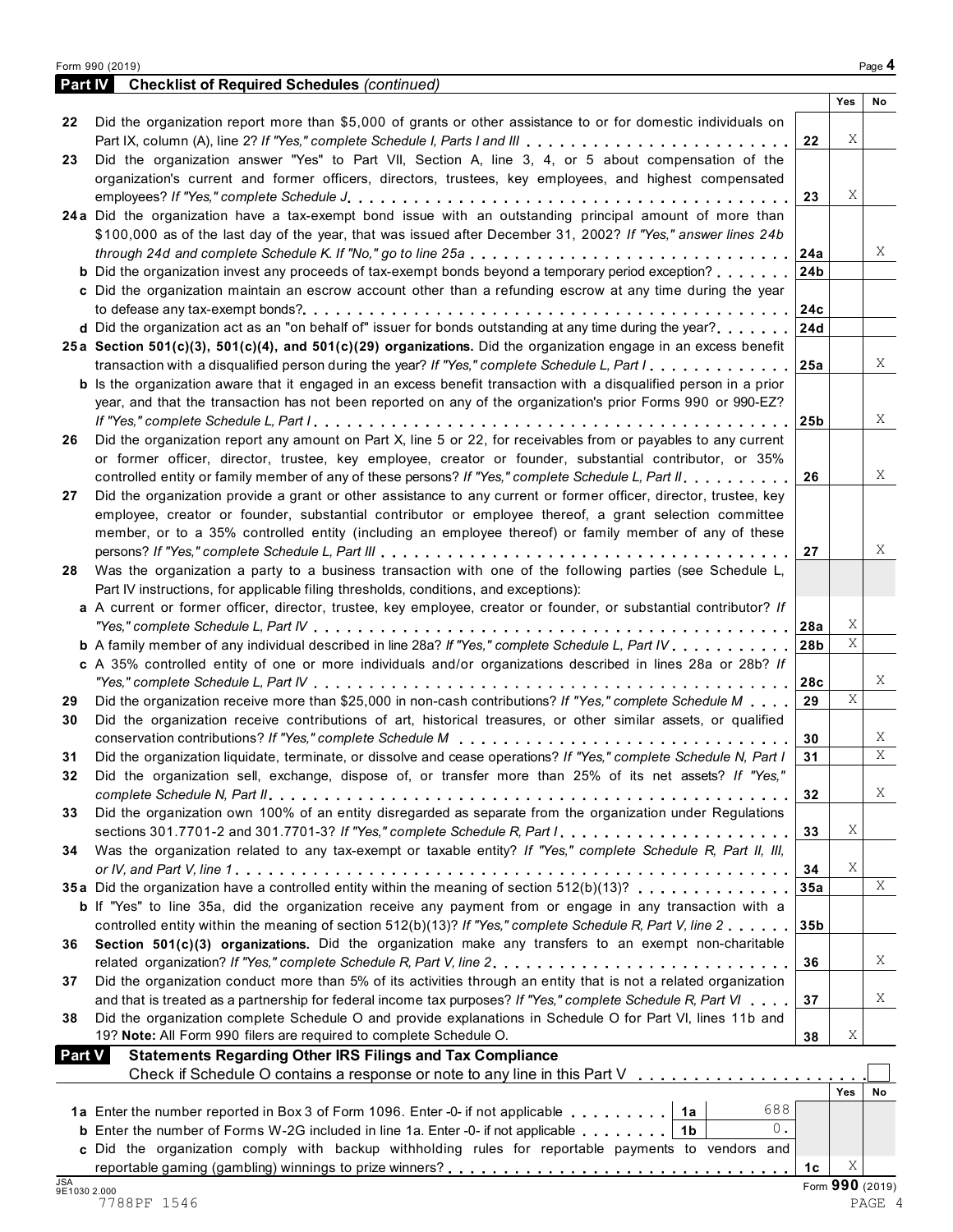Form 990 (2019)

## Part IV Checklist of Required Schedules *(continued)*

| | | | Yes | No |
|---|---|---|---|---|
| 22 | Did the organization report more than $5,000 of grants or other assistance to or for domestic individuals on Part IX, column (A), line 2? *If "Yes," complete Schedule I, Parts I and III* | 22 | X | |
| 23 | Did the organization answer "Yes" to Part VII, Section A, line 3, 4, or 5 about compensation of the organization's current and former officers, directors, trustees, key employees, and highest compensated employees? *If "Yes," complete Schedule J* | 23 | X | |
| 24a | Did the organization have a tax-exempt bond issue with an outstanding principal amount of more than $100,000 as of the last day of the year, that was issued after December 31, 2002? *If "Yes," answer lines 24b through 24d and complete Schedule K. If "No," go to line 25a* | 24a | | X |
| b | Did the organization invest any proceeds of tax-exempt bonds beyond a temporary period exception? | 24b | | |
| c | Did the organization maintain an escrow account other than a refunding escrow at any time during the year to defease any tax-exempt bonds? | 24c | | |
| d | Did the organization act as an "on behalf of" issuer for bonds outstanding at any time during the year? | 24d | | |
| 25a | **Section 501(c)(3), 501(c)(4), and 501(c)(29) organizations.** Did the organization engage in an excess benefit transaction with a disqualified person during the year? *If "Yes," complete Schedule L, Part I* | 25a | | X |
| b | Is the organization aware that it engaged in an excess benefit transaction with a disqualified person in a prior year, and that the transaction has not been reported on any of the organization's prior Forms 990 or 990-EZ? *If "Yes," complete Schedule L, Part I* | 25b | | X |
| 26 | Did the organization report any amount on Part X, line 5 or 22, for receivables from or payables to any current or former officer, director, trustee, key employee, creator or founder, substantial contributor, or 35% controlled entity or family member of any of these persons? *If "Yes," complete Schedule L, Part II* | 26 | | X |
| 27 | Did the organization provide a grant or other assistance to any current or former officer, director, trustee, key employee, creator or founder, substantial contributor or employee thereof, a grant selection committee member, or to a 35% controlled entity (including an employee thereof) or family member of any of these persons? *If "Yes," complete Schedule L, Part III* | 27 | | X |
| 28 | Was the organization a party to a business transaction with one of the following parties (see Schedule L, Part IV instructions, for applicable filing thresholds, conditions, and exceptions): | | | |
| a | A current or former officer, director, trustee, key employee, creator or founder, or substantial contributor? *If "Yes," complete Schedule L, Part IV* | 28a | X | |
| b | A family member of any individual described in line 28a? *If "Yes," complete Schedule L, Part IV* | 28b | X | |
| c | A 35% controlled entity of one or more individuals and/or organizations described in lines 28a or 28b? *If "Yes," complete Schedule L, Part IV* | 28c | | X |
| 29 | Did the organization receive more than $25,000 in non-cash contributions? *If "Yes," complete Schedule M* | 29 | X | |
| 30 | Did the organization receive contributions of art, historical treasures, or other similar assets, or qualified conservation contributions? *If "Yes," complete Schedule M* | 30 | | X |
| 31 | Did the organization liquidate, terminate, or dissolve and cease operations? *If "Yes," complete Schedule N, Part I* | 31 | | X |
| 32 | Did the organization sell, exchange, dispose of, or transfer more than 25% of its net assets? *If "Yes," complete Schedule N, Part II* | 32 | | X |
| 33 | Did the organization own 100% of an entity disregarded as separate from the organization under Regulations sections 301.7701-2 and 301.7701-3? *If "Yes," complete Schedule R, Part I* | 33 | X | |
| 34 | Was the organization related to any tax-exempt or taxable entity? *If "Yes," complete Schedule R, Part II, III, or IV, and Part V, line 1* | 34 | X | |
| 35a | Did the organization have a controlled entity within the meaning of section 512(b)(13)? | 35a | | X |
| b | If "Yes" to line 35a, did the organization receive any payment from or engage in any transaction with a controlled entity within the meaning of section 512(b)(13)? *If "Yes," complete Schedule R, Part V, line 2* | 35b | | |
| 36 | **Section 501(c)(3) organizations.** Did the organization make any transfers to an exempt non-charitable related organization? *If "Yes," complete Schedule R, Part V, line 2* | 36 | | X |
| 37 | Did the organization conduct more than 5% of its activities through an entity that is not a related organization and that is treated as a partnership for federal income tax purposes? *If "Yes," complete Schedule R, Part VI* | 37 | | X |
| 38 | Did the organization complete Schedule O and provide explanations in Schedule O for Part VI, lines 11b and 19? **Note:** All Form 990 filers are required to complete Schedule O. | 38 | X | |

## Part V Statements Regarding Other IRS Filings and Tax Compliance

Check if Schedule O contains a response or note to any line in this Part V ☐

| | | | | | Yes | No |
|---|---|---|---|---|---|---|
| 1a | Enter the number reported in Box 3 of Form 1096. Enter -0- if not applicable | 1a | 688 | | | |
| b | Enter the number of Forms W-2G included in line 1a. Enter -0- if not applicable | 1b | 0. | | | |
| c | Did the organization comply with backup withholding rules for reportable payments to vendors and reportable gaming (gambling) winnings to prize winners? | | | 1c | X | |

JSA 9E1030 2.000

7788PF 1546

Form **990** (2019)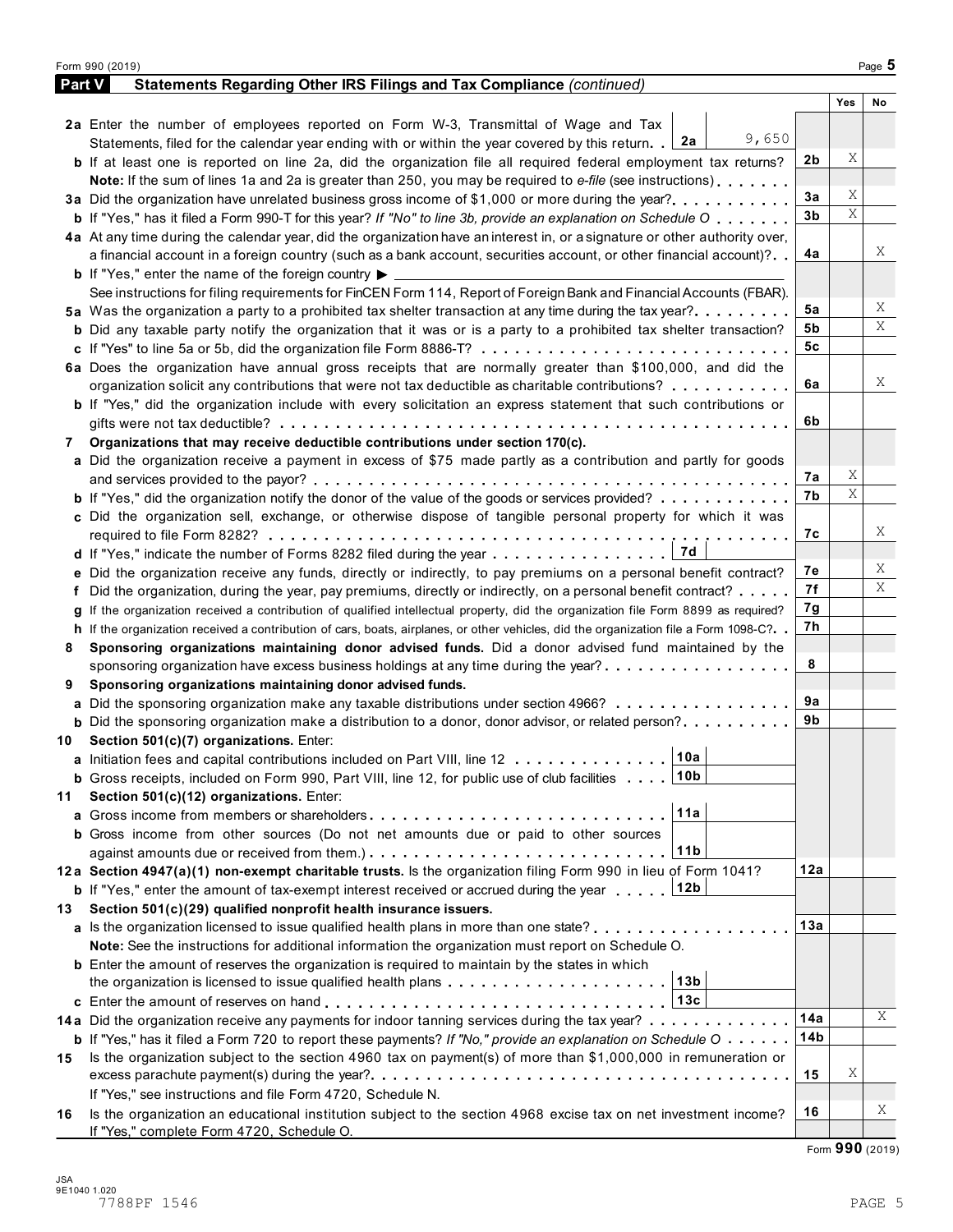## Part V Statements Regarding Other IRS Filings and Tax Compliance *(continued)*

| | | | Yes | No |
|---|---|---|---|---|
| **2a** | Enter the number of employees reported on Form W-3, Transmittal of Wage and Tax Statements, filed for the calendar year ending with or within the year covered by this return . . **2a** 9,650 | | | |
| **b** | If at least one is reported on line 2a, did the organization file all required federal employment tax returns? | **2b** | X | |
| | **Note:** If the sum of lines 1a and 2a is greater than 250, you may be required to *e-file* (see instructions) | | | |
| **3a** | Did the organization have unrelated business gross income of $1,000 or more during the year? | **3a** | X | |
| **b** | If "Yes," has it filed a Form 990-T for this year? *If "No" to line 3b, provide an explanation on Schedule O* | **3b** | X | |
| **4a** | At any time during the calendar year, did the organization have an interest in, or a signature or other authority over, a financial account in a foreign country (such as a bank account, securities account, or other financial account)? | **4a** | | X |
| **b** | If "Yes," enter the name of the foreign country ▶ | | | |
| | See instructions for filing requirements for FinCEN Form 114, Report of Foreign Bank and Financial Accounts (FBAR). | | | |
| **5a** | Was the organization a party to a prohibited tax shelter transaction at any time during the tax year? | **5a** | | X |
| **b** | Did any taxable party notify the organization that it was or is a party to a prohibited tax shelter transaction? | **5b** | | X |
| **c** | If "Yes" to line 5a or 5b, did the organization file Form 8886-T? | **5c** | | |
| **6a** | Does the organization have annual gross receipts that are normally greater than $100,000, and did the organization solicit any contributions that were not tax deductible as charitable contributions? | **6a** | | X |
| **b** | If "Yes," did the organization include with every solicitation an express statement that such contributions or gifts were not tax deductible? | **6b** | | |
| **7** | **Organizations that may receive deductible contributions under section 170(c).** | | | |
| **a** | Did the organization receive a payment in excess of $75 made partly as a contribution and partly for goods and services provided to the payor? | **7a** | X | |
| **b** | If "Yes," did the organization notify the donor of the value of the goods or services provided? | **7b** | X | |
| **c** | Did the organization sell, exchange, or otherwise dispose of tangible personal property for which it was required to file Form 8282? | **7c** | | X |
| **d** | If "Yes," indicate the number of Forms 8282 filed during the year . . . **7d** | | | |
| **e** | Did the organization receive any funds, directly or indirectly, to pay premiums on a personal benefit contract? | **7e** | | X |
| **f** | Did the organization, during the year, pay premiums, directly or indirectly, on a personal benefit contract? | **7f** | | X |
| **g** | If the organization received a contribution of qualified intellectual property, did the organization file Form 8899 as required? | **7g** | | |
| **h** | If the organization received a contribution of cars, boats, airplanes, or other vehicles, did the organization file a Form 1098-C? | **7h** | | |
| **8** | **Sponsoring organizations maintaining donor advised funds.** Did a donor advised fund maintained by the sponsoring organization have excess business holdings at any time during the year? | **8** | | |
| **9** | **Sponsoring organizations maintaining donor advised funds.** | | | |
| **a** | Did the sponsoring organization make any taxable distributions under section 4966? | **9a** | | |
| **b** | Did the sponsoring organization make a distribution to a donor, donor advisor, or related person? | **9b** | | |
| **10** | **Section 501(c)(7) organizations.** Enter: | | | |
| **a** | Initiation fees and capital contributions included on Part VIII, line 12 . . . **10a** | | | |
| **b** | Gross receipts, included on Form 990, Part VIII, line 12, for public use of club facilities . . . **10b** | | | |
| **11** | **Section 501(c)(12) organizations.** Enter: | | | |
| **a** | Gross income from members or shareholders . . . **11a** | | | |
| **b** | Gross income from other sources (Do not net amounts due or paid to other sources against amounts due or received from them.) . . . **11b** | | | |
| **12a** | **Section 4947(a)(1) non-exempt charitable trusts.** Is the organization filing Form 990 in lieu of Form 1041? | **12a** | | |
| **b** | If "Yes," enter the amount of tax-exempt interest received or accrued during the year . . . **12b** | | | |
| **13** | **Section 501(c)(29) qualified nonprofit health insurance issuers.** | | | |
| **a** | Is the organization licensed to issue qualified health plans in more than one state? | **13a** | | |
| | **Note:** See the instructions for additional information the organization must report on Schedule O. | | | |
| **b** | Enter the amount of reserves the organization is required to maintain by the states in which the organization is licensed to issue qualified health plans . . . **13b** | | | |
| **c** | Enter the amount of reserves on hand . . . **13c** | | | |
| **14a** | Did the organization receive any payments for indoor tanning services during the tax year? | **14a** | | X |
| **b** | If "Yes," has it filed a Form 720 to report these payments? *If "No," provide an explanation on Schedule O* | **14b** | | |
| **15** | Is the organization subject to the section 4960 tax on payment(s) of more than $1,000,000 in remuneration or excess parachute payment(s) during the year? | **15** | X | |
| | If "Yes," see instructions and file Form 4720, Schedule N. | | | |
| **16** | Is the organization an educational institution subject to the section 4968 excise tax on net investment income? | **16** | | X |
| | If "Yes," complete Form 4720, Schedule O. | | | |

Form **990** (2019)

JSA
9E1040 1.020
7788PF 1546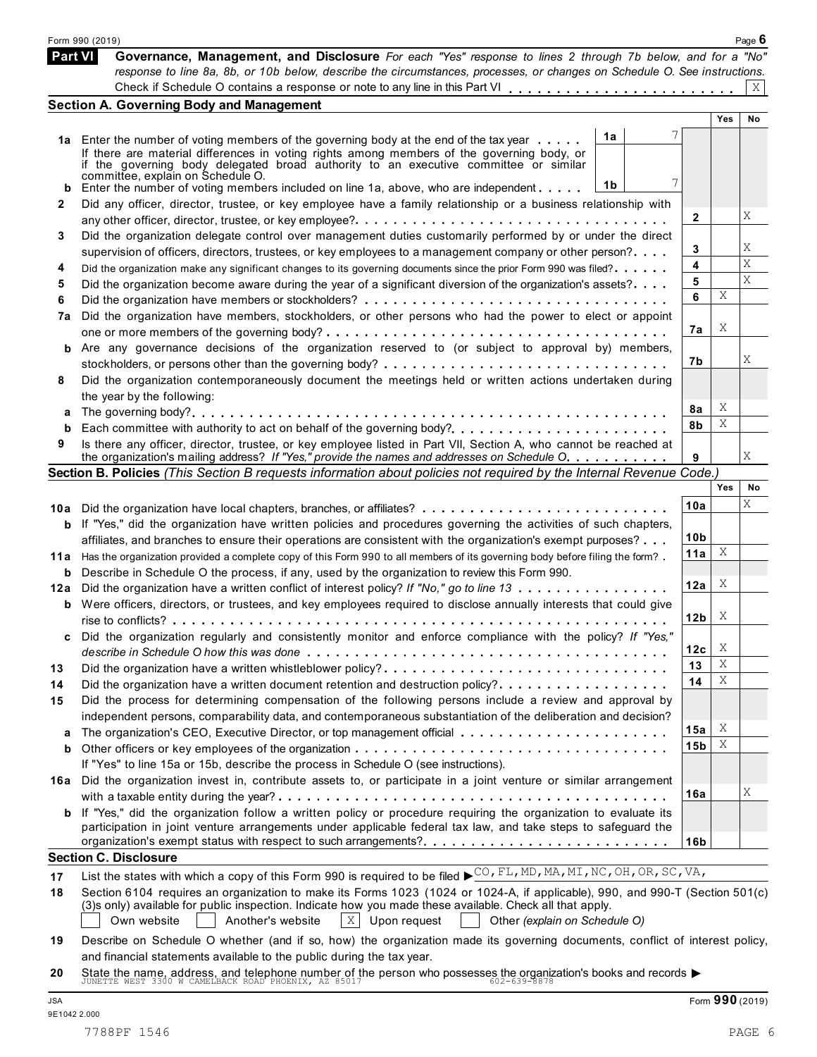Form 990 (2019)

## Part VI Governance, Management, and Disclosure

*For each "Yes" response to lines 2 through 7b below, and for a "No" response to line 8a, 8b, or 10b below, describe the circumstances, processes, or changes on Schedule O. See instructions.*

Check if Schedule O contains a response or note to any line in this Part VI . . . . . . . . . . . . . . . . . . . . . . . . [X]

### Section A. Governing Body and Management

| | | | Yes | No |
|---|---|---|---|---|
| **1a** | Enter the number of voting members of the governing body at the end of the tax year . . . . . If there are material differences in voting rights among members of the governing body, or if the governing body delegated broad authority to an executive committee or similar committee, explain on Schedule O. | 1a: 7 | | |
| **b** | Enter the number of voting members included on line 1a, above, who are independent . . . . . | 1b: 7 | | |
| **2** | Did any officer, director, trustee, or key employee have a family relationship or a business relationship with any other officer, director, trustee, or key employee? . . . . . . . . . . . . . . . . . . . . . . . . . . . . . . . . . . | 2 | | X |
| **3** | Did the organization delegate control over management duties customarily performed by or under the direct supervision of officers, directors, trustees, or key employees to a management company or other person? . . . . | 3 | | X |
| **4** | Did the organization make any significant changes to its governing documents since the prior Form 990 was filed? . . . . . . | 4 | | X |
| **5** | Did the organization become aware during the year of a significant diversion of the organization's assets? . . . . | 5 | | X |
| **6** | Did the organization have members or stockholders? . . . . . . . . . . . . . . . . . . . . . . . . . . . . . . . . | 6 | X | |
| **7a** | Did the organization have members, stockholders, or other persons who had the power to elect or appoint one or more members of the governing body? . . . . . . . . . . . . . . . . . . . . . . . . . . . . . . . . . . | 7a | X | |
| **b** | Are any governance decisions of the organization reserved to (or subject to approval by) members, stockholders, or persons other than the governing body? . . . . . . . . . . . . . . . . . . . . . . . . . . . . | 7b | | X |
| **8** | Did the organization contemporaneously document the meetings held or written actions undertaken during the year by the following: | | | |
| **a** | The governing body? . . . . . . . . . . . . . . . . . . . . . . . . . . . . . . . . . . . . . . . . . . . . . . . . . . . . | 8a | X | |
| **b** | Each committee with authority to act on behalf of the governing body? . . . . . . . . . . . . . . . . . . . . . . | 8b | X | |
| **9** | Is there any officer, director, trustee, or key employee listed in Part VII, Section A, who cannot be reached at the organization's mailing address? *If "Yes," provide the names and addresses on Schedule O* . . . . . . . . . . | 9 | | X |

### Section B. Policies *(This Section B requests information about policies not required by the Internal Revenue Code.)*

| | | | Yes | No |
|---|---|---|---|---|
| **10a** | Did the organization have local chapters, branches, or affiliates? . . . . . . . . . . . . . . . . . . . . . . . . . | 10a | | X |
| **b** | If "Yes," did the organization have written policies and procedures governing the activities of such chapters, affiliates, and branches to ensure their operations are consistent with the organization's exempt purposes? . . . | 10b | | |
| **11a** | Has the organization provided a complete copy of this Form 990 to all members of its governing body before filing the form? . | 11a | X | |
| **b** | Describe in Schedule O the process, if any, used by the organization to review this Form 990. | | | |
| **12a** | Did the organization have a written conflict of interest policy? *If "No," go to line 13* . . . . . . . . . . . . . . . . | 12a | X | |
| **b** | Were officers, directors, or trustees, and key employees required to disclose annually interests that could give rise to conflicts? . . . . . . . . . . . . . . . . . . . . . . . . . . . . . . . . . . . . . . . . . . . . . . . . . . | 12b | X | |
| **c** | Did the organization regularly and consistently monitor and enforce compliance with the policy? *If "Yes," describe in Schedule O how this was done* . . . . . . . . . . . . . . . . . . . . . . . . . . . . . . . . . . . . | 12c | X | |
| **13** | Did the organization have a written whistleblower policy? . . . . . . . . . . . . . . . . . . . . . . . . . . . . . . | 13 | X | |
| **14** | Did the organization have a written document retention and destruction policy? . . . . . . . . . . . . . . . . . . | 14 | X | |
| **15** | Did the process for determining compensation of the following persons include a review and approval by independent persons, comparability data, and contemporaneous substantiation of the deliberation and decision? | | | |
| **a** | The organization's CEO, Executive Director, or top management official . . . . . . . . . . . . . . . . . . . . . | 15a | X | |
| **b** | Other officers or key employees of the organization . . . . . . . . . . . . . . . . . . . . . . . . . . . . . . . . . If "Yes" to line 15a or 15b, describe the process in Schedule O (see instructions). | 15b | X | |
| **16a** | Did the organization invest in, contribute assets to, or participate in a joint venture or similar arrangement with a taxable entity during the year? . . . . . . . . . . . . . . . . . . . . . . . . . . . . . . . . . . . . . . . . . | 16a | | X |
| **b** | If "Yes," did the organization follow a written policy or procedure requiring the organization to evaluate its participation in joint venture arrangements under applicable federal tax law, and take steps to safeguard the organization's exempt status with respect to such arrangements? . . . . . . . . . . . . . . . . . . . . . . . . | 16b | | |

### Section C. Disclosure

**17** List the states with which a copy of this Form 990 is required to be filed ▶ CO, FL, MD, MA, MI, NC, OH, OR, SC, VA,

**18** Section 6104 requires an organization to make its Forms 1023 (1024 or 1024-A, if applicable), 990, and 990-T (Section 501(c)(3)s only) available for public inspection. Indicate how you made these available. Check all that apply.

[ ] Own website [ ] Another's website [X] Upon request [ ] Other *(explain on Schedule O)*

**19** Describe on Schedule O whether (and if so, how) the organization made its governing documents, conflict of interest policy, and financial statements available to the public during the tax year.

**20** State the name, address, and telephone number of the person who possesses the organization's books and records ▶
JUNETTE WEST 3300 W CAMELBACK ROAD PHOENIX, AZ 85017 602-639-8878

JSA
9E1042 2.000

Form **990** (2019)

7788PF 1546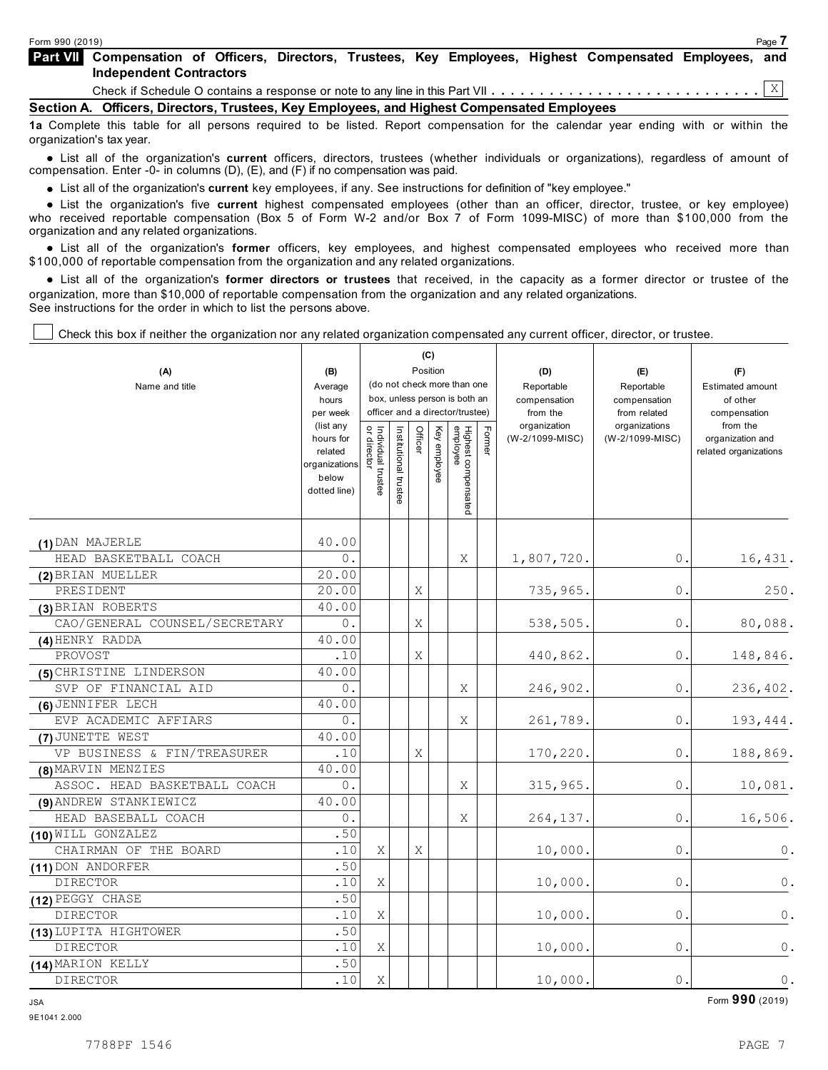Form 990 (2019)

## Part VII Compensation of Officers, Directors, Trustees, Key Employees, Highest Compensated Employees, and Independent Contractors

Check if Schedule O contains a response or note to any line in this Part VII . . . . . . . . . . . . . . . . . . . . . . . . . . . X

### Section A. Officers, Directors, Trustees, Key Employees, and Highest Compensated Employees

**1a** Complete this table for all persons required to be listed. Report compensation for the calendar year ending with or within the organization's tax year.

- List all of the organization's **current** officers, directors, trustees (whether individuals or organizations), regardless of amount of compensation. Enter -0- in columns (D), (E), and (F) if no compensation was paid.
- List all of the organization's **current** key employees, if any. See instructions for definition of "key employee."
- List the organization's five **current** highest compensated employees (other than an officer, director, trustee, or key employee) who received reportable compensation (Box 5 of Form W-2 and/or Box 7 of Form 1099-MISC) of more than $100,000 from the organization and any related organizations.
- List all of the organization's **former** officers, key employees, and highest compensated employees who received more than $100,000 of reportable compensation from the organization and any related organizations.
- List all of the organization's **former directors or trustees** that received, in the capacity as a former director or trustee of the organization, more than $10,000 of reportable compensation from the organization and any related organizations.

See instructions for the order in which to list the persons above.

☐ Check this box if neither the organization nor any related organization compensated any current officer, director, or trustee.

| (A) Name and title | (B) Average hours per week (list any hours for related organizations below dotted line) | (C) Position (do not check more than one box, unless person is both an officer and a director/trustee) | | | | | | (D) Reportable compensation from the organization (W-2/1099-MISC) | (E) Reportable compensation from related organizations (W-2/1099-MISC) | (F) Estimated amount of other compensation from the organization and related organizations |
|---|---|---|---|---|---|---|---|---|---|---|
| | | Individual trustee or director | Institutional trustee | Officer | Key employee | Highest compensated employee | Former | | | |
| (1) DAN MAJERLE | 40.00 | | | | | | | | | |
| HEAD BASKETBALL COACH | 0. | | | | | X | | 1,807,720. | 0. | 16,431. |
| (2) BRIAN MUELLER | 20.00 | | | | | | | | | |
| PRESIDENT | 20.00 | | | X | | | | 735,965. | 0. | 250. |
| (3) BRIAN ROBERTS | 40.00 | | | | | | | | | |
| CAO/GENERAL COUNSEL/SECRETARY | 0. | | | X | | | | 538,505. | 0. | 80,088. |
| (4) HENRY RADDA | 40.00 | | | | | | | | | |
| PROVOST | .10 | | | X | | | | 440,862. | 0. | 148,846. |
| (5) CHRISTINE LINDERSON | 40.00 | | | | | | | | | |
| SVP OF FINANCIAL AID | 0. | | | | | X | | 246,902. | 0. | 236,402. |
| (6) JENNIFER LECH | 40.00 | | | | | | | | | |
| EVP ACADEMIC AFFIARS | 0. | | | | | X | | 261,789. | 0. | 193,444. |
| (7) JUNETTE WEST | 40.00 | | | | | | | | | |
| VP BUSINESS & FIN/TREASURER | .10 | | | X | | | | 170,220. | 0. | 188,869. |
| (8) MARVIN MENZIES | 40.00 | | | | | | | | | |
| ASSOC. HEAD BASKETBALL COACH | 0. | | | | | X | | 315,965. | 0. | 10,081. |
| (9) ANDREW STANKIEWICZ | 40.00 | | | | | | | | | |
| HEAD BASEBALL COACH | 0. | | | | | X | | 264,137. | 0. | 16,506. |
| (10) WILL GONZALEZ | .50 | | | | | | | | | |
| CHAIRMAN OF THE BOARD | .10 | X | | X | | | | 10,000. | 0. | 0. |
| (11) DON ANDORFER | .50 | | | | | | | | | |
| DIRECTOR | .10 | X | | | | | | 10,000. | 0. | 0. |
| (12) PEGGY CHASE | .50 | | | | | | | | | |
| DIRECTOR | .10 | X | | | | | | 10,000. | 0. | 0. |
| (13) LUPITA HIGHTOWER | .50 | | | | | | | | | |
| DIRECTOR | .10 | X | | | | | | 10,000. | 0. | 0. |
| (14) MARION KELLY | .50 | | | | | | | | | |
| DIRECTOR | .10 | X | | | | | | 10,000. | 0. | 0. |

JSA
9E1041 2.000

Form **990** (2019)

7788PF 1546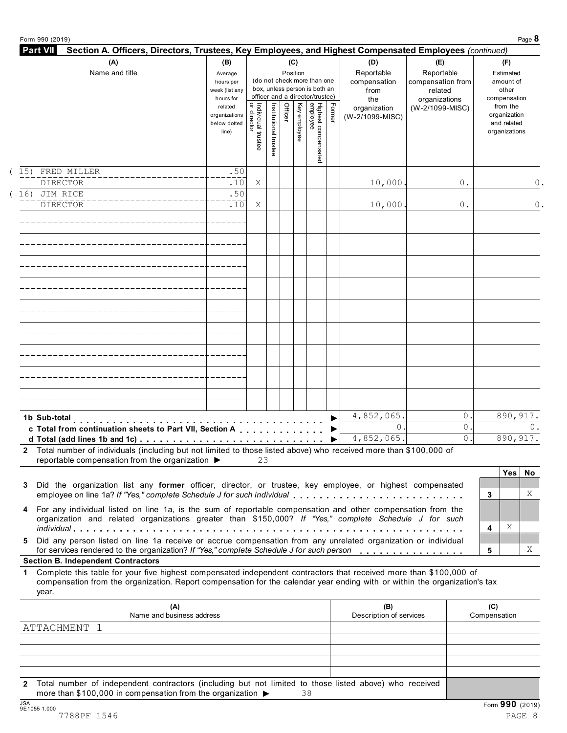## Part VII Section A. Officers, Directors, Trustees, Key Employees, and Highest Compensated Employees *(continued)*

| (A) Name and title | (B) Average hours per week (list any hours for related organizations below dotted line) | (C) Position: Individual trustee or director | Institutional trustee | Officer | Key employee | Highest compensated employee | Former | (D) Reportable compensation from the organization (W-2/1099-MISC) | (E) Reportable compensation from related organizations (W-2/1099-MISC) | (F) Estimated amount of other compensation from the organization and related organizations |
|---|---|---|---|---|---|---|---|---|---|---|
| (15) FRED MILLER<br>DIRECTOR | .50<br>.10 | X | | | | | | 10,000. | 0. | 0. |
| (16) JIM RICE<br>DIRECTOR | .50<br>.10 | X | | | | | | 10,000. | 0. | 0. |
| **1b Sub-total** | | | | | | | | 4,852,065. | 0. | 890,917. |
| **c Total from continuation sheets to Part VII, Section A** | | | | | | | | 0. | 0. | 0. |
| **d Total (add lines 1b and 1c)** | | | | | | | | 4,852,065. | 0. | 890,917. |

**2** Total number of individuals (including but not limited to those listed above) who received more than $100,000 of reportable compensation from the organization ▶ 23

| | | Yes | No |
|---|---|---|---|
| **3** Did the organization list any **former** officer, director, or trustee, key employee, or highest compensated employee on line 1a? *If "Yes," complete Schedule J for such individual* | 3 | | X |
| **4** For any individual listed on line 1a, is the sum of reportable compensation and other compensation from the organization and related organizations greater than $150,000? *If "Yes," complete Schedule J for such individual* | 4 | X | |
| **5** Did any person listed on line 1a receive or accrue compensation from any unrelated organization or individual for services rendered to the organization? *If "Yes," complete Schedule J for such person* | 5 | | X |

### Section B. Independent Contractors

**1** Complete this table for your five highest compensated independent contractors that received more than $100,000 of compensation from the organization. Report compensation for the calendar year ending with or within the organization's tax year.

| (A) Name and business address | (B) Description of services | (C) Compensation |
|---|---|---|
| ATTACHMENT 1 | | |

**2** Total number of independent contractors (including but not limited to those listed above) who received more than $100,000 in compensation from the organization ▶ 38

Form **990** (2019)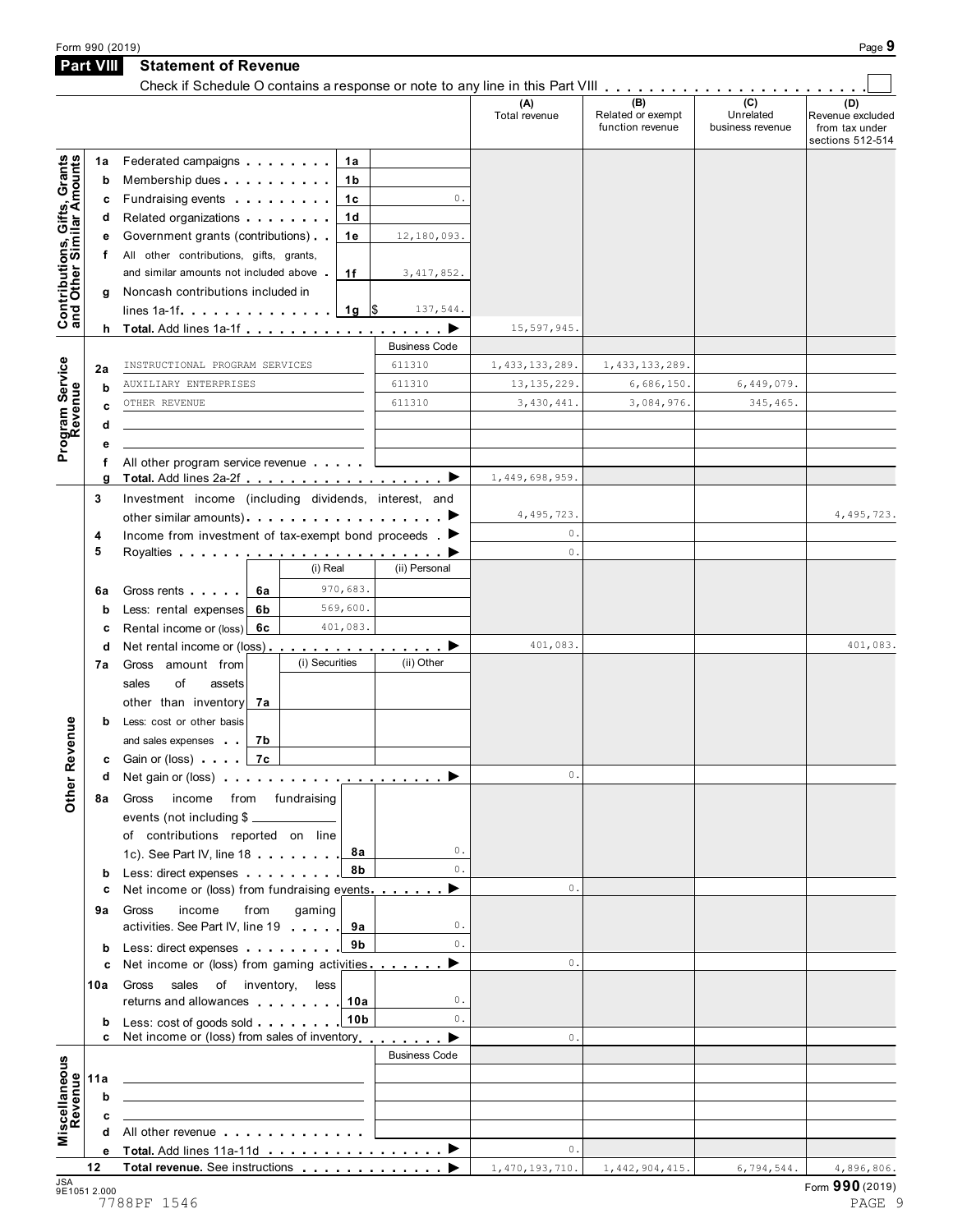Form 990 (2019) Page 9

## Part VIII Statement of Revenue

Check if Schedule O contains a response or note to any line in this Part VIII . . . . . . . . . . . . . . . . . . . . . . . . ☐

| | | | | (A) Total revenue | (B) Related or exempt function revenue | (C) Unrelated business revenue | (D) Revenue excluded from tax under sections 512-514 |
|---|---|---|---|---|---|---|---|
| **Contributions, Gifts, Grants and Other Similar Amounts** | | | | | | | |
| 1a | Federated campaigns | 1a | | | | | |
| b | Membership dues | 1b | | | | | |
| c | Fundraising events | 1c | 0. | | | | |
| d | Related organizations | 1d | | | | | |
| e | Government grants (contributions) | 1e | 12,180,093. | | | | |
| f | All other contributions, gifts, grants, and similar amounts not included above | 1f | 3,417,852. | | | | |
| g | Noncash contributions included in lines 1a-1f | 1g | $ 137,544. | | | | |
| h | **Total.** Add lines 1a-1f ▶ | | | 15,597,945. | | | |
| **Program Service Revenue** | | | Business Code | | | | |
| 2a | INSTRUCTIONAL PROGRAM SERVICES | | 611310 | 1,433,133,289. | 1,433,133,289. | | |
| b | AUXILIARY ENTERPRISES | | 611310 | 13,135,229. | 6,686,150. | 6,449,079. | |
| c | OTHER REVENUE | | 611310 | 3,430,441. | 3,084,976. | 345,465. | |
| d | | | | | | | |
| e | | | | | | | |
| f | All other program service revenue | | | | | | |
| g | **Total.** Add lines 2a-2f ▶ | | | 1,449,698,959. | | | |
| **Other Revenue** | | | | | | | |
| 3 | Investment income (including dividends, interest, and other similar amounts) ▶ | | | 4,495,723. | | | 4,495,723. |
| 4 | Income from investment of tax-exempt bond proceeds ▶ | | | 0. | | | |
| 5 | Royalties ▶ | | | 0. | | | |
| | | (i) Real | (ii) Personal | | | | |
| 6a | Gross rents (6a) | 970,683. | | | | | |
| b | Less: rental expenses (6b) | 569,600. | | | | | |
| c | Rental income or (loss) (6c) | 401,083. | | | | | |
| d | Net rental income or (loss) ▶ | | | 401,083. | | | 401,083. |
| | | (i) Securities | (ii) Other | | | | |
| 7a | Gross amount from sales of assets other than inventory (7a) | | | | | | |
| b | Less: cost or other basis and sales expenses (7b) | | | | | | |
| c | Gain or (loss) (7c) | | | | | | |
| d | Net gain or (loss) ▶ | | | 0. | | | |
| 8a | Gross income from fundraising events (not including $ ____ of contributions reported on line 1c). See Part IV, line 18 | 8a | 0. | | | | |
| b | Less: direct expenses | 8b | 0. | | | | |
| c | Net income or (loss) from fundraising events ▶ | | | 0. | | | |
| 9a | Gross income from gaming activities. See Part IV, line 19 | 9a | 0. | | | | |
| b | Less: direct expenses | 9b | 0. | | | | |
| c | Net income or (loss) from gaming activities ▶ | | | 0. | | | |
| 10a | Gross sales of inventory, less returns and allowances | 10a | 0. | | | | |
| b | Less: cost of goods sold | 10b | 0. | | | | |
| c | Net income or (loss) from sales of inventory ▶ | | | 0. | | | |
| **Miscellaneous Revenue** | | | Business Code | | | | |
| 11a | | | | | | | |
| b | | | | | | | |
| c | | | | | | | |
| d | All other revenue | | | | | | |
| e | **Total.** Add lines 11a-11d ▶ | | | 0. | | | |
| 12 | **Total revenue.** See instructions ▶ | | | 1,470,193,710. | 1,442,904,415. | 6,794,544. | 4,896,806. |

JSA 9E1051 2.000
7788PF 1546

Form **990** (2019)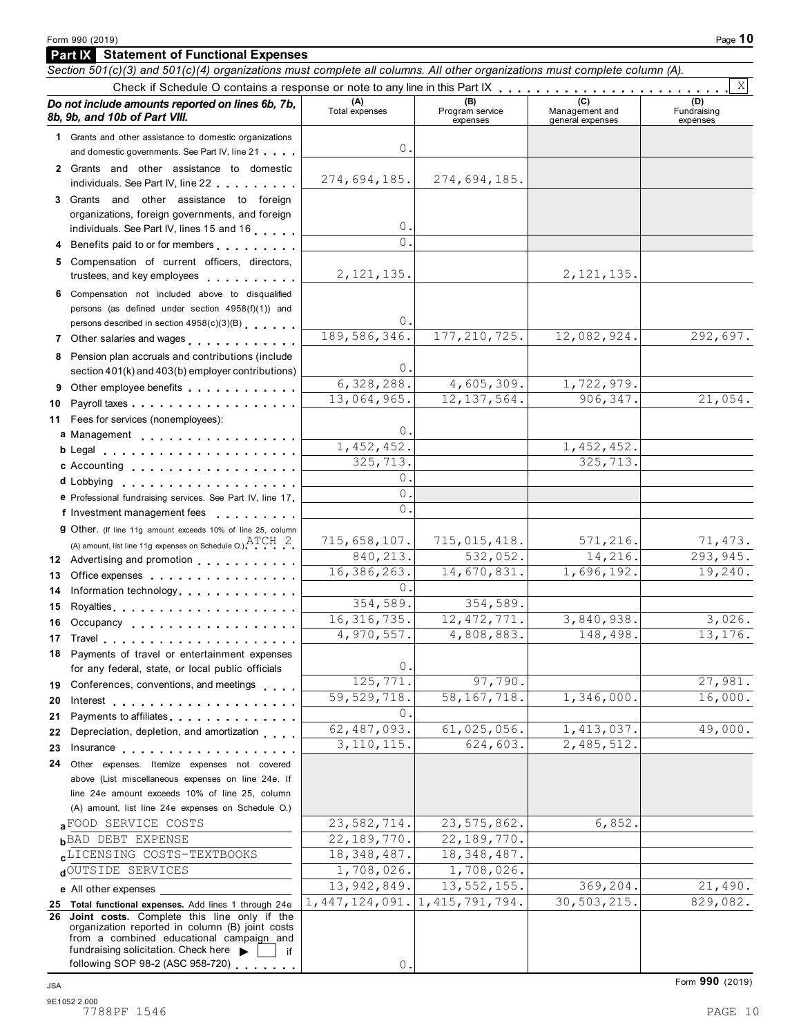Form 990 (2019)

## Part IX Statement of Functional Expenses

*Section 501(c)(3) and 501(c)(4) organizations must complete all columns. All other organizations must complete column (A).*

Check if Schedule O contains a response or note to any line in this Part IX . . . . . . . . . . . . . . . . . . . . . . . . [X]

| *Do not include amounts reported on lines 6b, 7b, 8b, 9b, and 10b of Part VIII.* | (A) Total expenses | (B) Program service expenses | (C) Management and general expenses | (D) Fundraising expenses |
|---|---|---|---|---|
| 1 Grants and other assistance to domestic organizations and domestic governments. See Part IV, line 21 | 0. | | | |
| 2 Grants and other assistance to domestic individuals. See Part IV, line 22 | 274,694,185. | 274,694,185. | | |
| 3 Grants and other assistance to foreign organizations, foreign governments, and foreign individuals. See Part IV, lines 15 and 16 | 0. | | | |
| 4 Benefits paid to or for members | 0. | | | |
| 5 Compensation of current officers, directors, trustees, and key employees | 2,121,135. | | 2,121,135. | |
| 6 Compensation not included above to disqualified persons (as defined under section 4958(f)(1)) and persons described in section 4958(c)(3)(B) | 0. | | | |
| 7 Other salaries and wages | 189,586,346. | 177,210,725. | 12,082,924. | 292,697. |
| 8 Pension plan accruals and contributions (include section 401(k) and 403(b) employer contributions) | 0. | | | |
| 9 Other employee benefits | 6,328,288. | 4,605,309. | 1,722,979. | |
| 10 Payroll taxes | 13,064,965. | 12,137,564. | 906,347. | 21,054. |
| 11 Fees for services (nonemployees): | | | | |
| a Management | 0. | | | |
| b Legal | 1,452,452. | | 1,452,452. | |
| c Accounting | 325,713. | | 325,713. | |
| d Lobbying | 0. | | | |
| e Professional fundraising services. See Part IV, line 17 | 0. | | | |
| f Investment management fees | 0. | | | |
| g Other. (If line 11g amount exceeds 10% of line 25, column (A) amount, list line 11g expenses on Schedule O.) ATCH 2 | 715,658,107. | 715,015,418. | 571,216. | 71,473. |
| 12 Advertising and promotion | 840,213. | 532,052. | 14,216. | 293,945. |
| 13 Office expenses | 16,386,263. | 14,670,831. | 1,696,192. | 19,240. |
| 14 Information technology | 0. | | | |
| 15 Royalties | 354,589. | 354,589. | | |
| 16 Occupancy | 16,316,735. | 12,472,771. | 3,840,938. | 3,026. |
| 17 Travel | 4,970,557. | 4,808,883. | 148,498. | 13,176. |
| 18 Payments of travel or entertainment expenses for any federal, state, or local public officials | 0. | | | |
| 19 Conferences, conventions, and meetings | 125,771. | 97,790. | | 27,981. |
| 20 Interest | 59,529,718. | 58,167,718. | 1,346,000. | 16,000. |
| 21 Payments to affiliates | 0. | | | |
| 22 Depreciation, depletion, and amortization | 62,487,093. | 61,025,056. | 1,413,037. | 49,000. |
| 23 Insurance | 3,110,115. | 624,603. | 2,485,512. | |
| 24 Other expenses. Itemize expenses not covered above (List miscellaneous expenses on line 24e. If line 24e amount exceeds 10% of line 25, column (A) amount, list line 24e expenses on Schedule O.) | | | | |
| a FOOD SERVICE COSTS | 23,582,714. | 23,575,862. | 6,852. | |
| b BAD DEBT EXPENSE | 22,189,770. | 22,189,770. | | |
| c LICENSING COSTS-TEXTBOOKS | 18,348,487. | 18,348,487. | | |
| d OUTSIDE SERVICES | 1,708,026. | 1,708,026. | | |
| e All other expenses | 13,942,849. | 13,552,155. | 369,204. | 21,490. |
| 25 **Total functional expenses.** Add lines 1 through 24e | 1,447,124,091. | 1,415,791,794. | 30,503,215. | 829,082. |
| 26 **Joint costs.** Complete this line only if the organization reported in column (B) joint costs from a combined educational campaign and fundraising solicitation. Check here ▶ [ ] if following SOP 98-2 (ASC 958-720) | 0. | | | |

JSA
9E1052 2.000
7788PF 1546

Form **990** (2019)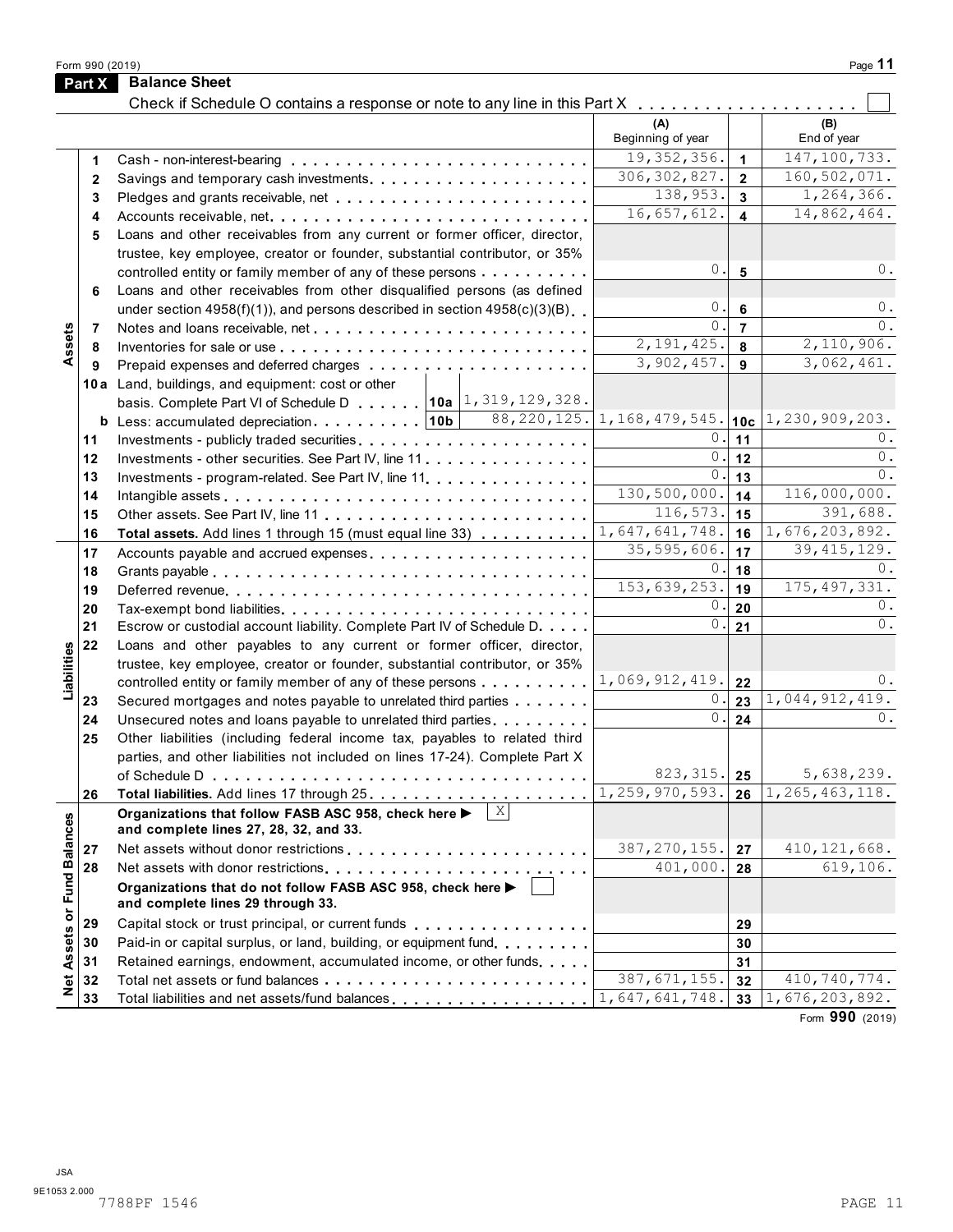Form 990 (2019)

## Part X Balance Sheet

Check if Schedule O contains a response or note to any line in this Part X . . . . . . . . . . . . . . . . . . . . ☐

| | | | (A) Beginning of year | | (B) End of year |
|---|---|---|---|---|---|
| Assets | 1 | Cash - non-interest-bearing | 19,352,356. | 1 | 147,100,733. |
| | 2 | Savings and temporary cash investments | 306,302,827. | 2 | 160,502,071. |
| | 3 | Pledges and grants receivable, net | 138,953. | 3 | 1,264,366. |
| | 4 | Accounts receivable, net | 16,657,612. | 4 | 14,862,464. |
| | 5 | Loans and other receivables from any current or former officer, director, trustee, key employee, creator or founder, substantial contributor, or 35% controlled entity or family member of any of these persons | 0. | 5 | 0. |
| | 6 | Loans and other receivables from other disqualified persons (as defined under section 4958(f)(1)), and persons described in section 4958(c)(3)(B) | 0. | 6 | 0. |
| | 7 | Notes and loans receivable, net | 0. | 7 | 0. |
| | 8 | Inventories for sale or use | 2,191,425. | 8 | 2,110,906. |
| | 9 | Prepaid expenses and deferred charges | 3,902,457. | 9 | 3,062,461. |
| | 10a | Land, buildings, and equipment: cost or other basis. Complete Part VI of Schedule D . . . . . . 10a 1,319,129,328. | | | |
| | b | Less: accumulated depreciation . . . . . . . . . . 10b 88,220,125. | 1,168,479,545. | 10c | 1,230,909,203. |
| | 11 | Investments - publicly traded securities | 0. | 11 | 0. |
| | 12 | Investments - other securities. See Part IV, line 11 | 0. | 12 | 0. |
| | 13 | Investments - program-related. See Part IV, line 11 | 0. | 13 | 0. |
| | 14 | Intangible assets | 130,500,000. | 14 | 116,000,000. |
| | 15 | Other assets. See Part IV, line 11 | 116,573. | 15 | 391,688. |
| | 16 | **Total assets.** Add lines 1 through 15 (must equal line 33) | 1,647,641,748. | 16 | 1,676,203,892. |
| Liabilities | 17 | Accounts payable and accrued expenses | 35,595,606. | 17 | 39,415,129. |
| | 18 | Grants payable | 0. | 18 | 0. |
| | 19 | Deferred revenue | 153,639,253. | 19 | 175,497,331. |
| | 20 | Tax-exempt bond liabilities | 0. | 20 | 0. |
| | 21 | Escrow or custodial account liability. Complete Part IV of Schedule D | 0. | 21 | 0. |
| | 22 | Loans and other payables to any current or former officer, director, trustee, key employee, creator or founder, substantial contributor, or 35% controlled entity or family member of any of these persons | 1,069,912,419. | 22 | 0. |
| | 23 | Secured mortgages and notes payable to unrelated third parties | 0. | 23 | 1,044,912,419. |
| | 24 | Unsecured notes and loans payable to unrelated third parties | 0. | 24 | 0. |
| | 25 | Other liabilities (including federal income tax, payables to related third parties, and other liabilities not included on lines 17-24). Complete Part X of Schedule D | 823,315. | 25 | 5,638,239. |
| | 26 | **Total liabilities.** Add lines 17 through 25 | 1,259,970,593. | 26 | 1,265,463,118. |
| Net Assets or Fund Balances | | **Organizations that follow FASB ASC 958, check here ▶** ☒ **and complete lines 27, 28, 32, and 33.** | | | |
| | 27 | Net assets without donor restrictions | 387,270,155. | 27 | 410,121,668. |
| | 28 | Net assets with donor restrictions | 401,000. | 28 | 619,106. |
| | | **Organizations that do not follow FASB ASC 958, check here ▶** ☐ **and complete lines 29 through 33.** | | | |
| | 29 | Capital stock or trust principal, or current funds | | 29 | |
| | 30 | Paid-in or capital surplus, or land, building, or equipment fund | | 30 | |
| | 31 | Retained earnings, endowment, accumulated income, or other funds | | 31 | |
| | 32 | Total net assets or fund balances | 387,671,155. | 32 | 410,740,774. |
| | 33 | Total liabilities and net assets/fund balances | 1,647,641,748. | 33 | 1,676,203,892. |

Form **990** (2019)

JSA
9E1053 2.000
7788PF 1546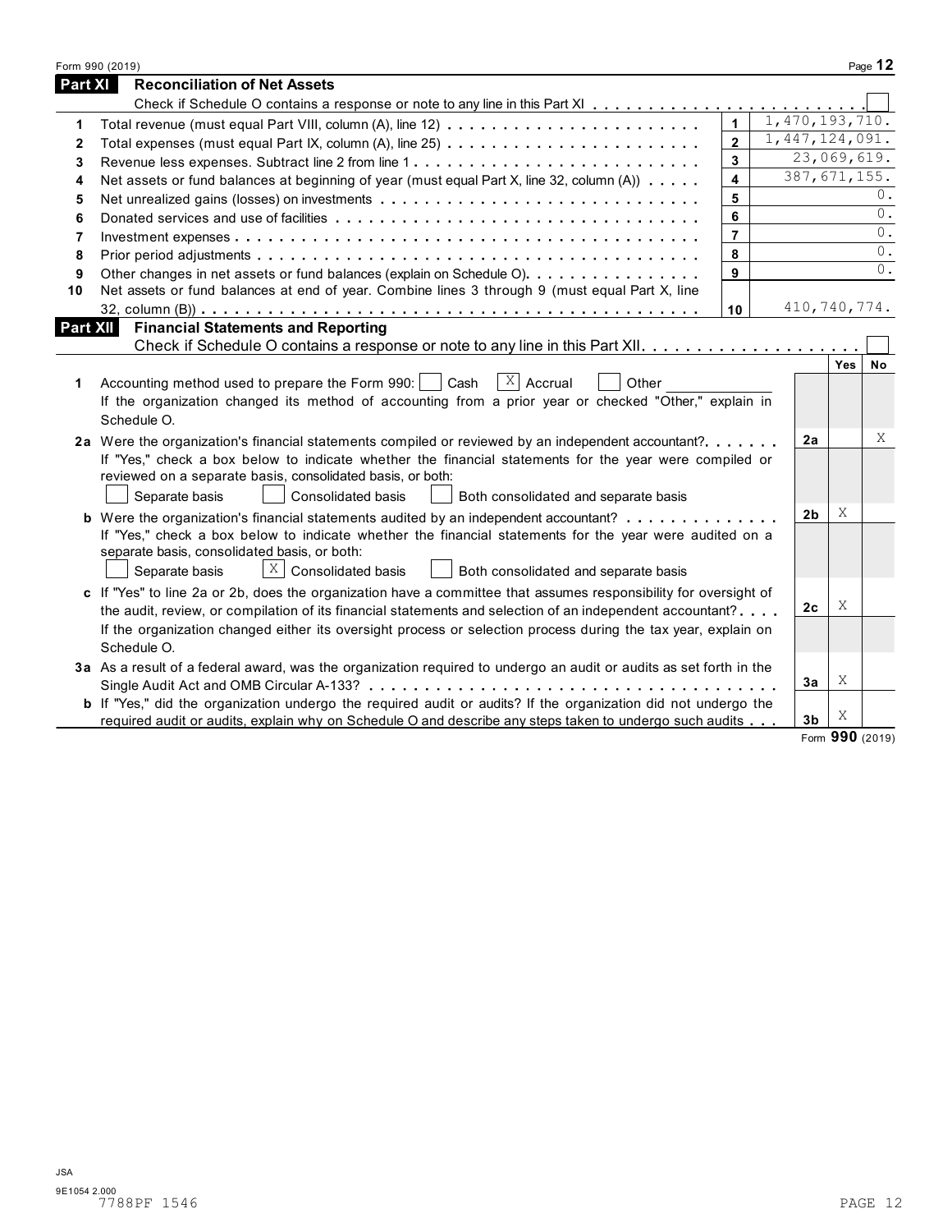Form 990 (2019)

## Part XI Reconciliation of Net Assets

Check if Schedule O contains a response or note to any line in this Part XI . . . . . . . . . . . . . . . . . . . . . . . . ☐

| | | | |
|---|---|---|---|
| 1 | Total revenue (must equal Part VIII, column (A), line 12) | 1 | 1,470,193,710. |
| 2 | Total expenses (must equal Part IX, column (A), line 25) | 2 | 1,447,124,091. |
| 3 | Revenue less expenses. Subtract line 2 from line 1 | 3 | 23,069,619. |
| 4 | Net assets or fund balances at beginning of year (must equal Part X, line 32, column (A)) | 4 | 387,671,155. |
| 5 | Net unrealized gains (losses) on investments | 5 | 0. |
| 6 | Donated services and use of facilities | 6 | 0. |
| 7 | Investment expenses | 7 | 0. |
| 8 | Prior period adjustments | 8 | 0. |
| 9 | Other changes in net assets or fund balances (explain on Schedule O) | 9 | 0. |
| 10 | Net assets or fund balances at end of year. Combine lines 3 through 9 (must equal Part X, line 32, column (B)) | 10 | 410,740,774. |

## Part XII Financial Statements and Reporting

Check if Schedule O contains a response or note to any line in this Part XII . . . . . . . . . . . . . . . . . . . . ☐

| | | | Yes | No |
|---|---|---|---|---|
| 1 | Accounting method used to prepare the Form 990: ☐ Cash ☒ Accrual ☐ Other<br>If the organization changed its method of accounting from a prior year or checked "Other," explain in Schedule O. | | | |
| 2a | Were the organization's financial statements compiled or reviewed by an independent accountant?<br>If "Yes," check a box below to indicate whether the financial statements for the year were compiled or reviewed on a separate basis, consolidated basis, or both:<br>☐ Separate basis ☐ Consolidated basis ☐ Both consolidated and separate basis | 2a | | X |
| b | Were the organization's financial statements audited by an independent accountant?<br>If "Yes," check a box below to indicate whether the financial statements for the year were audited on a separate basis, consolidated basis, or both:<br>☐ Separate basis ☒ Consolidated basis ☐ Both consolidated and separate basis | 2b | X | |
| c | If "Yes" to line 2a or 2b, does the organization have a committee that assumes responsibility for oversight of the audit, review, or compilation of its financial statements and selection of an independent accountant?<br>If the organization changed either its oversight process or selection process during the tax year, explain on Schedule O. | 2c | X | |
| 3a | As a result of a federal award, was the organization required to undergo an audit or audits as set forth in the Single Audit Act and OMB Circular A-133? | 3a | X | |
| b | If "Yes," did the organization undergo the required audit or audits? If the organization did not undergo the required audit or audits, explain why on Schedule O and describe any steps taken to undergo such audits | 3b | X | |

Form **990** (2019)

JSA
9E1054 2.000
7788PF 1546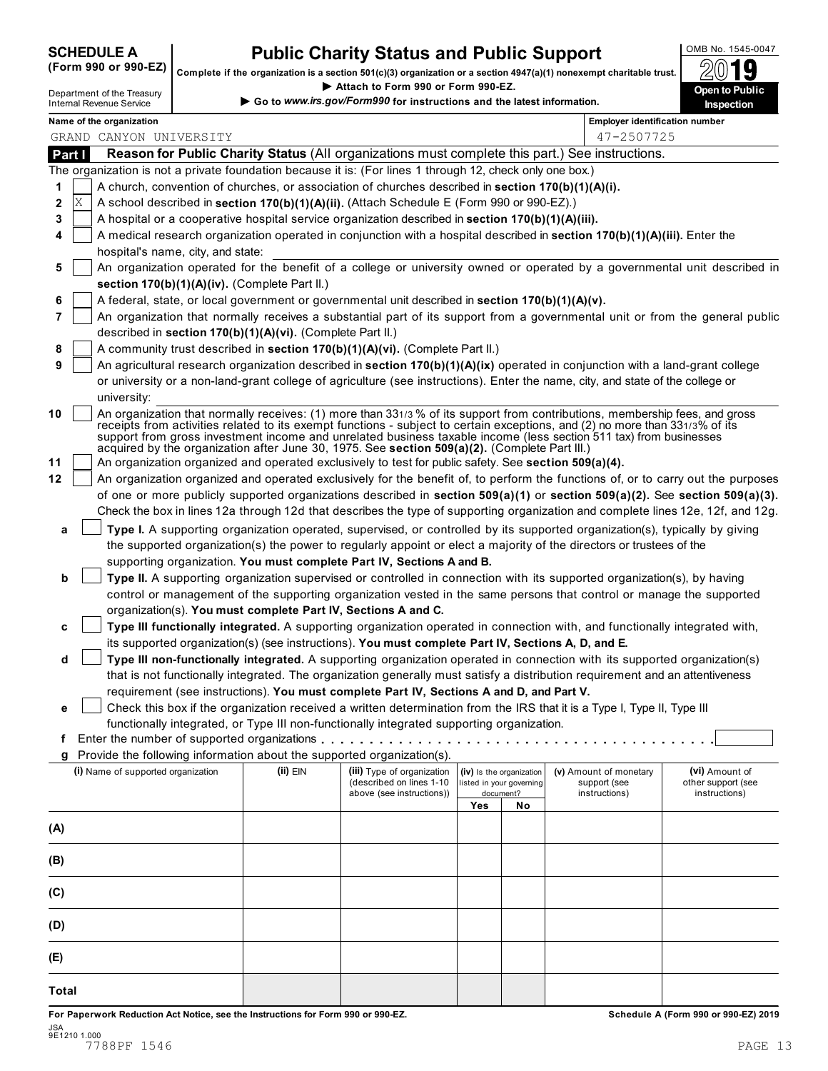**SCHEDULE A (Form 990 or 990-EZ)**

Department of the Treasury
Internal Revenue Service

# Public Charity Status and Public Support

**Complete if the organization is a section 501(c)(3) organization or a section 4947(a)(1) nonexempt charitable trust.**

▶ **Attach to Form 990 or Form 990-EZ.**

▶ **Go to *www.irs.gov/Form990* for instructions and the latest information.**

OMB No. 1545-0047

**2019**

**Open to Public Inspection**

**Name of the organization:** GRAND CANYON UNIVERSITY

**Employer identification number:** 47-2507725

## Part I — Reason for Public Charity Status (All organizations must complete this part.) See instructions.

The organization is not a private foundation because it is: (For lines 1 through 12, check only one box.)

1. [ ] A church, convention of churches, or association of churches described in **section 170(b)(1)(A)(i).**
2. [X] A school described in **section 170(b)(1)(A)(ii).** (Attach Schedule E (Form 990 or 990-EZ).)
3. [ ] A hospital or a cooperative hospital service organization described in **section 170(b)(1)(A)(iii).**
4. [ ] A medical research organization operated in conjunction with a hospital described in **section 170(b)(1)(A)(iii).** Enter the hospital's name, city, and state:
5. [ ] An organization operated for the benefit of a college or university owned or operated by a governmental unit described in **section 170(b)(1)(A)(iv).** (Complete Part II.)
6. [ ] A federal, state, or local government or governmental unit described in **section 170(b)(1)(A)(v).**
7. [ ] An organization that normally receives a substantial part of its support from a governmental unit or from the general public described in **section 170(b)(1)(A)(vi).** (Complete Part II.)
8. [ ] A community trust described in **section 170(b)(1)(A)(vi).** (Complete Part II.)
9. [ ] An agricultural research organization described in **section 170(b)(1)(A)(ix)** operated in conjunction with a land-grant college or university or a non-land-grant college of agriculture (see instructions). Enter the name, city, and state of the college or university:
10. [ ] An organization that normally receives: (1) more than 33 1/3 % of its support from contributions, membership fees, and gross receipts from activities related to its exempt functions - subject to certain exceptions, and (2) no more than 33 1/3% of its support from gross investment income and unrelated business taxable income (less section 511 tax) from businesses acquired by the organization after June 30, 1975. See **section 509(a)(2).** (Complete Part III.)
11. [ ] An organization organized and operated exclusively to test for public safety. See **section 509(a)(4).**
12. [ ] An organization organized and operated exclusively for the benefit of, to perform the functions of, or to carry out the purposes of one or more publicly supported organizations described in **section 509(a)(1)** or **section 509(a)(2).** See **section 509(a)(3).** Check the box in lines 12a through 12d that describes the type of supporting organization and complete lines 12e, 12f, and 12g.
   - **a** [ ] **Type I.** A supporting organization operated, supervised, or controlled by its supported organization(s), typically by giving the supported organization(s) the power to regularly appoint or elect a majority of the directors or trustees of the supporting organization. **You must complete Part IV, Sections A and B.**
   - **b** [ ] **Type II.** A supporting organization supervised or controlled in connection with its supported organization(s), by having control or management of the supporting organization vested in the same persons that control or manage the supported organization(s). **You must complete Part IV, Sections A and C.**
   - **c** [ ] **Type III functionally integrated.** A supporting organization operated in connection with, and functionally integrated with, its supported organization(s) (see instructions). **You must complete Part IV, Sections A, D, and E.**
   - **d** [ ] **Type III non-functionally integrated.** A supporting organization operated in connection with its supported organization(s) that is not functionally integrated. The organization generally must satisfy a distribution requirement and an attentiveness requirement (see instructions). **You must complete Part IV, Sections A and D, and Part V.**
   - **e** [ ] Check this box if the organization received a written determination from the IRS that it is a Type I, Type II, Type III functionally integrated, or Type III non-functionally integrated supporting organization.
   - **f** Enter the number of supported organizations . . . . . . . . . .
   - **g** Provide the following information about the supported organization(s).

| (i) Name of supported organization | (ii) EIN | (iii) Type of organization (described on lines 1-10 above (see instructions)) | (iv) Is the organization listed in your governing document? | | (v) Amount of monetary support (see instructions) | (vi) Amount of other support (see instructions) |
|---|---|---|---|---|---|---|
| | | | Yes | No | | |
| (A) | | | | | | |
| (B) | | | | | | |
| (C) | | | | | | |
| (D) | | | | | | |
| (E) | | | | | | |
| Total | | | | | | |

**For Paperwork Reduction Act Notice, see the Instructions for Form 990 or 990-EZ.** **Schedule A (Form 990 or 990-EZ) 2019**

JSA
9E1210 1.000
7788PF 1546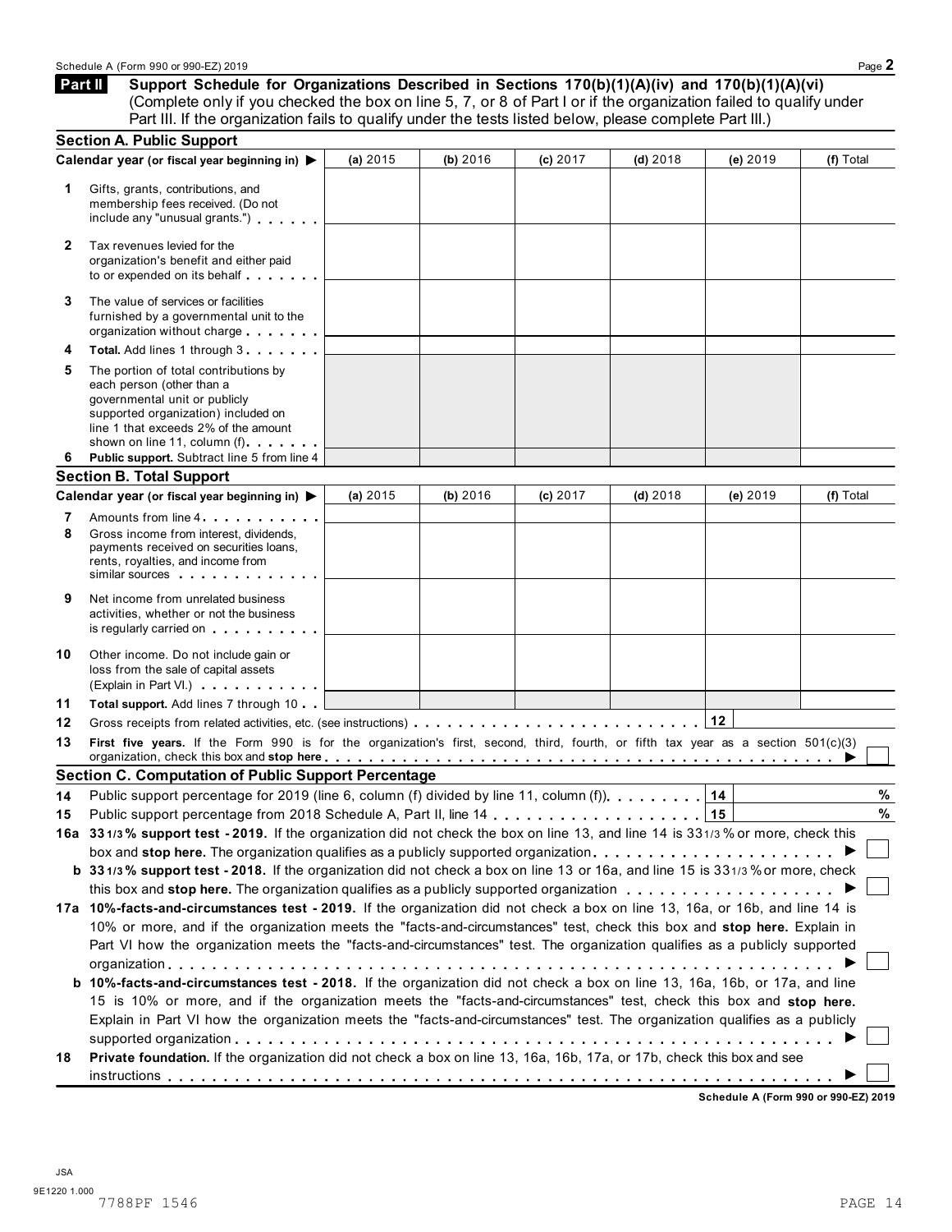## Part II Support Schedule for Organizations Described in Sections 170(b)(1)(A)(iv) and 170(b)(1)(A)(vi)

(Complete only if you checked the box on line 5, 7, or 8 of Part I or if the organization failed to qualify under Part III. If the organization fails to qualify under the tests listed below, please complete Part III.)

### Section A. Public Support

| Calendar year (or fiscal year beginning in) ▶ | (a) 2015 | (b) 2016 | (c) 2017 | (d) 2018 | (e) 2019 | (f) Total |
|---|---|---|---|---|---|---|
| **1** Gifts, grants, contributions, and membership fees received. (Do not include any "unusual grants.") | | | | | | |
| **2** Tax revenues levied for the organization's benefit and either paid to or expended on its behalf | | | | | | |
| **3** The value of services or facilities furnished by a governmental unit to the organization without charge | | | | | | |
| **4** **Total.** Add lines 1 through 3 | | | | | | |
| **5** The portion of total contributions by each person (other than a governmental unit or publicly supported organization) included on line 1 that exceeds 2% of the amount shown on line 11, column (f) | | | | | | |
| **6** **Public support.** Subtract line 5 from line 4 | | | | | | |

### Section B. Total Support

| Calendar year (or fiscal year beginning in) ▶ | (a) 2015 | (b) 2016 | (c) 2017 | (d) 2018 | (e) 2019 | (f) Total |
|---|---|---|---|---|---|---|
| **7** Amounts from line 4 | | | | | | |
| **8** Gross income from interest, dividends, payments received on securities loans, rents, royalties, and income from similar sources | | | | | | |
| **9** Net income from unrelated business activities, whether or not the business is regularly carried on | | | | | | |
| **10** Other income. Do not include gain or loss from the sale of capital assets (Explain in Part VI.) | | | | | | |
| **11** **Total support.** Add lines 7 through 10 | | | | | | |

**12** Gross receipts from related activities, etc. (see instructions) . . . **12** ______

**13** **First five years.** If the Form 990 is for the organization's first, second, third, fourth, or fifth tax year as a section 501(c)(3) organization, check this box and **stop here** ▶ ☐

### Section C. Computation of Public Support Percentage

**14** Public support percentage for 2019 (line 6, column (f) divided by line 11, column (f)) . . . **14** ______ %

**15** Public support percentage from 2018 Schedule A, Part II, line 14 . . . **15** ______ %

**16a** **33 1/3 % support test - 2019.** If the organization did not check the box on line 13, and line 14 is 33 1/3 % or more, check this box and **stop here.** The organization qualifies as a publicly supported organization ▶ ☐

**b** **33 1/3 % support test - 2018.** If the organization did not check a box on line 13 or 16a, and line 15 is 33 1/3 % or more, check this box and **stop here.** The organization qualifies as a publicly supported organization ▶ ☐

**17a** **10%-facts-and-circumstances test - 2019.** If the organization did not check a box on line 13, 16a, or 16b, and line 14 is 10% or more, and if the organization meets the "facts-and-circumstances" test, check this box and **stop here.** Explain in Part VI how the organization meets the "facts-and-circumstances" test. The organization qualifies as a publicly supported organization ▶ ☐

**b** **10%-facts-and-circumstances test - 2018.** If the organization did not check a box on line 13, 16a, 16b, or 17a, and line 15 is 10% or more, and if the organization meets the "facts-and-circumstances" test, check this box and **stop here.** Explain in Part VI how the organization meets the "facts-and-circumstances" test. The organization qualifies as a publicly supported organization ▶ ☐

**18** **Private foundation.** If the organization did not check a box on line 13, 16a, 16b, 17a, or 17b, check this box and see instructions ▶ ☐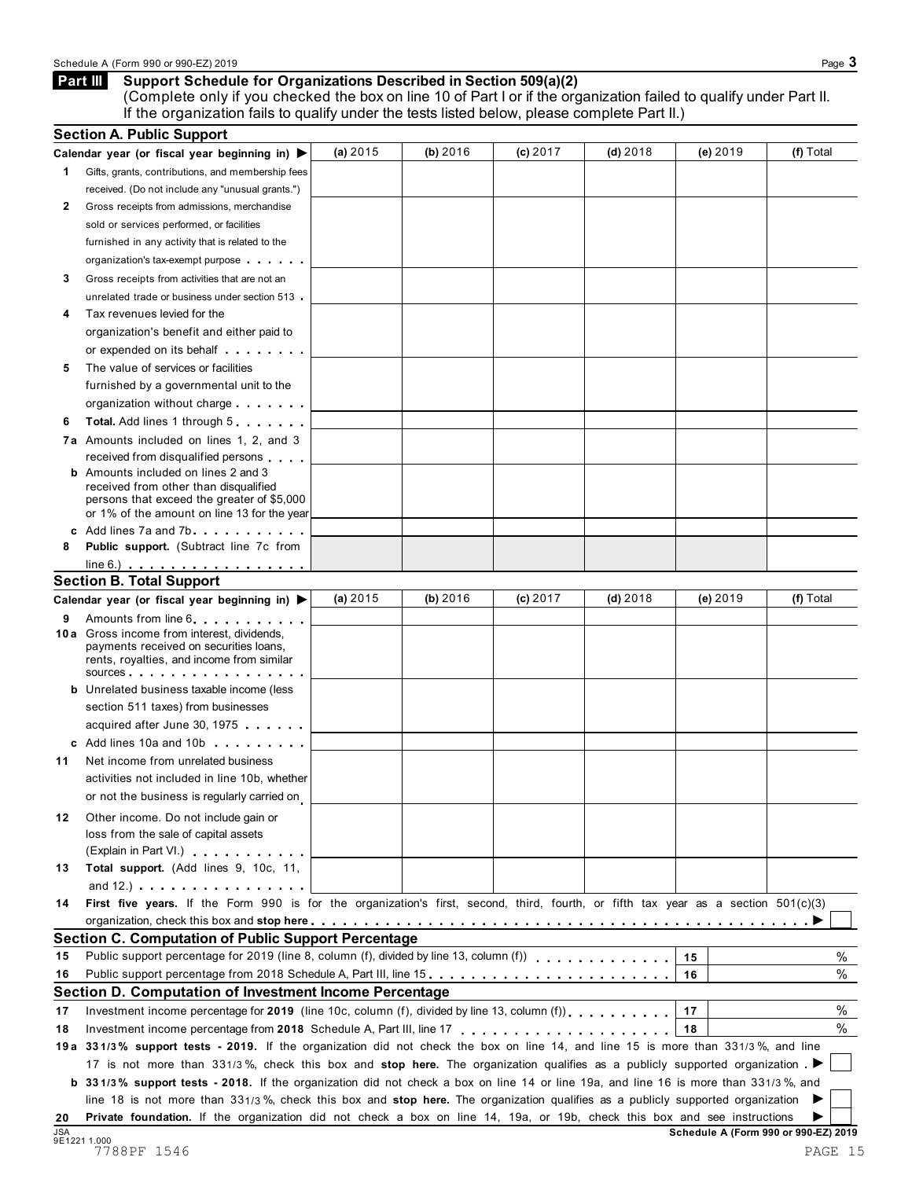## Part III Support Schedule for Organizations Described in Section 509(a)(2)

(Complete only if you checked the box on line 10 of Part I or if the organization failed to qualify under Part II. If the organization fails to qualify under the tests listed below, please complete Part II.)

### Section A. Public Support

| Calendar year (or fiscal year beginning in) ▶ | (a) 2015 | (b) 2016 | (c) 2017 | (d) 2018 | (e) 2019 | (f) Total |
|---|---|---|---|---|---|---|
| **1** Gifts, grants, contributions, and membership fees received. (Do not include any "unusual grants.") | | | | | | |
| **2** Gross receipts from admissions, merchandise sold or services performed, or facilities furnished in any activity that is related to the organization's tax-exempt purpose | | | | | | |
| **3** Gross receipts from activities that are not an unrelated trade or business under section 513 | | | | | | |
| **4** Tax revenues levied for the organization's benefit and either paid to or expended on its behalf | | | | | | |
| **5** The value of services or facilities furnished by a governmental unit to the organization without charge | | | | | | |
| **6 Total.** Add lines 1 through 5 | | | | | | |
| **7a** Amounts included on lines 1, 2, and 3 received from disqualified persons | | | | | | |
| **b** Amounts included on lines 2 and 3 received from other than disqualified persons that exceed the greater of $5,000 or 1% of the amount on line 13 for the year | | | | | | |
| **c** Add lines 7a and 7b | | | | | | |
| **8 Public support.** (Subtract line 7c from line 6.) | | | | | | |

### Section B. Total Support

| Calendar year (or fiscal year beginning in) ▶ | (a) 2015 | (b) 2016 | (c) 2017 | (d) 2018 | (e) 2019 | (f) Total |
|---|---|---|---|---|---|---|
| **9** Amounts from line 6 | | | | | | |
| **10a** Gross income from interest, dividends, payments received on securities loans, rents, royalties, and income from similar sources | | | | | | |
| **b** Unrelated business taxable income (less section 511 taxes) from businesses acquired after June 30, 1975 | | | | | | |
| **c** Add lines 10a and 10b | | | | | | |
| **11** Net income from unrelated business activities not included in line 10b, whether or not the business is regularly carried on | | | | | | |
| **12** Other income. Do not include gain or loss from the sale of capital assets (Explain in Part VI.) | | | | | | |
| **13 Total support.** (Add lines 9, 10c, 11, and 12.) | | | | | | |

**14 First five years.** If the Form 990 is for the organization's first, second, third, fourth, or fifth tax year as a section 501(c)(3) organization, check this box and **stop here** ▶ ☐

### Section C. Computation of Public Support Percentage

| | | | |
|---|---|---|---|
| **15** | Public support percentage for 2019 (line 8, column (f), divided by line 13, column (f)) | 15 | % |
| **16** | Public support percentage from 2018 Schedule A, Part III, line 15 | 16 | % |

### Section D. Computation of Investment Income Percentage

| | | | |
|---|---|---|---|
| **17** | Investment income percentage for **2019** (line 10c, column (f), divided by line 13, column (f)) | 17 | % |
| **18** | Investment income percentage from **2018** Schedule A, Part III, line 17 | 18 | % |

**19a 33 1/3% support tests - 2019.** If the organization did not check the box on line 14, and line 15 is more than 33 1/3 %, and line 17 is not more than 33 1/3 %, check this box and **stop here.** The organization qualifies as a publicly supported organization ▶ ☐

**b 33 1/3% support tests - 2018.** If the organization did not check a box on line 14 or line 19a, and line 16 is more than 33 1/3 %, and line 18 is not more than 33 1/3 %, check this box and **stop here.** The organization qualifies as a publicly supported organization ▶ ☐

**20 Private foundation.** If the organization did not check a box on line 14, 19a, or 19b, check this box and see instructions ▶ ☐

JSA 9E1221 1.000

7788PF 1546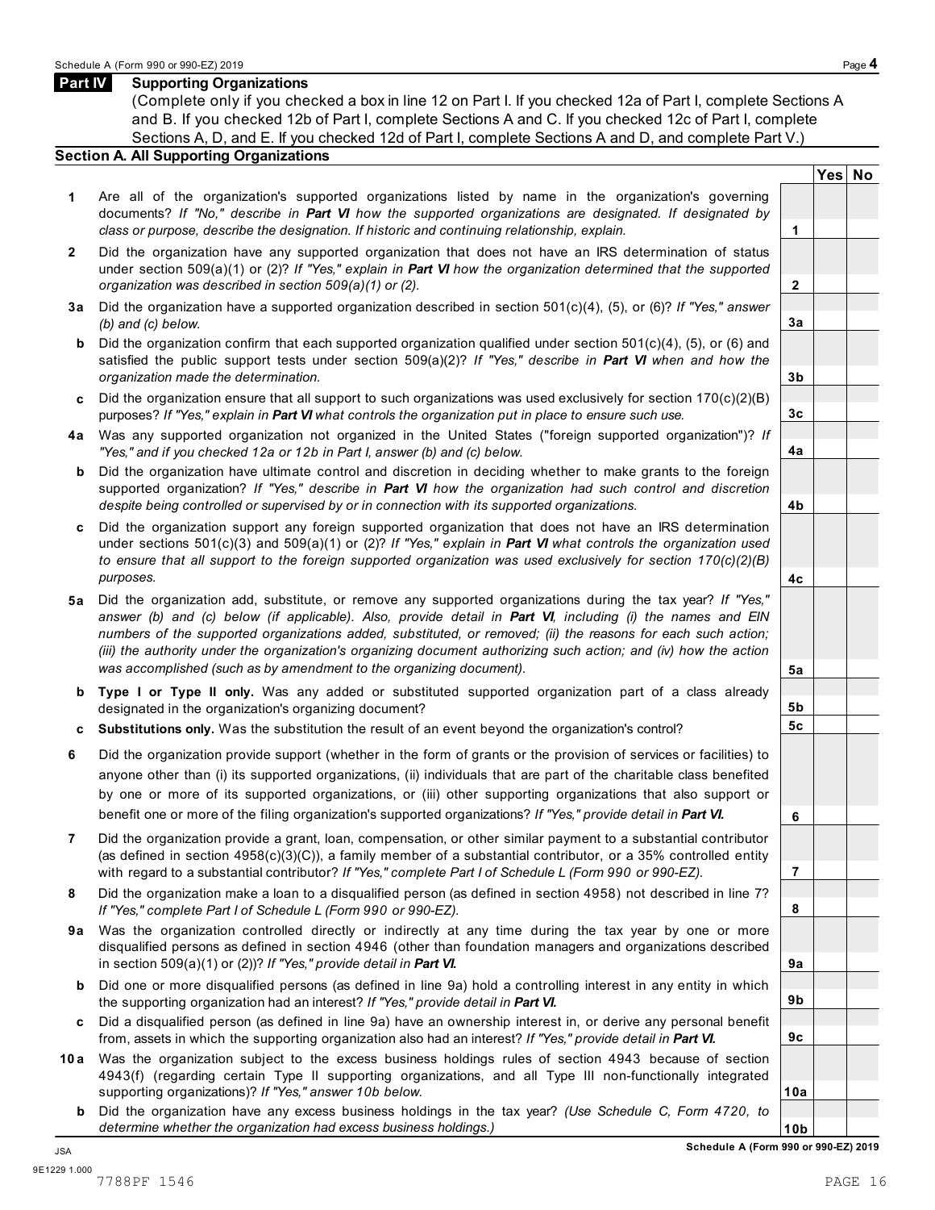## Part IV Supporting Organizations

(Complete only if you checked a box in line 12 on Part I. If you checked 12a of Part I, complete Sections A and B. If you checked 12b of Part I, complete Sections A and C. If you checked 12c of Part I, complete Sections A, D, and E. If you checked 12d of Part I, complete Sections A and D, and complete Part V.)

### Section A. All Supporting Organizations

| | | | Yes | No |
|---|---|---|---|---|
| **1** | Are all of the organization's supported organizations listed by name in the organization's governing documents? *If "No," describe in **Part VI** how the supported organizations are designated. If designated by class or purpose, describe the designation. If historic and continuing relationship, explain.* | 1 | | |
| **2** | Did the organization have any supported organization that does not have an IRS determination of status under section 509(a)(1) or (2)? *If "Yes," explain in **Part VI** how the organization determined that the supported organization was described in section 509(a)(1) or (2).* | 2 | | |
| **3a** | Did the organization have a supported organization described in section 501(c)(4), (5), or (6)? *If "Yes," answer (b) and (c) below.* | 3a | | |
| **b** | Did the organization confirm that each supported organization qualified under section 501(c)(4), (5), or (6) and satisfied the public support tests under section 509(a)(2)? *If "Yes," describe in **Part VI** when and how the organization made the determination.* | 3b | | |
| **c** | Did the organization ensure that all support to such organizations was used exclusively for section 170(c)(2)(B) purposes? *If "Yes," explain in **Part VI** what controls the organization put in place to ensure such use.* | 3c | | |
| **4a** | Was any supported organization not organized in the United States ("foreign supported organization")? *If "Yes," and if you checked 12a or 12b in Part I, answer (b) and (c) below.* | 4a | | |
| **b** | Did the organization have ultimate control and discretion in deciding whether to make grants to the foreign supported organization? *If "Yes," describe in **Part VI** how the organization had such control and discretion despite being controlled or supervised by or in connection with its supported organizations.* | 4b | | |
| **c** | Did the organization support any foreign supported organization that does not have an IRS determination under sections 501(c)(3) and 509(a)(1) or (2)? *If "Yes," explain in **Part VI** what controls the organization used to ensure that all support to the foreign supported organization was used exclusively for section 170(c)(2)(B) purposes.* | 4c | | |
| **5a** | Did the organization add, substitute, or remove any supported organizations during the tax year? *If "Yes," answer (b) and (c) below (if applicable). Also, provide detail in **Part VI**, including (i) the names and EIN numbers of the supported organizations added, substituted, or removed; (ii) the reasons for each such action; (iii) the authority under the organization's organizing document authorizing such action; and (iv) how the action was accomplished (such as by amendment to the organizing document).* | 5a | | |
| **b** | **Type I or Type II only.** Was any added or substituted supported organization part of a class already designated in the organization's organizing document? | 5b | | |
| **c** | **Substitutions only.** Was the substitution the result of an event beyond the organization's control? | 5c | | |
| **6** | Did the organization provide support (whether in the form of grants or the provision of services or facilities) to anyone other than (i) its supported organizations, (ii) individuals that are part of the charitable class benefited by one or more of its supported organizations, or (iii) other supporting organizations that also support or benefit one or more of the filing organization's supported organizations? *If "Yes," provide detail in **Part VI.*** | 6 | | |
| **7** | Did the organization provide a grant, loan, compensation, or other similar payment to a substantial contributor (as defined in section 4958(c)(3)(C)), a family member of a substantial contributor, or a 35% controlled entity with regard to a substantial contributor? *If "Yes," complete Part I of Schedule L (Form 990 or 990-EZ).* | 7 | | |
| **8** | Did the organization make a loan to a disqualified person (as defined in section 4958) not described in line 7? *If "Yes," complete Part I of Schedule L (Form 990 or 990-EZ).* | 8 | | |
| **9a** | Was the organization controlled directly or indirectly at any time during the tax year by one or more disqualified persons as defined in section 4946 (other than foundation managers and organizations described in section 509(a)(1) or (2))? *If "Yes," provide detail in **Part VI.*** | 9a | | |
| **b** | Did one or more disqualified persons (as defined in line 9a) hold a controlling interest in any entity in which the supporting organization had an interest? *If "Yes," provide detail in **Part VI.*** | 9b | | |
| **c** | Did a disqualified person (as defined in line 9a) have an ownership interest in, or derive any personal benefit from, assets in which the supporting organization also had an interest? *If "Yes," provide detail in **Part VI.*** | 9c | | |
| **10a** | Was the organization subject to the excess business holdings rules of section 4943 because of section 4943(f) (regarding certain Type II supporting organizations, and all Type III non-functionally integrated supporting organizations)? *If "Yes," answer 10b below.* | 10a | | |
| **b** | Did the organization have any excess business holdings in the tax year? *(Use Schedule C, Form 4720, to determine whether the organization had excess business holdings.)* | 10b | | |

7788PF 1546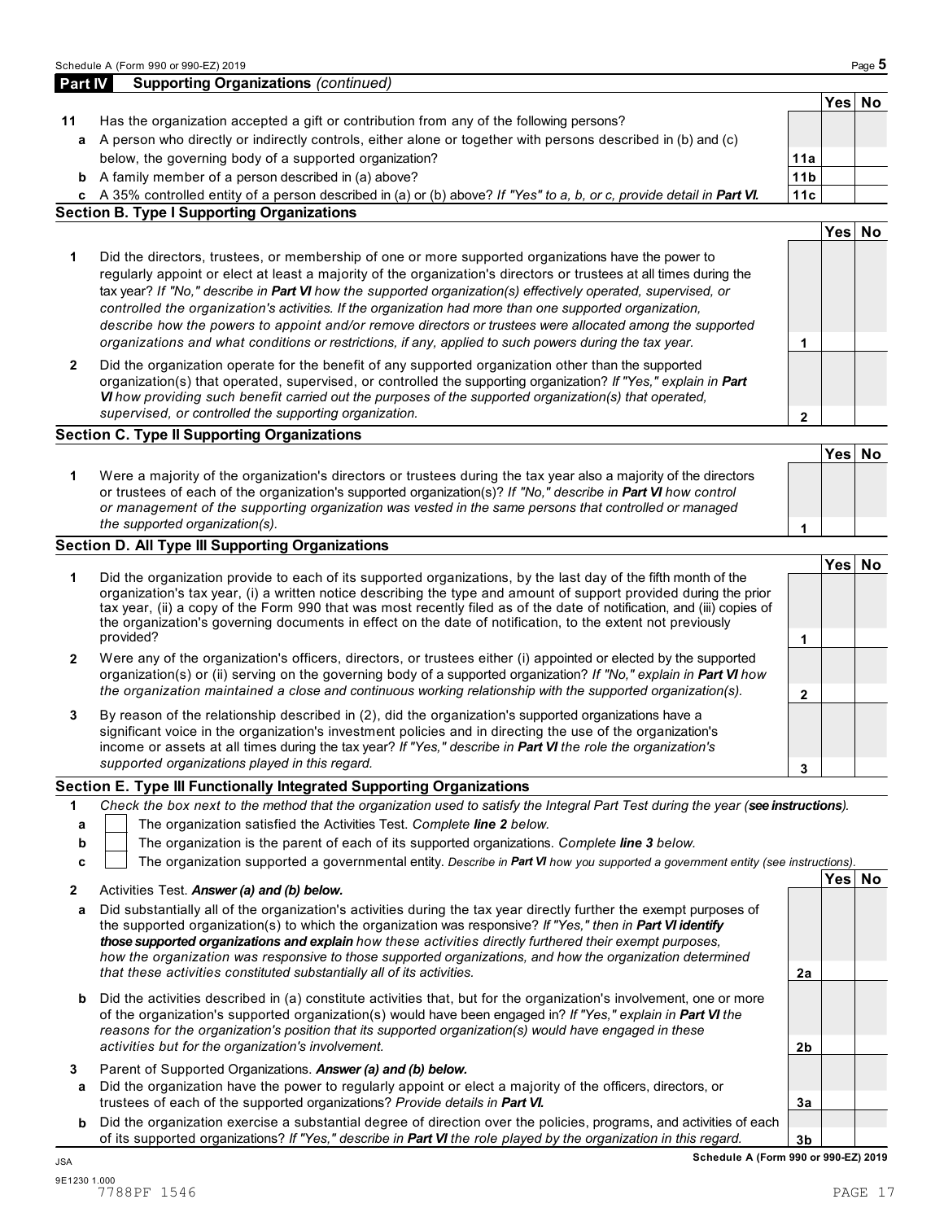## Part IV Supporting Organizations *(continued)*

| | | | Yes | No |
|---|---|---|---|---|
| **11** | Has the organization accepted a gift or contribution from any of the following persons? | | | |
| **a** | A person who directly or indirectly controls, either alone or together with persons described in (b) and (c) below, the governing body of a supported organization? | 11a | | |
| **b** | A family member of a person described in (a) above? | 11b | | |
| **c** | A 35% controlled entity of a person described in (a) or (b) above? *If "Yes" to a, b, or c, provide detail in* ***Part VI.*** | 11c | | |

### Section B. Type I Supporting Organizations

| | | | Yes | No |
|---|---|---|---|---|
| **1** | Did the directors, trustees, or membership of one or more supported organizations have the power to regularly appoint or elect at least a majority of the organization's directors or trustees at all times during the tax year? *If "No," describe in* ***Part VI*** *how the supported organization(s) effectively operated, supervised, or controlled the organization's activities. If the organization had more than one supported organization, describe how the powers to appoint and/or remove directors or trustees were allocated among the supported organizations and what conditions or restrictions, if any, applied to such powers during the tax year.* | 1 | | |
| **2** | Did the organization operate for the benefit of any supported organization other than the supported organization(s) that operated, supervised, or controlled the supporting organization? *If "Yes," explain in* ***Part VI*** *how providing such benefit carried out the purposes of the supported organization(s) that operated, supervised, or controlled the supporting organization.* | 2 | | |

### Section C. Type II Supporting Organizations

| | | | Yes | No |
|---|---|---|---|---|
| **1** | Were a majority of the organization's directors or trustees during the tax year also a majority of the directors or trustees of each of the organization's supported organization(s)? *If "No," describe in* ***Part VI*** *how control or management of the supporting organization was vested in the same persons that controlled or managed the supported organization(s).* | 1 | | |

### Section D. All Type III Supporting Organizations

| | | | Yes | No |
|---|---|---|---|---|
| **1** | Did the organization provide to each of its supported organizations, by the last day of the fifth month of the organization's tax year, (i) a written notice describing the type and amount of support provided during the prior tax year, (ii) a copy of the Form 990 that was most recently filed as of the date of notification, and (iii) copies of the organization's governing documents in effect on the date of notification, to the extent not previously provided? | 1 | | |
| **2** | Were any of the organization's officers, directors, or trustees either (i) appointed or elected by the supported organization(s) or (ii) serving on the governing body of a supported organization? *If "No," explain in* ***Part VI*** *how the organization maintained a close and continuous working relationship with the supported organization(s).* | 2 | | |
| **3** | By reason of the relationship described in (2), did the organization's supported organizations have a significant voice in the organization's investment policies and in directing the use of the organization's income or assets at all times during the tax year? *If "Yes," describe in* ***Part VI*** *the role the organization's supported organizations played in this regard.* | 3 | | |

### Section E. Type III Functionally Integrated Supporting Organizations

**1** *Check the box next to the method that the organization used to satisfy the Integral Part Test during the year (****see instructions****).*

- **a** ☐ The organization satisfied the Activities Test. *Complete* ***line 2*** *below.*
- **b** ☐ The organization is the parent of each of its supported organizations. *Complete* ***line 3*** *below.*
- **c** ☐ The organization supported a governmental entity. *Describe in* ***Part VI*** *how you supported a government entity (see instructions).*

| | | | Yes | No |
|---|---|---|---|---|
| **2** | Activities Test. ***Answer (a) and (b) below.*** | | | |
| **a** | Did substantially all of the organization's activities during the tax year directly further the exempt purposes of the supported organization(s) to which the organization was responsive? *If "Yes," then in* ***Part VI identify those supported organizations and explain*** *how these activities directly furthered their exempt purposes, how the organization was responsive to those supported organizations, and how the organization determined that these activities constituted substantially all of its activities.* | 2a | | |
| **b** | Did the activities described in (a) constitute activities that, but for the organization's involvement, one or more of the organization's supported organization(s) would have been engaged in? *If "Yes," explain in* ***Part VI*** *the reasons for the organization's position that its supported organization(s) would have engaged in these activities but for the organization's involvement.* | 2b | | |
| **3** | Parent of Supported Organizations. ***Answer (a) and (b) below.*** | | | |
| **a** | Did the organization have the power to regularly appoint or elect a majority of the officers, directors, or trustees of each of the supported organizations? *Provide details in* ***Part VI.*** | 3a | | |
| **b** | Did the organization exercise a substantial degree of direction over the policies, programs, and activities of each of its supported organizations? *If "Yes," describe in* ***Part VI*** *the role played by the organization in this regard.* | 3b | | |

JSA
9E1230 1.000
7788PF 1546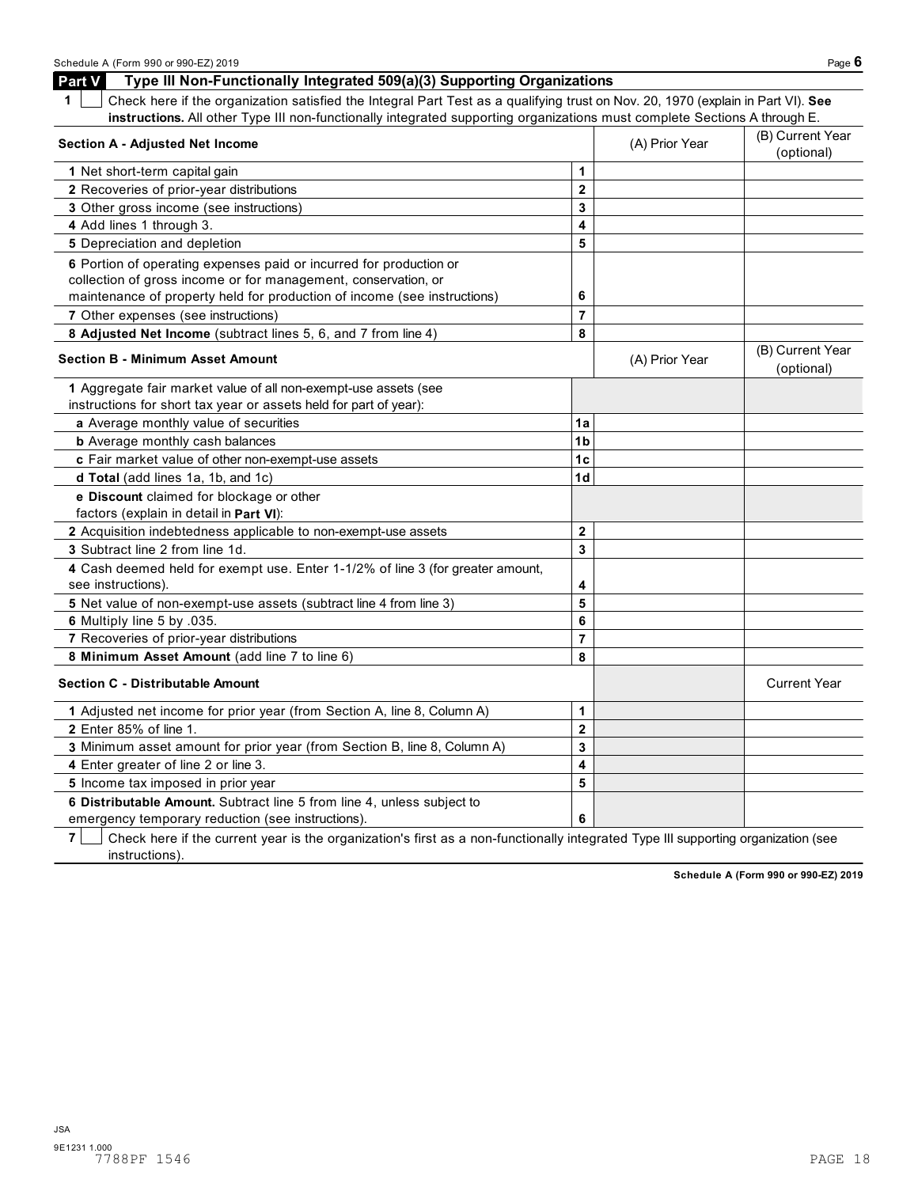## Part V Type III Non-Functionally Integrated 509(a)(3) Supporting Organizations

**1** ☐ Check here if the organization satisfied the Integral Part Test as a qualifying trust on Nov. 20, 1970 (explain in Part VI). **See instructions.** All other Type III non-functionally integrated supporting organizations must complete Sections A through E.

| **Section A - Adjusted Net Income** | | (A) Prior Year | (B) Current Year (optional) |
|---|---|---|---|
| **1** Net short-term capital gain | 1 | | |
| **2** Recoveries of prior-year distributions | 2 | | |
| **3** Other gross income (see instructions) | 3 | | |
| **4** Add lines 1 through 3. | 4 | | |
| **5** Depreciation and depletion | 5 | | |
| **6** Portion of operating expenses paid or incurred for production or collection of gross income or for management, conservation, or maintenance of property held for production of income (see instructions) | 6 | | |
| **7** Other expenses (see instructions) | 7 | | |
| **8 Adjusted Net Income** (subtract lines 5, 6, and 7 from line 4) | 8 | | |

| **Section B - Minimum Asset Amount** | | (A) Prior Year | (B) Current Year (optional) |
|---|---|---|---|
| **1** Aggregate fair market value of all non-exempt-use assets (see instructions for short tax year or assets held for part of year): | | | |
| **a** Average monthly value of securities | 1a | | |
| **b** Average monthly cash balances | 1b | | |
| **c** Fair market value of other non-exempt-use assets | 1c | | |
| **d Total** (add lines 1a, 1b, and 1c) | 1d | | |
| **e Discount** claimed for blockage or other factors (explain in detail in **Part VI**): | | | |
| **2** Acquisition indebtedness applicable to non-exempt-use assets | 2 | | |
| **3** Subtract line 2 from line 1d. | 3 | | |
| **4** Cash deemed held for exempt use. Enter 1-1/2% of line 3 (for greater amount, see instructions). | 4 | | |
| **5** Net value of non-exempt-use assets (subtract line 4 from line 3) | 5 | | |
| **6** Multiply line 5 by .035. | 6 | | |
| **7** Recoveries of prior-year distributions | 7 | | |
| **8 Minimum Asset Amount** (add line 7 to line 6) | 8 | | |

| **Section C - Distributable Amount** | | | Current Year |
|---|---|---|---|
| **1** Adjusted net income for prior year (from Section A, line 8, Column A) | 1 | | |
| **2** Enter 85% of line 1. | 2 | | |
| **3** Minimum asset amount for prior year (from Section B, line 8, Column A) | 3 | | |
| **4** Enter greater of line 2 or line 3. | 4 | | |
| **5** Income tax imposed in prior year | 5 | | |
| **6 Distributable Amount.** Subtract line 5 from line 4, unless subject to emergency temporary reduction (see instructions). | 6 | | |

**7** ☐ Check here if the current year is the organization's first as a non-functionally integrated Type III supporting organization (see instructions).

**Schedule A (Form 990 or 990-EZ) 2019**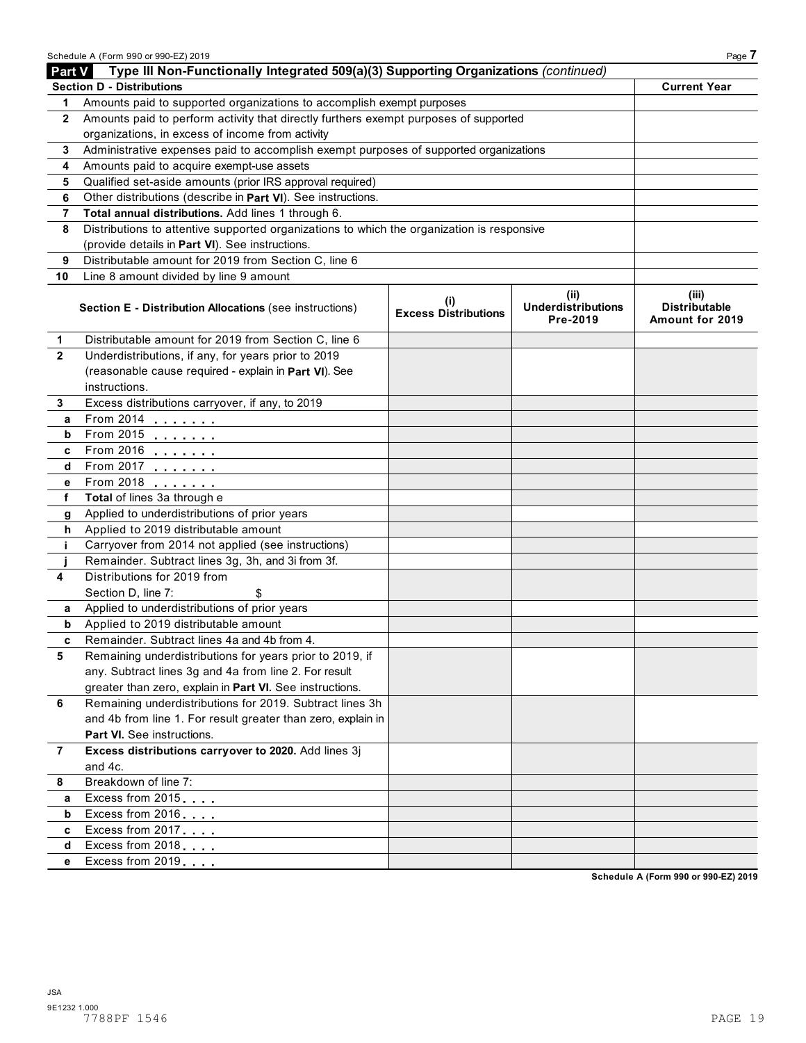## Part V Type III Non-Functionally Integrated 509(a)(3) Supporting Organizations *(continued)*

| Section D - Distributions | | Current Year |
|---|---|---|
| 1 | Amounts paid to supported organizations to accomplish exempt purposes | |
| 2 | Amounts paid to perform activity that directly furthers exempt purposes of supported organizations, in excess of income from activity | |
| 3 | Administrative expenses paid to accomplish exempt purposes of supported organizations | |
| 4 | Amounts paid to acquire exempt-use assets | |
| 5 | Qualified set-aside amounts (prior IRS approval required) | |
| 6 | Other distributions (describe in **Part VI**). See instructions. | |
| 7 | **Total annual distributions.** Add lines 1 through 6. | |
| 8 | Distributions to attentive supported organizations to which the organization is responsive (provide details in **Part VI**). See instructions. | |
| 9 | Distributable amount for 2019 from Section C, line 6 | |
| 10 | Line 8 amount divided by line 9 amount | |

| | Section E - Distribution Allocations (see instructions) | (i) Excess Distributions | (ii) Underdistributions Pre-2019 | (iii) Distributable Amount for 2019 |
|---|---|---|---|---|
| 1 | Distributable amount for 2019 from Section C, line 6 | | | |
| 2 | Underdistributions, if any, for years prior to 2019 (reasonable cause required - explain in **Part VI**). See instructions. | | | |
| 3 | Excess distributions carryover, if any, to 2019 | | | |
| a | From 2014 | | | |
| b | From 2015 | | | |
| c | From 2016 | | | |
| d | From 2017 | | | |
| e | From 2018 | | | |
| f | **Total** of lines 3a through e | | | |
| g | Applied to underdistributions of prior years | | | |
| h | Applied to 2019 distributable amount | | | |
| i | Carryover from 2014 not applied (see instructions) | | | |
| j | Remainder. Subtract lines 3g, 3h, and 3i from 3f. | | | |
| 4 | Distributions for 2019 from Section D, line 7: $ | | | |
| a | Applied to underdistributions of prior years | | | |
| b | Applied to 2019 distributable amount | | | |
| c | Remainder. Subtract lines 4a and 4b from 4. | | | |
| 5 | Remaining underdistributions for years prior to 2019, if any. Subtract lines 3g and 4a from line 2. For result greater than zero, explain in **Part VI.** See instructions. | | | |
| 6 | Remaining underdistributions for 2019. Subtract lines 3h and 4b from line 1. For result greater than zero, explain in **Part VI.** See instructions. | | | |
| 7 | **Excess distributions carryover to 2020.** Add lines 3j and 4c. | | | |
| 8 | Breakdown of line 7: | | | |
| a | Excess from 2015 | | | |
| b | Excess from 2016 | | | |
| c | Excess from 2017 | | | |
| d | Excess from 2018 | | | |
| e | Excess from 2019 | | | |

**Schedule A (Form 990 or 990-EZ) 2019**

JSA
9E1232 1.000
7788PF 1546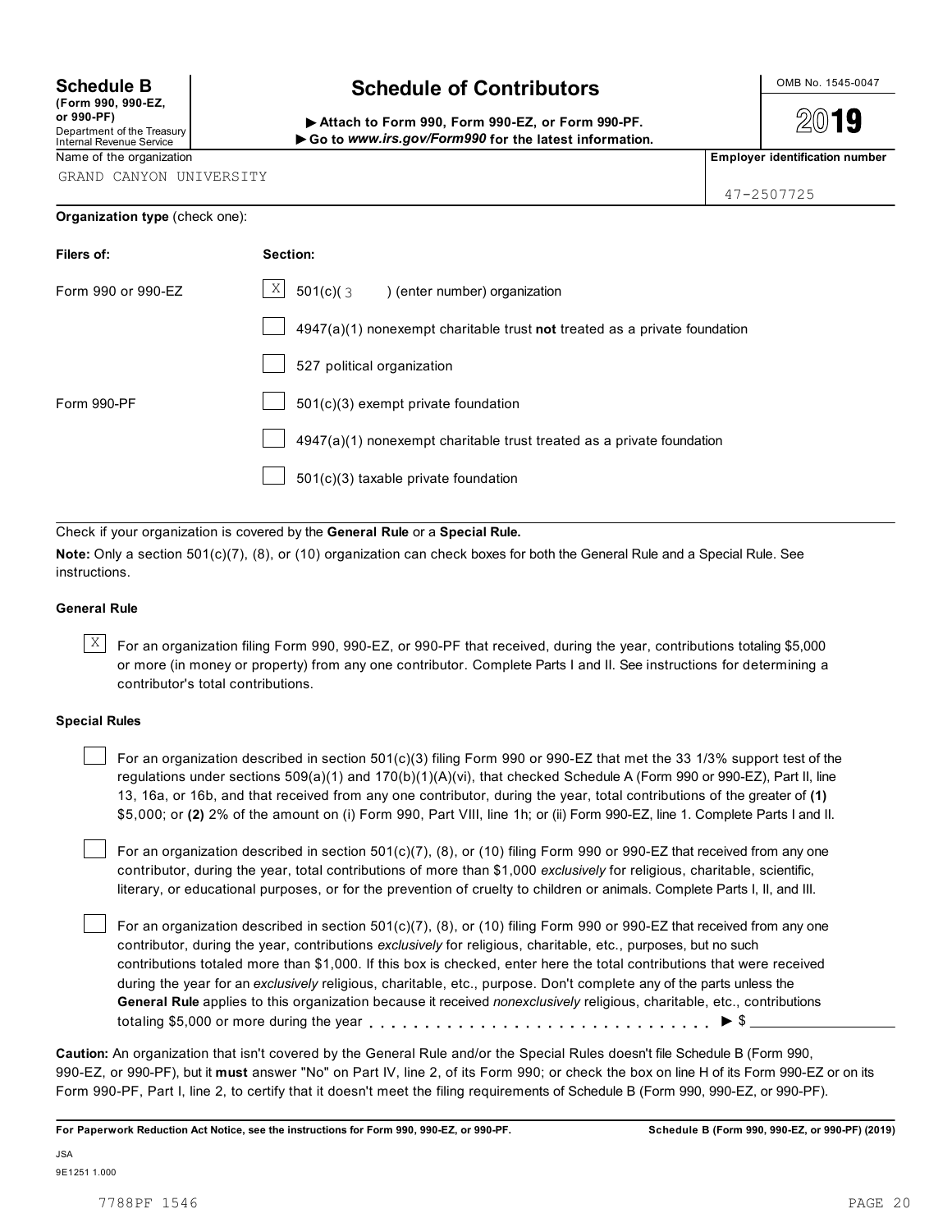**Schedule B**
**(Form 990, 990-EZ, or 990-PF)**
Department of the Treasury
Internal Revenue Service

# Schedule of Contributors

▶ **Attach to Form 990, Form 990-EZ, or Form 990-PF.**
▶ **Go to *www.irs.gov/Form990* for the latest information.**

OMB No. 1545-0047

**2019**

Name of the organization: GRAND CANYON UNIVERSITY

**Employer identification number:** 47-2507725

**Organization type** (check one):

| **Filers of:** | **Section:** |
|---|---|
| Form 990 or 990-EZ | [X] 501(c)( 3 ) (enter number) organization |
| | [ ] 4947(a)(1) nonexempt charitable trust **not** treated as a private foundation |
| | [ ] 527 political organization |
| Form 990-PF | [ ] 501(c)(3) exempt private foundation |
| | [ ] 4947(a)(1) nonexempt charitable trust treated as a private foundation |
| | [ ] 501(c)(3) taxable private foundation |

Check if your organization is covered by the **General Rule** or a **Special Rule.**

**Note:** Only a section 501(c)(7), (8), or (10) organization can check boxes for both the General Rule and a Special Rule. See instructions.

### General Rule

[X] For an organization filing Form 990, 990-EZ, or 990-PF that received, during the year, contributions totaling $5,000 or more (in money or property) from any one contributor. Complete Parts I and II. See instructions for determining a contributor's total contributions.

### Special Rules

[ ] For an organization described in section 501(c)(3) filing Form 990 or 990-EZ that met the 33 1/3% support test of the regulations under sections 509(a)(1) and 170(b)(1)(A)(vi), that checked Schedule A (Form 990 or 990-EZ), Part II, line 13, 16a, or 16b, and that received from any one contributor, during the year, total contributions of the greater of **(1)** $5,000; or **(2)** 2% of the amount on (i) Form 990, Part VIII, line 1h; or (ii) Form 990-EZ, line 1. Complete Parts I and II.

[ ] For an organization described in section 501(c)(7), (8), or (10) filing Form 990 or 990-EZ that received from any one contributor, during the year, total contributions of more than $1,000 *exclusively* for religious, charitable, scientific, literary, or educational purposes, or for the prevention of cruelty to children or animals. Complete Parts I, II, and III.

[ ] For an organization described in section 501(c)(7), (8), or (10) filing Form 990 or 990-EZ that received from any one contributor, during the year, contributions *exclusively* for religious, charitable, etc., purposes, but no such contributions totaled more than $1,000. If this box is checked, enter here the total contributions that were received during the year for an *exclusively* religious, charitable, etc., purpose. Don't complete any of the parts unless the **General Rule** applies to this organization because it received *nonexclusively* religious, charitable, etc., contributions totaling $5,000 or more during the year . . . . . . . . . . . . . . . . . . . . . . . . . . . . . ▶ $ ______________

**Caution:** An organization that isn't covered by the General Rule and/or the Special Rules doesn't file Schedule B (Form 990, 990-EZ, or 990-PF), but it **must** answer "No" on Part IV, line 2, of its Form 990; or check the box on line H of its Form 990-EZ or on its Form 990-PF, Part I, line 2, to certify that it doesn't meet the filing requirements of Schedule B (Form 990, 990-EZ, or 990-PF).

**For Paperwork Reduction Act Notice, see the instructions for Form 990, 990-EZ, or 990-PF.** **Schedule B (Form 990, 990-EZ, or 990-PF) (2019)**

JSA
9E1251 1.000

7788PF 1546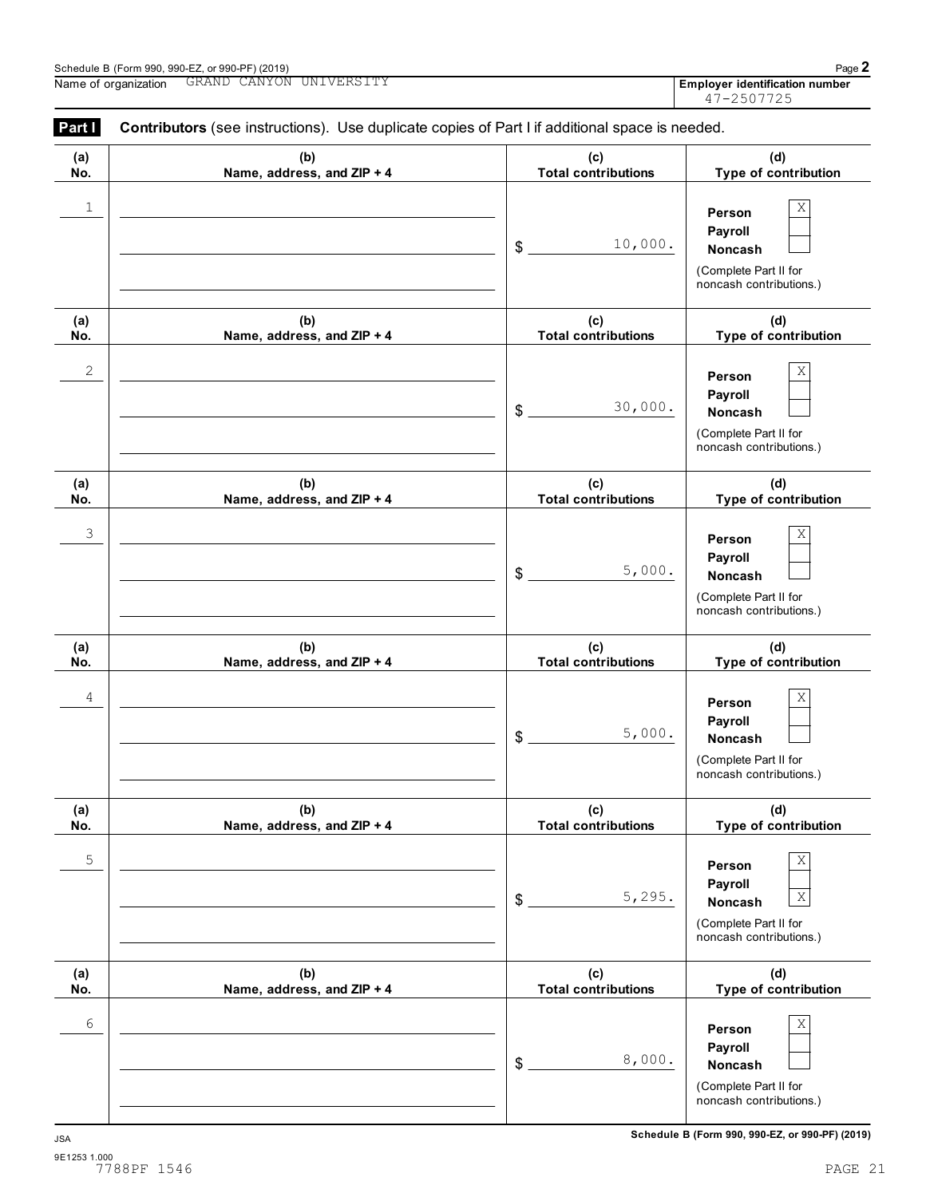Schedule B (Form 990, 990-EZ, or 990-PF) (2019)

Name of organization GRAND CANYON UNIVERSITY

Employer identification number 47-2507725

**Part I** **Contributors** (see instructions). Use duplicate copies of Part I if additional space is needed.

| (a) No. | (b) Name, address, and ZIP + 4 | (c) Total contributions | (d) Type of contribution |
|---|---|---|---|
| 1 | | $ 10,000. | Person X<br>Payroll<br>Noncash<br>(Complete Part II for noncash contributions.) |
| 2 | | $ 30,000. | Person X<br>Payroll<br>Noncash<br>(Complete Part II for noncash contributions.) |
| 3 | | $ 5,000. | Person X<br>Payroll<br>Noncash<br>(Complete Part II for noncash contributions.) |
| 4 | | $ 5,000. | Person X<br>Payroll<br>Noncash<br>(Complete Part II for noncash contributions.) |
| 5 | | $ 5,295. | Person X<br>Payroll<br>Noncash X<br>(Complete Part II for noncash contributions.) |
| 6 | | $ 8,000. | Person X<br>Payroll<br>Noncash<br>(Complete Part II for noncash contributions.) |

JSA

9E1253 1.000

7788PF 1546

Schedule B (Form 990, 990-EZ, or 990-PF) (2019)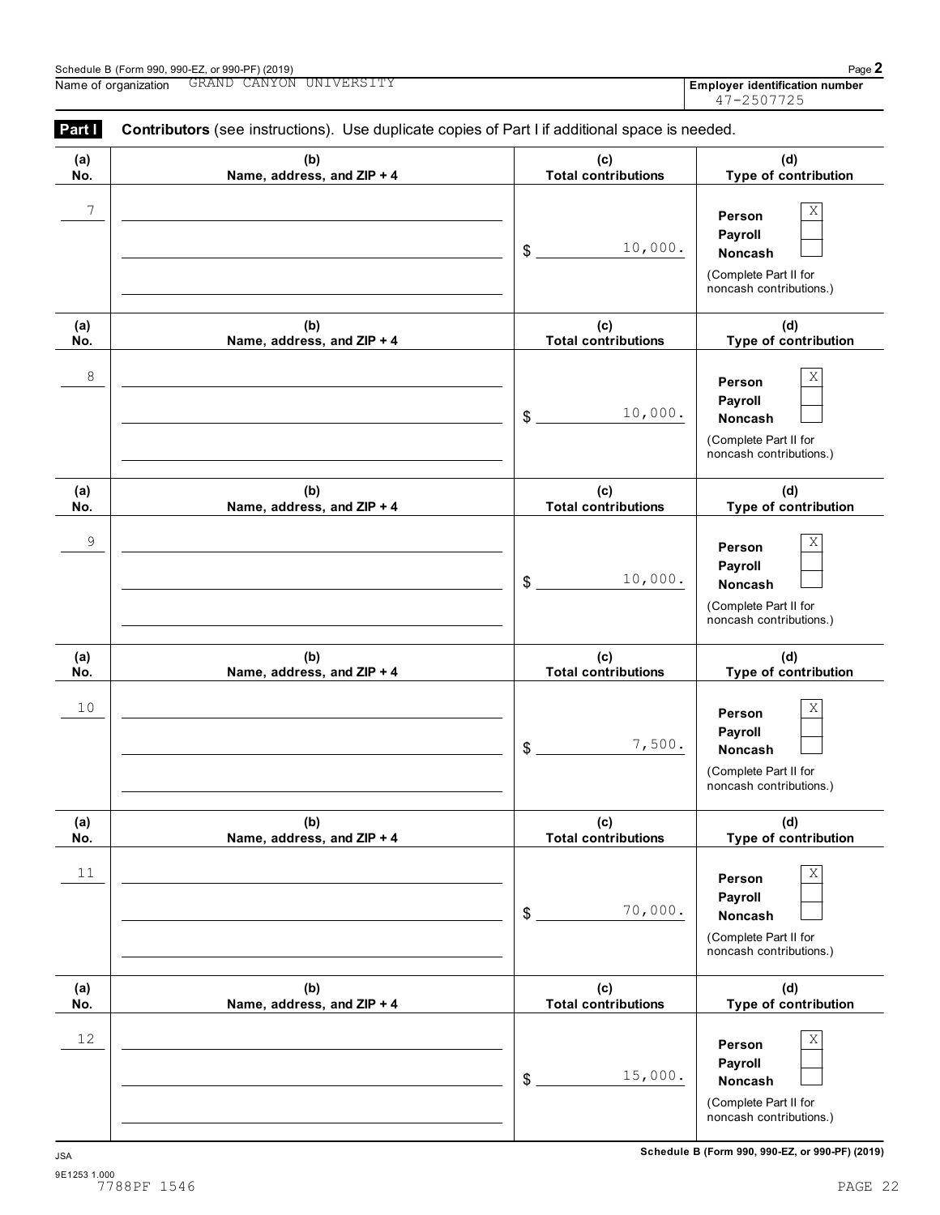Schedule B (Form 990, 990-EZ, or 990-PF) (2019)

Name of organization GRAND CANYON UNIVERSITY

**Employer identification number** 47-2507725

## Part I — Contributors (see instructions). Use duplicate copies of Part I if additional space is needed.

| (a) No. | (b) Name, address, and ZIP + 4 | (c) Total contributions | (d) Type of contribution |
|---|---|---|---|
| 7 | | $ 10,000. | Person [X] Payroll [ ] Noncash [ ] (Complete Part II for noncash contributions.) |
| 8 | | $ 10,000. | Person [X] Payroll [ ] Noncash [ ] (Complete Part II for noncash contributions.) |
| 9 | | $ 10,000. | Person [X] Payroll [ ] Noncash [ ] (Complete Part II for noncash contributions.) |
| 10 | | $ 7,500. | Person [X] Payroll [ ] Noncash [ ] (Complete Part II for noncash contributions.) |
| 11 | | $ 70,000. | Person [X] Payroll [ ] Noncash [ ] (Complete Part II for noncash contributions.) |
| 12 | | $ 15,000. | Person [X] Payroll [ ] Noncash [ ] (Complete Part II for noncash contributions.) |

Schedule B (Form 990, 990-EZ, or 990-PF) (2019)

JSA
9E1253 1.000
7788PF 1546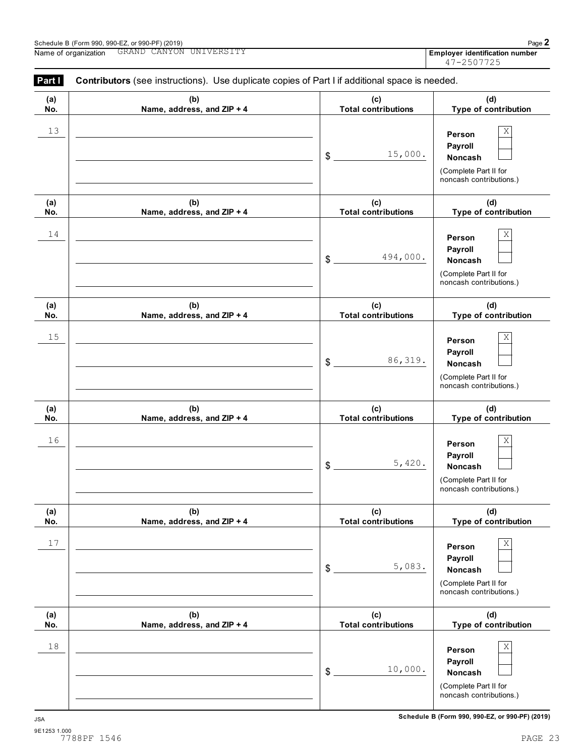Schedule B (Form 990, 990-EZ, or 990-PF) (2019)

Name of organization GRAND CANYON UNIVERSITY

Employer identification number 47-2507725

**Part I** **Contributors** (see instructions). Use duplicate copies of Part I if additional space is needed.

| (a) No. | (b) Name, address, and ZIP + 4 | (c) Total contributions | (d) Type of contribution |
|---|---|---|---|
| 13 | | $ 15,000. | Person X<br>Payroll<br>Noncash<br>(Complete Part II for noncash contributions.) |
| 14 | | $ 494,000. | Person X<br>Payroll<br>Noncash<br>(Complete Part II for noncash contributions.) |
| 15 | | $ 86,319. | Person X<br>Payroll<br>Noncash<br>(Complete Part II for noncash contributions.) |
| 16 | | $ 5,420. | Person X<br>Payroll<br>Noncash<br>(Complete Part II for noncash contributions.) |
| 17 | | $ 5,083. | Person X<br>Payroll<br>Noncash<br>(Complete Part II for noncash contributions.) |
| 18 | | $ 10,000. | Person X<br>Payroll<br>Noncash<br>(Complete Part II for noncash contributions.) |

JSA Schedule B (Form 990, 990-EZ, or 990-PF) (2019)

9E1253 1.000
7788PF 1546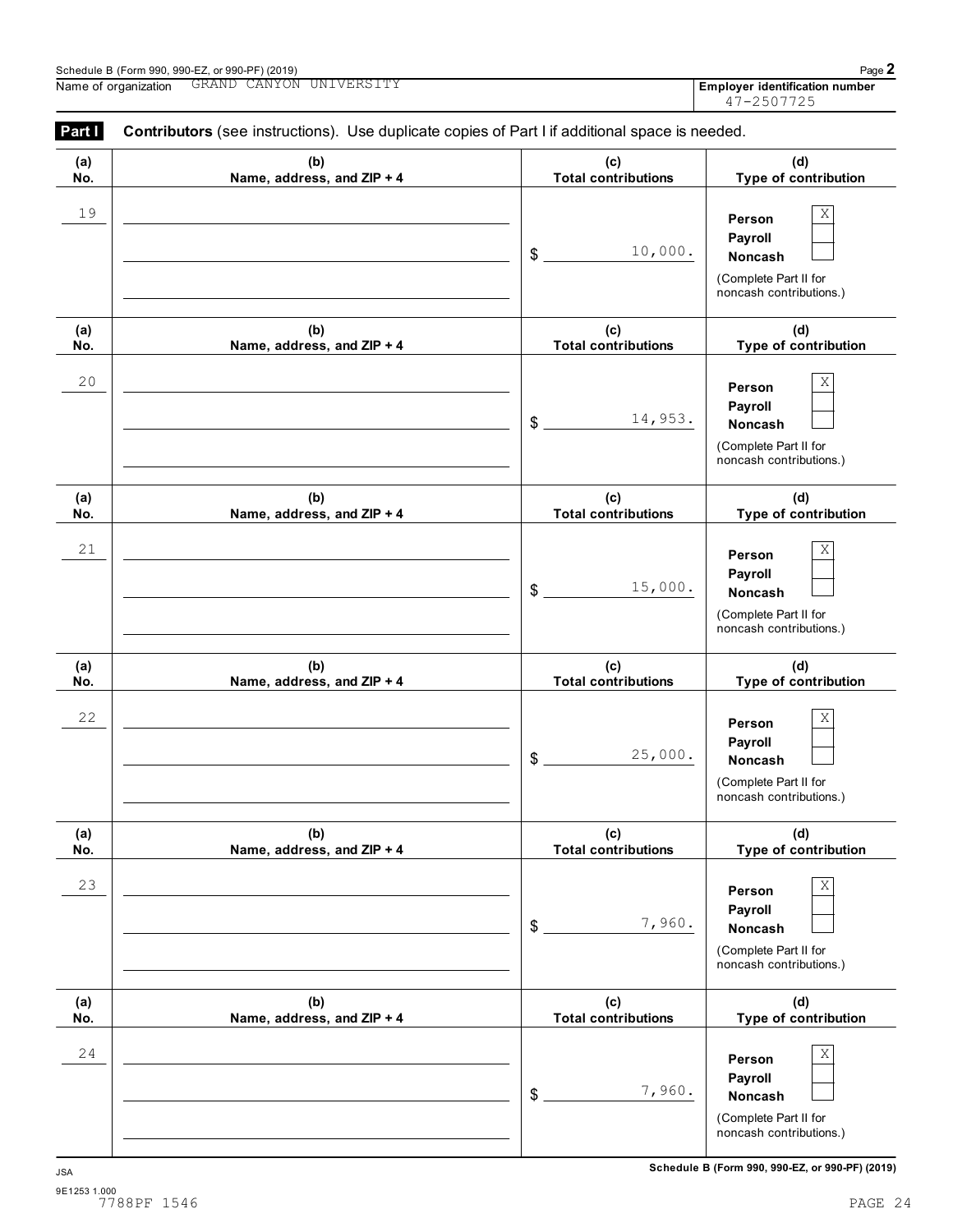Schedule B (Form 990, 990-EZ, or 990-PF) (2019)

Name of organization GRAND CANYON UNIVERSITY

**Employer identification number** 47-2507725

**Part I** **Contributors** (see instructions). Use duplicate copies of Part I if additional space is needed.

| (a) No. | (b) Name, address, and ZIP + 4 | (c) Total contributions | (d) Type of contribution |
|---|---|---|---|
| 19 | | $ 10,000. | Person X<br>Payroll<br>Noncash<br>(Complete Part II for noncash contributions.) |
| 20 | | $ 14,953. | Person X<br>Payroll<br>Noncash<br>(Complete Part II for noncash contributions.) |
| 21 | | $ 15,000. | Person X<br>Payroll<br>Noncash<br>(Complete Part II for noncash contributions.) |
| 22 | | $ 25,000. | Person X<br>Payroll<br>Noncash<br>(Complete Part II for noncash contributions.) |
| 23 | | $ 7,960. | Person X<br>Payroll<br>Noncash<br>(Complete Part II for noncash contributions.) |
| 24 | | $ 7,960. | Person X<br>Payroll<br>Noncash<br>(Complete Part II for noncash contributions.) |

JSA

9E1253 1.000

7788PF 1546

**Schedule B (Form 990, 990-EZ, or 990-PF) (2019)**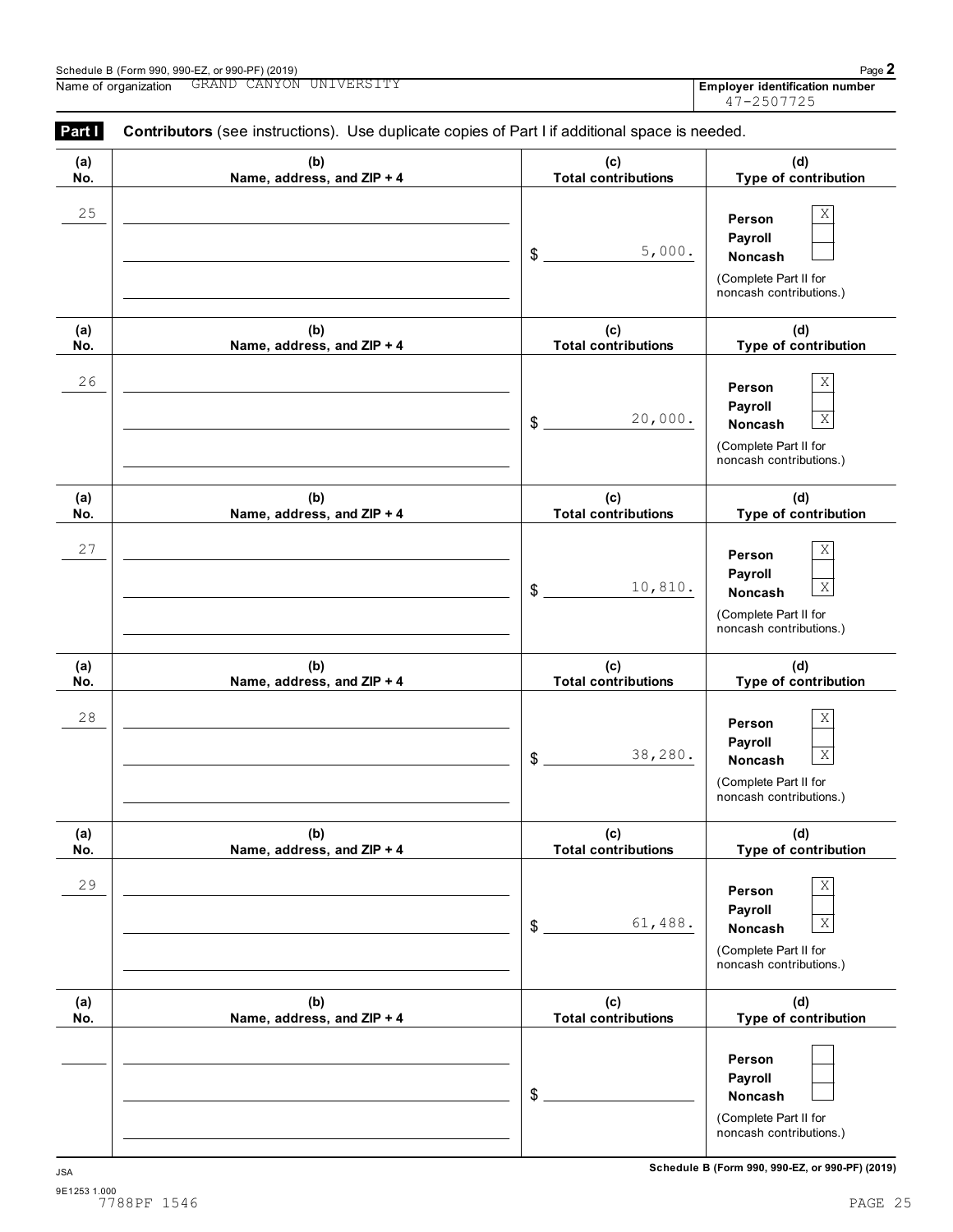Schedule B (Form 990, 990-EZ, or 990-PF) (2019)

Name of organization GRAND CANYON UNIVERSITY

Employer identification number 47-2507725

**Part I** **Contributors** (see instructions). Use duplicate copies of Part I if additional space is needed.

| (a) No. | (b) Name, address, and ZIP + 4 | (c) Total contributions | (d) Type of contribution |
|---|---|---|---|
| 25 | | $ 5,000. | Person X<br>Payroll<br>Noncash<br>(Complete Part II for noncash contributions.) |
| 26 | | $ 20,000. | Person X<br>Payroll<br>Noncash X<br>(Complete Part II for noncash contributions.) |
| 27 | | $ 10,810. | Person X<br>Payroll<br>Noncash X<br>(Complete Part II for noncash contributions.) |
| 28 | | $ 38,280. | Person X<br>Payroll<br>Noncash X<br>(Complete Part II for noncash contributions.) |
| 29 | | $ 61,488. | Person X<br>Payroll<br>Noncash X<br>(Complete Part II for noncash contributions.) |
| | | $ | Person<br>Payroll<br>Noncash<br>(Complete Part II for noncash contributions.) |

Schedule B (Form 990, 990-EZ, or 990-PF) (2019)

JSA
9E1253 1.000
7788PF 1546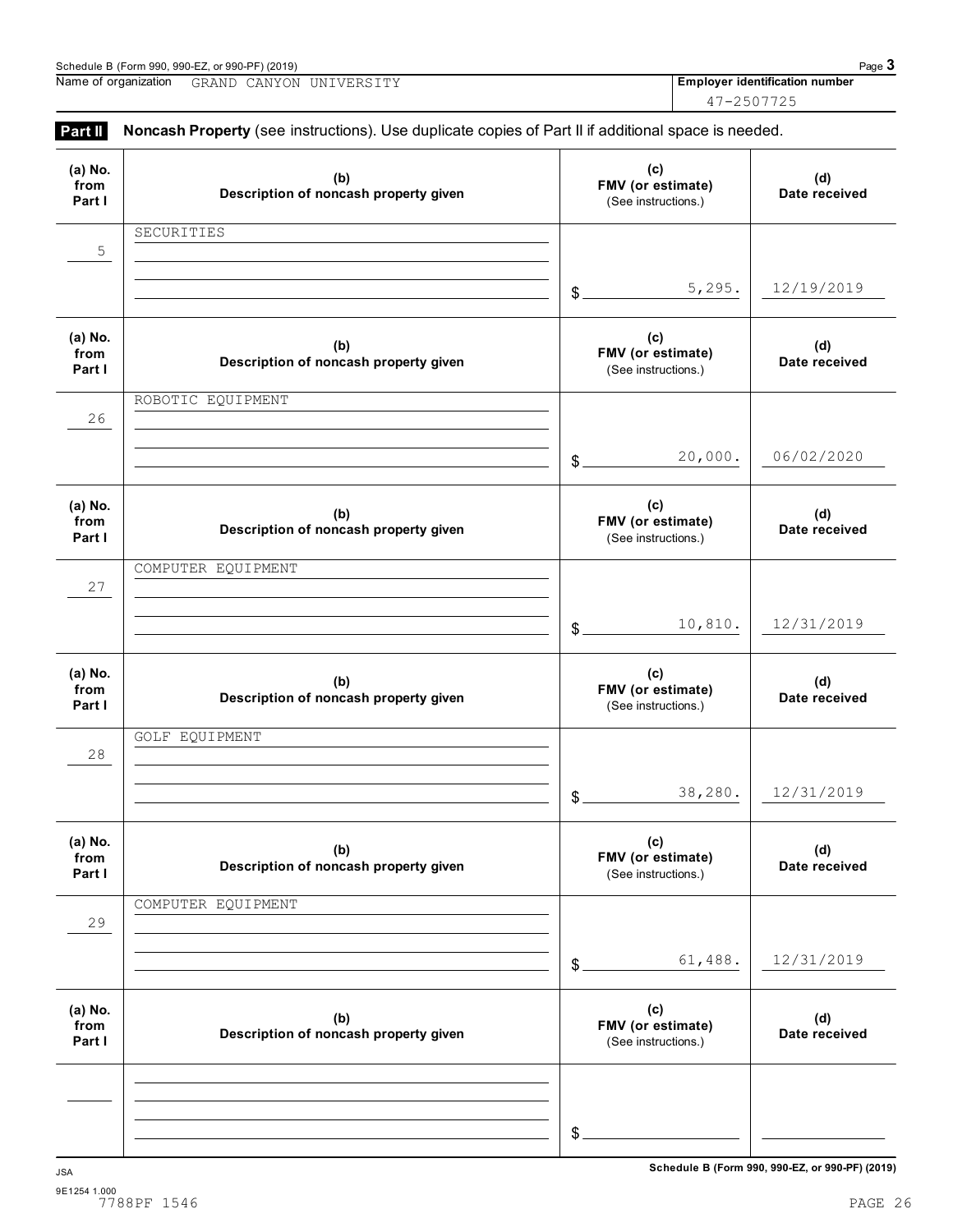Schedule B (Form 990, 990-EZ, or 990-PF) (2019)

Name of organization: GRAND CANYON UNIVERSITY

**Employer identification number**: 47-2507725

## Part II Noncash Property

**Noncash Property** (see instructions). Use duplicate copies of Part II if additional space is needed.

| (a) No. from Part I | (b) Description of noncash property given | (c) FMV (or estimate) (See instructions.) | (d) Date received |
|---|---|---|---|
| 5 | SECURITIES | $ 5,295. | 12/19/2019 |
| 26 | ROBOTIC EQUIPMENT | $ 20,000. | 06/02/2020 |
| 27 | COMPUTER EQUIPMENT | $ 10,810. | 12/31/2019 |
| 28 | GOLF EQUIPMENT | $ 38,280. | 12/31/2019 |
| 29 | COMPUTER EQUIPMENT | $ 61,488. | 12/31/2019 |
| | | $ | |

Schedule B (Form 990, 990-EZ, or 990-PF) (2019)

JSA
9E1254 1.000
7788PF 1546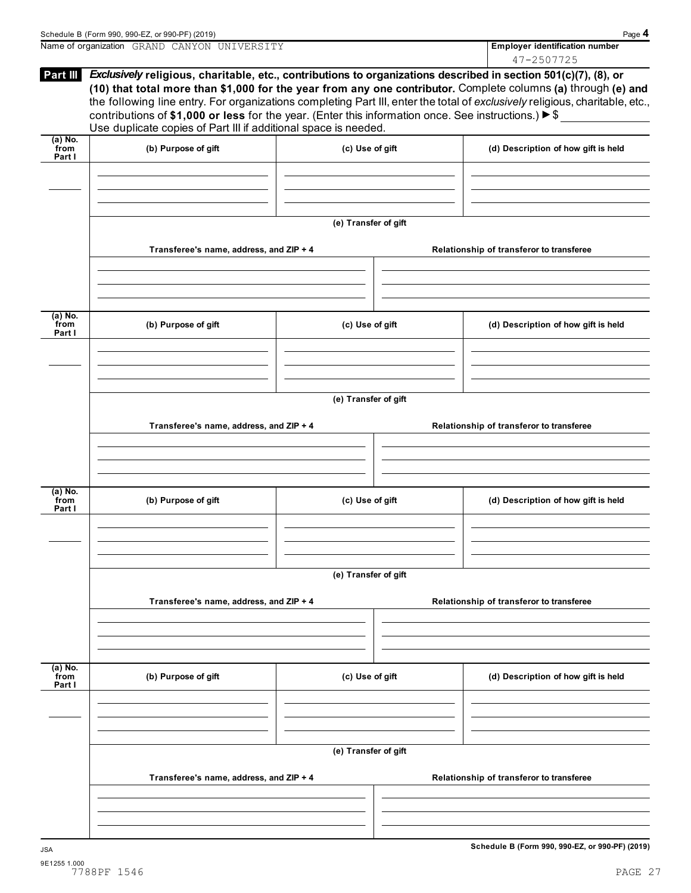Name of organization GRAND CANYON UNIVERSITY

**Employer identification number** 47-2507725

**Part III** ***Exclusively*** **religious, charitable, etc., contributions to organizations described in section 501(c)(7), (8), or (10) that total more than $1,000 for the year from any one contributor.** Complete columns **(a)** through **(e)** and the following line entry. For organizations completing Part III, enter the total of *exclusively* religious, charitable, etc., contributions of **$1,000 or less** for the year. (Enter this information once. See instructions.) ► $ ______

Use duplicate copies of Part III if additional space is needed.

| (a) No. from Part I | (b) Purpose of gift | (c) Use of gift | (d) Description of how gift is held |
|---|---|---|---|
| | | | |

**(e) Transfer of gift**

| Transferee's name, address, and ZIP + 4 | Relationship of transferor to transferee |
|---|---|
| | |

| (a) No. from Part I | (b) Purpose of gift | (c) Use of gift | (d) Description of how gift is held |
|---|---|---|---|
| | | | |

**(e) Transfer of gift**

| Transferee's name, address, and ZIP + 4 | Relationship of transferor to transferee |
|---|---|
| | |

| (a) No. from Part I | (b) Purpose of gift | (c) Use of gift | (d) Description of how gift is held |
|---|---|---|---|
| | | | |

**(e) Transfer of gift**

| Transferee's name, address, and ZIP + 4 | Relationship of transferor to transferee |
|---|---|
| | |

| (a) No. from Part I | (b) Purpose of gift | (c) Use of gift | (d) Description of how gift is held |
|---|---|---|---|
| | | | |

**(e) Transfer of gift**

| Transferee's name, address, and ZIP + 4 | Relationship of transferor to transferee |
|---|---|
| | |

JSA

9E1255 1.000

7788PF 1546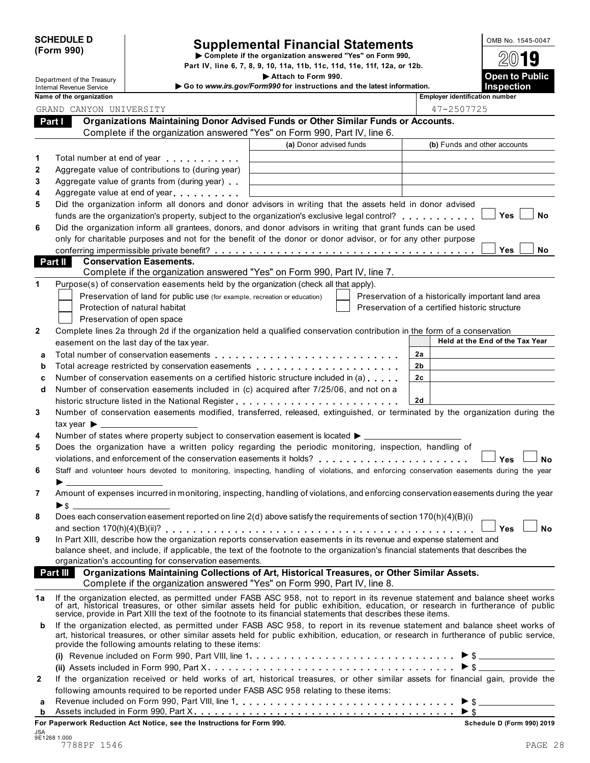**SCHEDULE D (Form 990)**

Department of the Treasury
Internal Revenue Service

# Supplemental Financial Statements

▶ Complete if the organization answered "Yes" on Form 990, Part IV, line 6, 7, 8, 9, 10, 11a, 11b, 11c, 11d, 11e, 11f, 12a, or 12b.
▶ Attach to Form 990.
▶ Go to www.irs.gov/Form990 for instructions and the latest information.

OMB No. 1545-0047
2019
**Open to Public Inspection**

Name of the organization: GRAND CANYON UNIVERSITY
Employer identification number: 47-2507725

## Part I Organizations Maintaining Donor Advised Funds or Other Similar Funds or Accounts.
Complete if the organization answered "Yes" on Form 990, Part IV, line 6.

| | | (a) Donor advised funds | (b) Funds and other accounts |
|---|---|---|---|
| 1 | Total number at end of year | | |
| 2 | Aggregate value of contributions to (during year) | | |
| 3 | Aggregate value of grants from (during year) | | |
| 4 | Aggregate value at end of year | | |

5 Did the organization inform all donors and donor advisors in writing that the assets held in donor advised funds are the organization's property, subject to the organization's exclusive legal control? ☐ Yes ☐ No

6 Did the organization inform all grantees, donors, and donor advisors in writing that grant funds can be used only for charitable purposes and not for the benefit of the donor or donor advisor, or for any other purpose conferring impermissible private benefit? ☐ Yes ☐ No

## Part II Conservation Easements.
Complete if the organization answered "Yes" on Form 990, Part IV, line 7.

1 Purpose(s) of conservation easements held by the organization (check all that apply).

- ☐ Preservation of land for public use (for example, recreation or education)
- ☐ Protection of natural habitat
- ☐ Preservation of open space
- ☐ Preservation of a historically important land area
- ☐ Preservation of a certified historic structure

2 Complete lines 2a through 2d if the organization held a qualified conservation contribution in the form of a conservation easement on the last day of the tax year.

| | | | Held at the End of the Tax Year |
|---|---|---|---|
| a | Total number of conservation easements | 2a | |
| b | Total acreage restricted by conservation easements | 2b | |
| c | Number of conservation easements on a certified historic structure included in (a) | 2c | |
| d | Number of conservation easements included in (c) acquired after 7/25/06, and not on a historic structure listed in the National Register | 2d | |

3 Number of conservation easements modified, transferred, released, extinguished, or terminated by the organization during the tax year ▶

4 Number of states where property subject to conservation easement is located ▶

5 Does the organization have a written policy regarding the periodic monitoring, inspection, handling of violations, and enforcement of the conservation easements it holds? ☐ Yes ☐ No

6 Staff and volunteer hours devoted to monitoring, inspecting, handling of violations, and enforcing conservation easements during the year ▶

7 Amount of expenses incurred in monitoring, inspecting, handling of violations, and enforcing conservation easements during the year ▶ $

8 Does each conservation easement reported on line 2(d) above satisfy the requirements of section 170(h)(4)(B)(i) and section 170(h)(4)(B)(ii)? ☐ Yes ☐ No

9 In Part XIII, describe how the organization reports conservation easements in its revenue and expense statement and balance sheet, and include, if applicable, the text of the footnote to the organization's financial statements that describes the organization's accounting for conservation easements.

## Part III Organizations Maintaining Collections of Art, Historical Treasures, or Other Similar Assets.
Complete if the organization answered "Yes" on Form 990, Part IV, line 8.

1a If the organization elected, as permitted under FASB ASC 958, not to report in its revenue statement and balance sheet works of art, historical treasures, or other similar assets held for public exhibition, education, or research in furtherance of public service, provide in Part XIII the text of the footnote to its financial statements that describes these items.

b If the organization elected, as permitted under FASB ASC 958, to report in its revenue statement and balance sheet works of art, historical treasures, or other similar assets held for public exhibition, education, or research in furtherance of public service, provide the following amounts relating to these items:

(i) Revenue included on Form 990, Part VIII, line 1 ▶ $

(ii) Assets included in Form 990, Part X ▶ $

2 If the organization received or held works of art, historical treasures, or other similar assets for financial gain, provide the following amounts required to be reported under FASB ASC 958 relating to these items:

a Revenue included on Form 990, Part VIII, line 1 ▶ $

b Assets included in Form 990, Part X ▶ $

**For Paperwork Reduction Act Notice, see the Instructions for Form 990.** **Schedule D (Form 990) 2019**

JSA
9E1268 1.000
7788PF 1546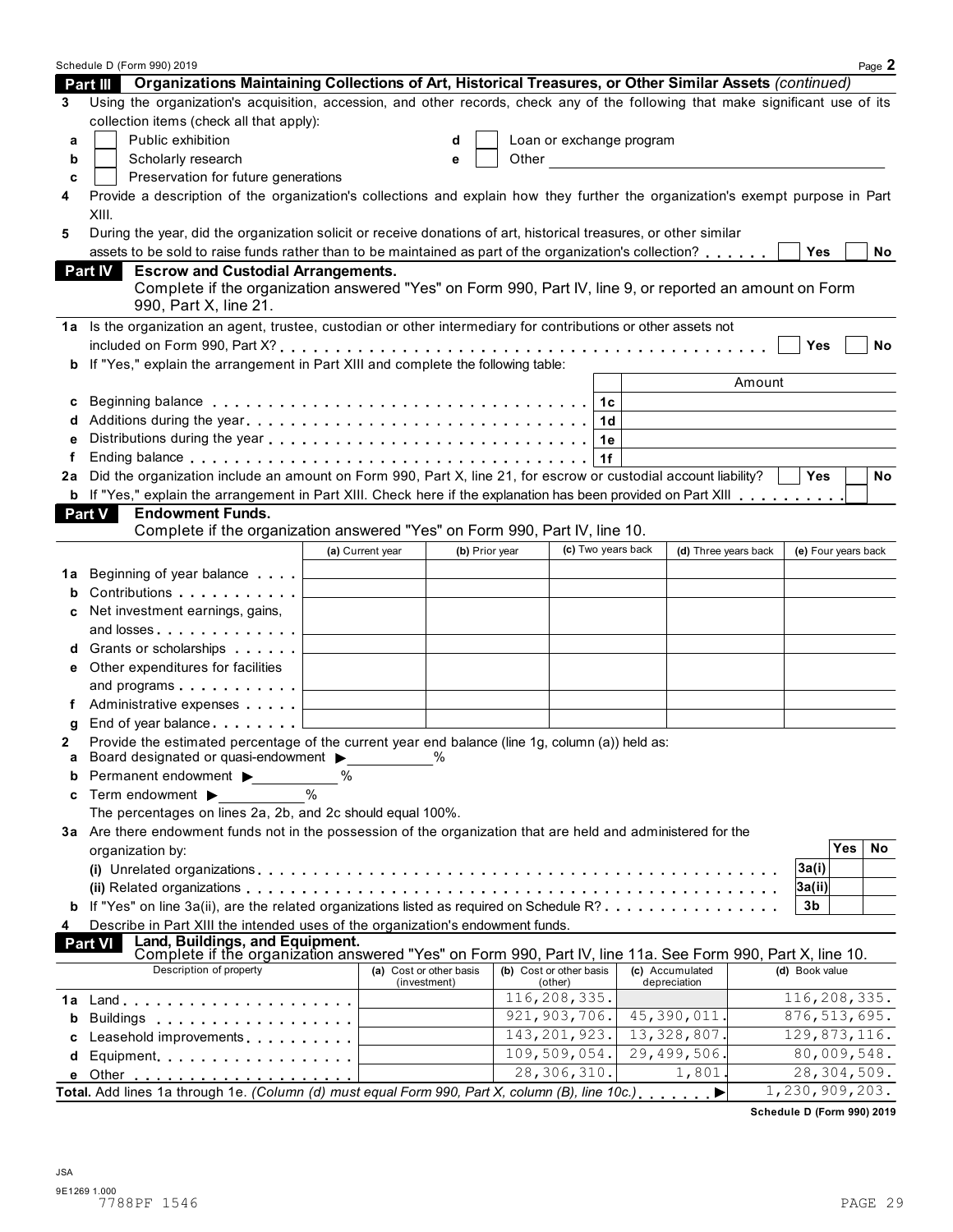Schedule D (Form 990) 2019

## Part III Organizations Maintaining Collections of Art, Historical Treasures, or Other Similar Assets *(continued)*

**3** Using the organization's acquisition, accession, and other records, check any of the following that make significant use of its collection items (check all that apply):

- **a** ☐ Public exhibition
- **b** ☐ Scholarly research
- **c** ☐ Preservation for future generations
- **d** ☐ Loan or exchange program
- **e** ☐ Other

**4** Provide a description of the organization's collections and explain how they further the organization's exempt purpose in Part XIII.

**5** During the year, did the organization solicit or receive donations of art, historical treasures, or other similar assets to be sold to raise funds rather than to be maintained as part of the organization's collection? ☐ Yes ☐ No

## Part IV Escrow and Custodial Arrangements.

Complete if the organization answered "Yes" on Form 990, Part IV, line 9, or reported an amount on Form 990, Part X, line 21.

**1a** Is the organization an agent, trustee, custodian or other intermediary for contributions or other assets not included on Form 990, Part X? ☐ Yes ☐ No

**b** If "Yes," explain the arrangement in Part XIII and complete the following table:

| | | | Amount |
|---|---|---|---|
| c | Beginning balance | 1c | |
| d | Additions during the year | 1d | |
| e | Distributions during the year | 1e | |
| f | Ending balance | 1f | |

**2a** Did the organization include an amount on Form 990, Part X, line 21, for escrow or custodial account liability? ☐ Yes ☐ No

**b** If "Yes," explain the arrangement in Part XIII. Check here if the explanation has been provided on Part XIII ☐

## Part V Endowment Funds.

Complete if the organization answered "Yes" on Form 990, Part IV, line 10.

| | | (a) Current year | (b) Prior year | (c) Two years back | (d) Three years back | (e) Four years back |
|---|---|---|---|---|---|---|
| 1a | Beginning of year balance | | | | | |
| b | Contributions | | | | | |
| c | Net investment earnings, gains, and losses | | | | | |
| d | Grants or scholarships | | | | | |
| e | Other expenditures for facilities and programs | | | | | |
| f | Administrative expenses | | | | | |
| g | End of year balance | | | | | |

**2** Provide the estimated percentage of the current year end balance (line 1g, column (a)) held as:

- **a** Board designated or quasi-endowment ▶ ______ %
- **b** Permanent endowment ▶ ______ %
- **c** Term endowment ▶ ______ %

The percentages on lines 2a, 2b, and 2c should equal 100%.

**3a** Are there endowment funds not in the possession of the organization that are held and administered for the organization by:

| | | | Yes | No |
|---|---|---|---|---|
| | (i) Unrelated organizations | 3a(i) | | |
| | (ii) Related organizations | 3a(ii) | | |
| b | If "Yes" on line 3a(ii), are the related organizations listed as required on Schedule R? | 3b | | |

**4** Describe in Part XIII the intended uses of the organization's endowment funds.

## Part VI Land, Buildings, and Equipment.

Complete if the organization answered "Yes" on Form 990, Part IV, line 11a. See Form 990, Part X, line 10.

| Description of property | (a) Cost or other basis (investment) | (b) Cost or other basis (other) | (c) Accumulated depreciation | (d) Book value |
|---|---|---|---|---|
| 1a Land | | 116,208,335. | | 116,208,335. |
| b Buildings | | 921,903,706. | 45,390,011. | 876,513,695. |
| c Leasehold improvements | | 143,201,923. | 13,328,807. | 129,873,116. |
| d Equipment | | 109,509,054. | 29,499,506. | 80,009,548. |
| e Other | | 28,306,310. | 1,801. | 28,304,509. |
| **Total.** Add lines 1a through 1e. *(Column (d) must equal Form 990, Part X, column (B), line 10c.)* ▶ | | | | 1,230,909,203. |

Schedule D (Form 990) 2019

JSA
9E1269 1.000
7788PF 1546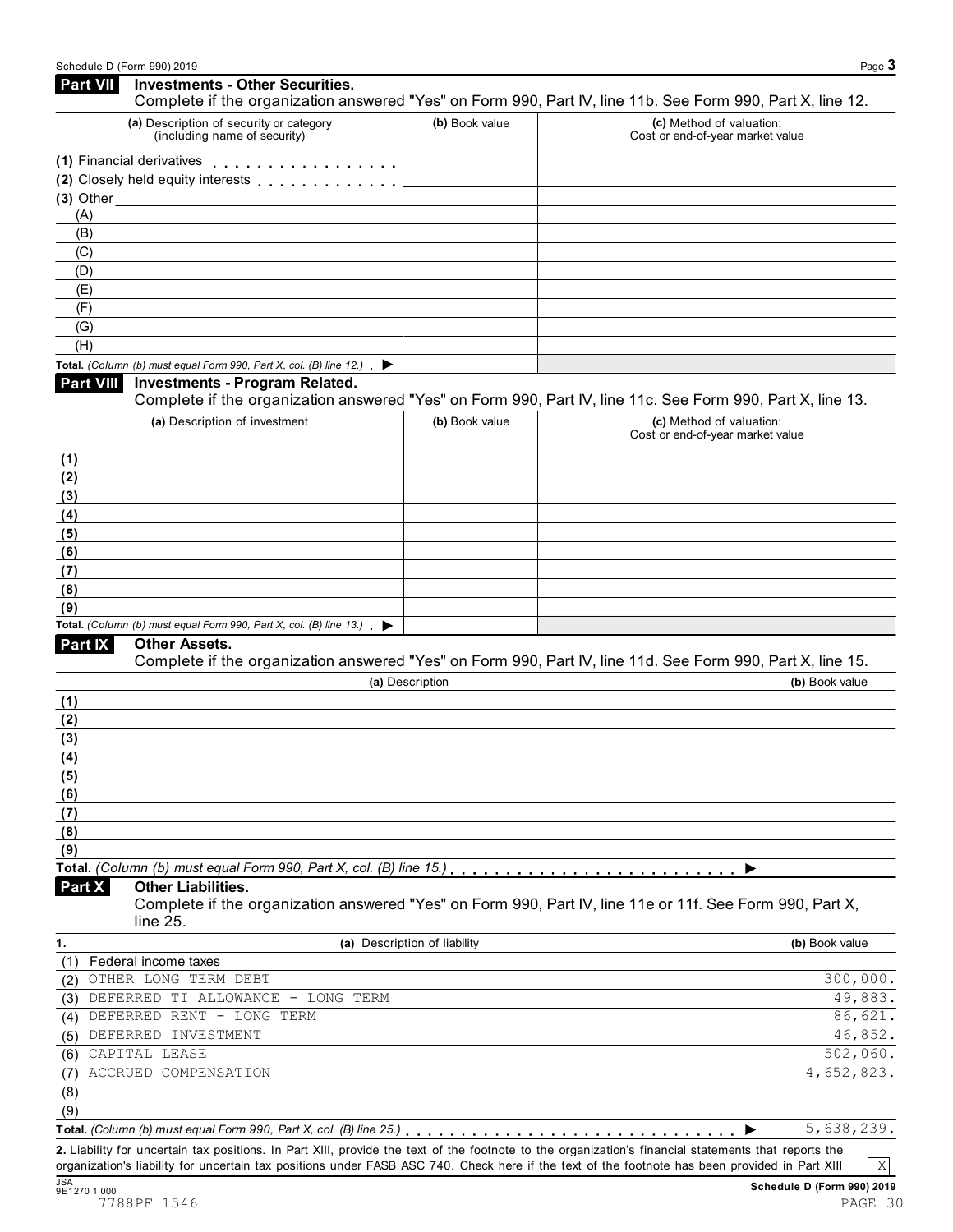## Part VII Investments - Other Securities.

Complete if the organization answered "Yes" on Form 990, Part IV, line 11b. See Form 990, Part X, line 12.

| (a) Description of security or category (including name of security) | (b) Book value | (c) Method of valuation: Cost or end-of-year market value |
|---|---|---|
| (1) Financial derivatives | | |
| (2) Closely held equity interests | | |
| (3) Other | | |
| (A) | | |
| (B) | | |
| (C) | | |
| (D) | | |
| (E) | | |
| (F) | | |
| (G) | | |
| (H) | | |
| **Total.** *(Column (b) must equal Form 990, Part X, col. (B) line 12.)* ▶ | | |

## Part VIII Investments - Program Related.

Complete if the organization answered "Yes" on Form 990, Part IV, line 11c. See Form 990, Part X, line 13.

| (a) Description of investment | (b) Book value | (c) Method of valuation: Cost or end-of-year market value |
|---|---|---|
| (1) | | |
| (2) | | |
| (3) | | |
| (4) | | |
| (5) | | |
| (6) | | |
| (7) | | |
| (8) | | |
| (9) | | |
| **Total.** *(Column (b) must equal Form 990, Part X, col. (B) line 13.)* ▶ | | |

## Part IX Other Assets.

Complete if the organization answered "Yes" on Form 990, Part IV, line 11d. See Form 990, Part X, line 15.

| (a) Description | (b) Book value |
|---|---|
| (1) | |
| (2) | |
| (3) | |
| (4) | |
| (5) | |
| (6) | |
| (7) | |
| (8) | |
| (9) | |
| **Total.** *(Column (b) must equal Form 990, Part X, col. (B) line 15.)* ▶ | |

## Part X Other Liabilities.

Complete if the organization answered "Yes" on Form 990, Part IV, line 11e or 11f. See Form 990, Part X, line 25.

| 1. (a) Description of liability | (b) Book value |
|---|---|
| (1) Federal income taxes | |
| (2) OTHER LONG TERM DEBT | 300,000. |
| (3) DEFERRED TI ALLOWANCE - LONG TERM | 49,883. |
| (4) DEFERRED RENT - LONG TERM | 86,621. |
| (5) DEFERRED INVESTMENT | 46,852. |
| (6) CAPITAL LEASE | 502,060. |
| (7) ACCRUED COMPENSATION | 4,652,823. |
| (8) | |
| (9) | |
| **Total.** *(Column (b) must equal Form 990, Part X, col. (B) line 25.)* ▶ | 5,638,239. |

**2.** Liability for uncertain tax positions. In Part XIII, provide the text of the footnote to the organization's financial statements that reports the organization's liability for uncertain tax positions under FASB ASC 740. Check here if the text of the footnote has been provided in Part XIII [X]

JSA 9E1270 1.000

7788PF 1546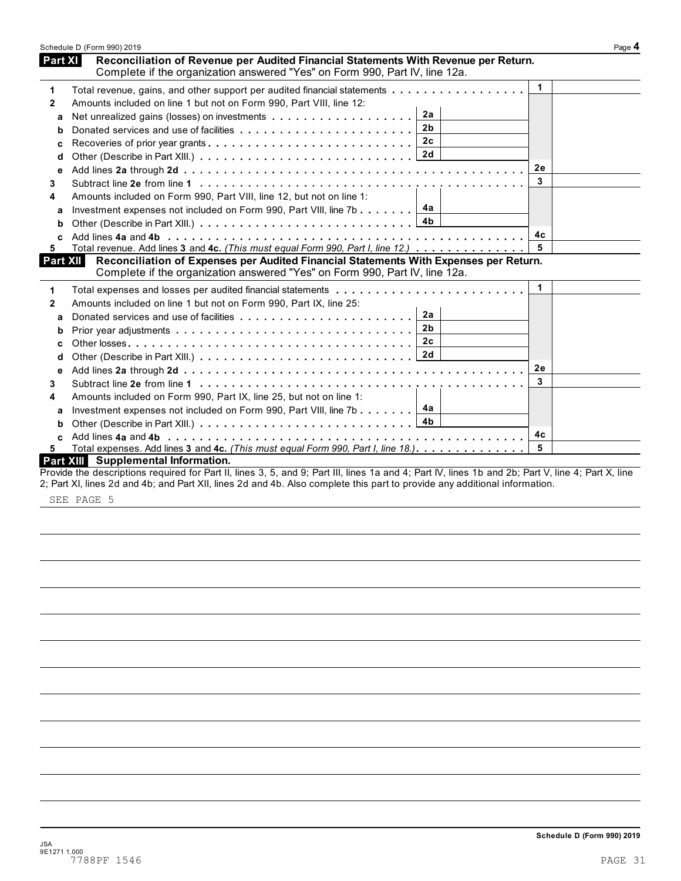## Part XI Reconciliation of Revenue per Audited Financial Statements With Revenue per Return.

Complete if the organization answered "Yes" on Form 990, Part IV, line 12a.

| | | | | | |
|---|---|---|---|---|---|
| 1 | Total revenue, gains, and other support per audited financial statements | | | 1 | |
| 2 | Amounts included on line 1 but not on Form 990, Part VIII, line 12: | | | | |
| a | Net unrealized gains (losses) on investments | 2a | | | |
| b | Donated services and use of facilities | 2b | | | |
| c | Recoveries of prior year grants | 2c | | | |
| d | Other (Describe in Part XIII.) | 2d | | | |
| e | Add lines **2a** through **2d** | | | 2e | |
| 3 | Subtract line **2e** from line **1** | | | 3 | |
| 4 | Amounts included on Form 990, Part VIII, line 12, but not on line 1: | | | | |
| a | Investment expenses not included on Form 990, Part VIII, line 7b | 4a | | | |
| b | Other (Describe in Part XIII.) | 4b | | | |
| c | Add lines **4a** and **4b** | | | 4c | |
| 5 | Total revenue. Add lines **3** and **4c.** *(This must equal Form 990, Part I, line 12.)* | | | 5 | |

## Part XII Reconciliation of Expenses per Audited Financial Statements With Expenses per Return.

Complete if the organization answered "Yes" on Form 990, Part IV, line 12a.

| | | | | | |
|---|---|---|---|---|---|
| 1 | Total expenses and losses per audited financial statements | | | 1 | |
| 2 | Amounts included on line 1 but not on Form 990, Part IX, line 25: | | | | |
| a | Donated services and use of facilities | 2a | | | |
| b | Prior year adjustments | 2b | | | |
| c | Other losses | 2c | | | |
| d | Other (Describe in Part XIII.) | 2d | | | |
| e | Add lines **2a** through **2d** | | | 2e | |
| 3 | Subtract line **2e** from line **1** | | | 3 | |
| 4 | Amounts included on Form 990, Part IX, line 25, but not on line 1: | | | | |
| a | Investment expenses not included on Form 990, Part VIII, line 7b | 4a | | | |
| b | Other (Describe in Part XIII.) | 4b | | | |
| c | Add lines **4a** and **4b** | | | 4c | |
| 5 | Total expenses. Add lines **3** and **4c.** *(This must equal Form 990, Part I, line 18.)* | | | 5 | |

## Part XIII Supplemental Information.

Provide the descriptions required for Part II, lines 3, 5, and 9; Part III, lines 1a and 4; Part IV, lines 1b and 2b; Part V, line 4; Part X, line 2; Part XI, lines 2d and 4b; and Part XII, lines 2d and 4b. Also complete this part to provide any additional information.

SEE PAGE 5

**Schedule D (Form 990) 2019**

JSA
9E1271 1.000
7788PF 1546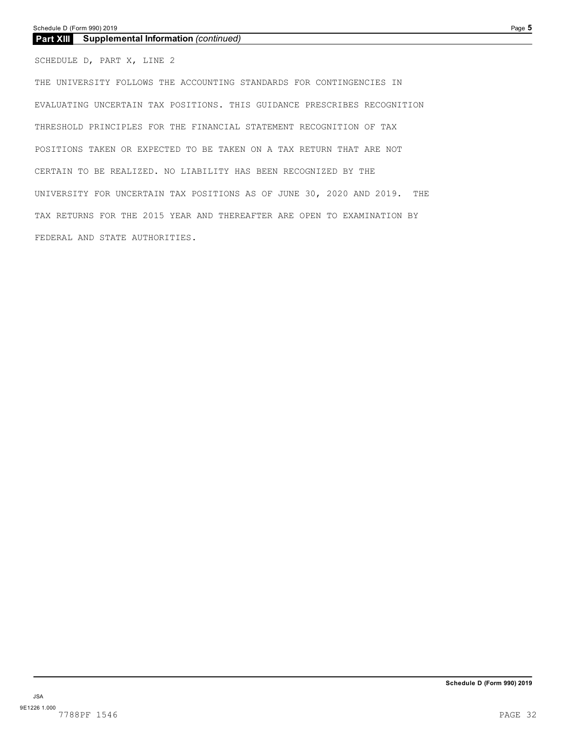**Part XIII Supplemental Information** *(continued)*

SCHEDULE D, PART X, LINE 2

THE UNIVERSITY FOLLOWS THE ACCOUNTING STANDARDS FOR CONTINGENCIES IN EVALUATING UNCERTAIN TAX POSITIONS. THIS GUIDANCE PRESCRIBES RECOGNITION THRESHOLD PRINCIPLES FOR THE FINANCIAL STATEMENT RECOGNITION OF TAX POSITIONS TAKEN OR EXPECTED TO BE TAKEN ON A TAX RETURN THAT ARE NOT CERTAIN TO BE REALIZED. NO LIABILITY HAS BEEN RECOGNIZED BY THE UNIVERSITY FOR UNCERTAIN TAX POSITIONS AS OF JUNE 30, 2020 AND 2019. THE TAX RETURNS FOR THE 2015 YEAR AND THEREAFTER ARE OPEN TO EXAMINATION BY FEDERAL AND STATE AUTHORITIES.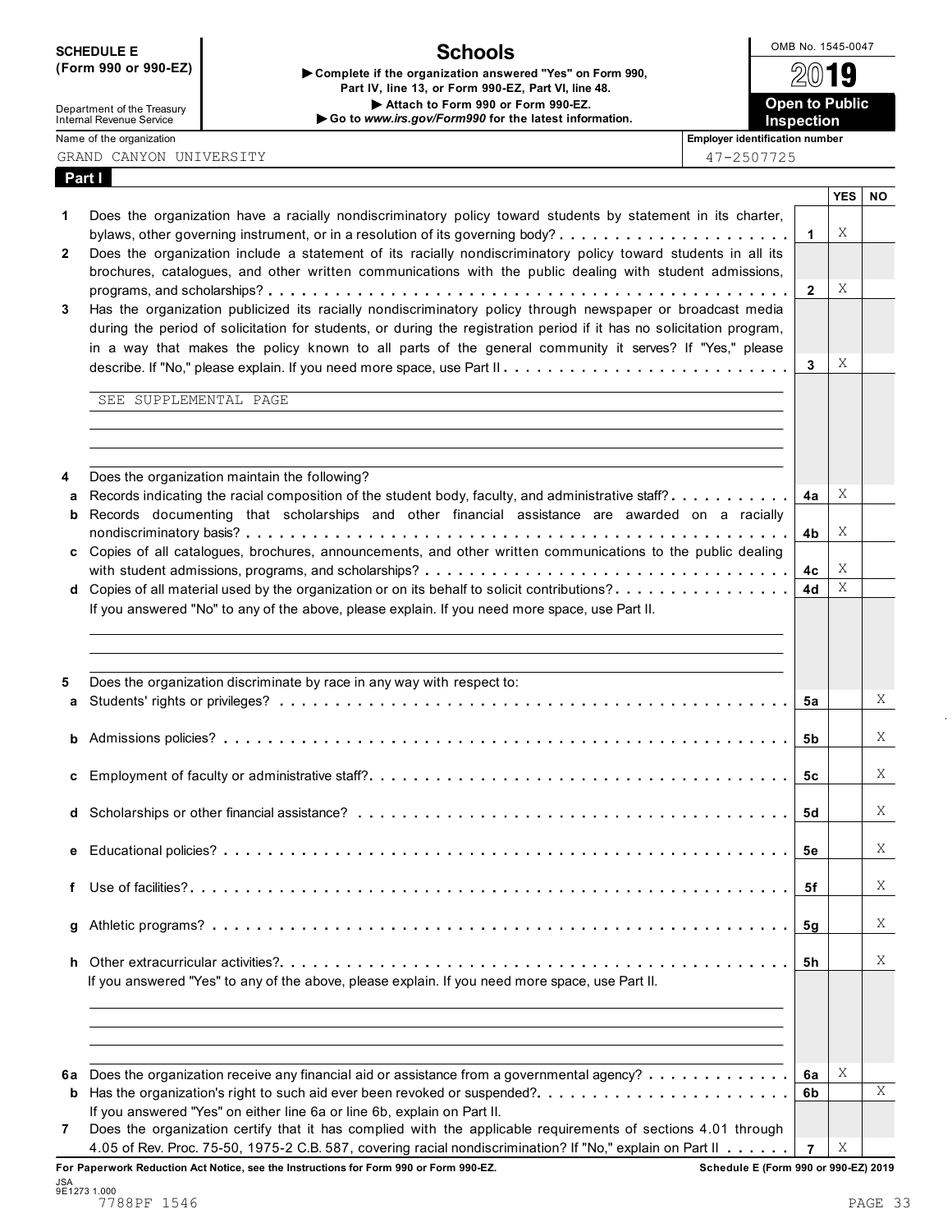**SCHEDULE E (Form 990 or 990-EZ)**

Department of the Treasury
Internal Revenue Service

# Schools

▶ Complete if the organization answered "Yes" on Form 990, Part IV, line 13, or Form 990-EZ, Part VI, line 48.
▶ Attach to Form 990 or Form 990-EZ.
▶ Go to *www.irs.gov/Form990* for the latest information.

OMB No. 1545-0047

**2019**

**Open to Public Inspection**

Name of the organization: GRAND CANYON UNIVERSITY

Employer identification number: 47-2507725

## Part I

| | | | YES | NO |
|---|---|---|---|---|
| **1** | Does the organization have a racially nondiscriminatory policy toward students by statement in its charter, bylaws, other governing instrument, or in a resolution of its governing body? | **1** | X | |
| **2** | Does the organization include a statement of its racially nondiscriminatory policy toward students in all its brochures, catalogues, and other written communications with the public dealing with student admissions, programs, and scholarships? | **2** | X | |
| **3** | Has the organization publicized its racially nondiscriminatory policy through newspaper or broadcast media during the period of solicitation for students, or during the registration period if it has no solicitation program, in a way that makes the policy known to all parts of the general community it serves? If "Yes," please describe. If "No," please explain. If you need more space, use Part II | **3** | X | |

SEE SUPPLEMENTAL PAGE

| | | | YES | NO |
|---|---|---|---|---|
| **4** | Does the organization maintain the following? | | | |
| **a** | Records indicating the racial composition of the student body, faculty, and administrative staff? | **4a** | X | |
| **b** | Records documenting that scholarships and other financial assistance are awarded on a racially nondiscriminatory basis? | **4b** | X | |
| **c** | Copies of all catalogues, brochures, announcements, and other written communications to the public dealing with student admissions, programs, and scholarships? | **4c** | X | |
| **d** | Copies of all material used by the organization or on its behalf to solicit contributions? | **4d** | X | |

If you answered "No" to any of the above, please explain. If you need more space, use Part II.

| | | | YES | NO |
|---|---|---|---|---|
| **5** | Does the organization discriminate by race in any way with respect to: | | | |
| **a** | Students' rights or privileges? | **5a** | | X |
| **b** | Admissions policies? | **5b** | | X |
| **c** | Employment of faculty or administrative staff? | **5c** | | X |
| **d** | Scholarships or other financial assistance? | **5d** | | X |
| **e** | Educational policies? | **5e** | | X |
| **f** | Use of facilities? | **5f** | | X |
| **g** | Athletic programs? | **5g** | | X |
| **h** | Other extracurricular activities? | **5h** | | X |

If you answered "Yes" to any of the above, please explain. If you need more space, use Part II.

| | | | YES | NO |
|---|---|---|---|---|
| **6a** | Does the organization receive any financial aid or assistance from a governmental agency? | **6a** | X | |
| **b** | Has the organization's right to such aid ever been revoked or suspended? | **6b** | | X |
| | If you answered "Yes" on either line 6a or line 6b, explain on Part II. | | | |
| **7** | Does the organization certify that it has complied with the applicable requirements of sections 4.01 through 4.05 of Rev. Proc. 75-50, 1975-2 C.B. 587, covering racial nondiscrimination? If "No," explain on Part II | **7** | X | |

**For Paperwork Reduction Act Notice, see the Instructions for Form 990 or Form 990-EZ.** **Schedule E (Form 990 or 990-EZ) 2019**

JSA
9E1273 1.000
7788PF 1546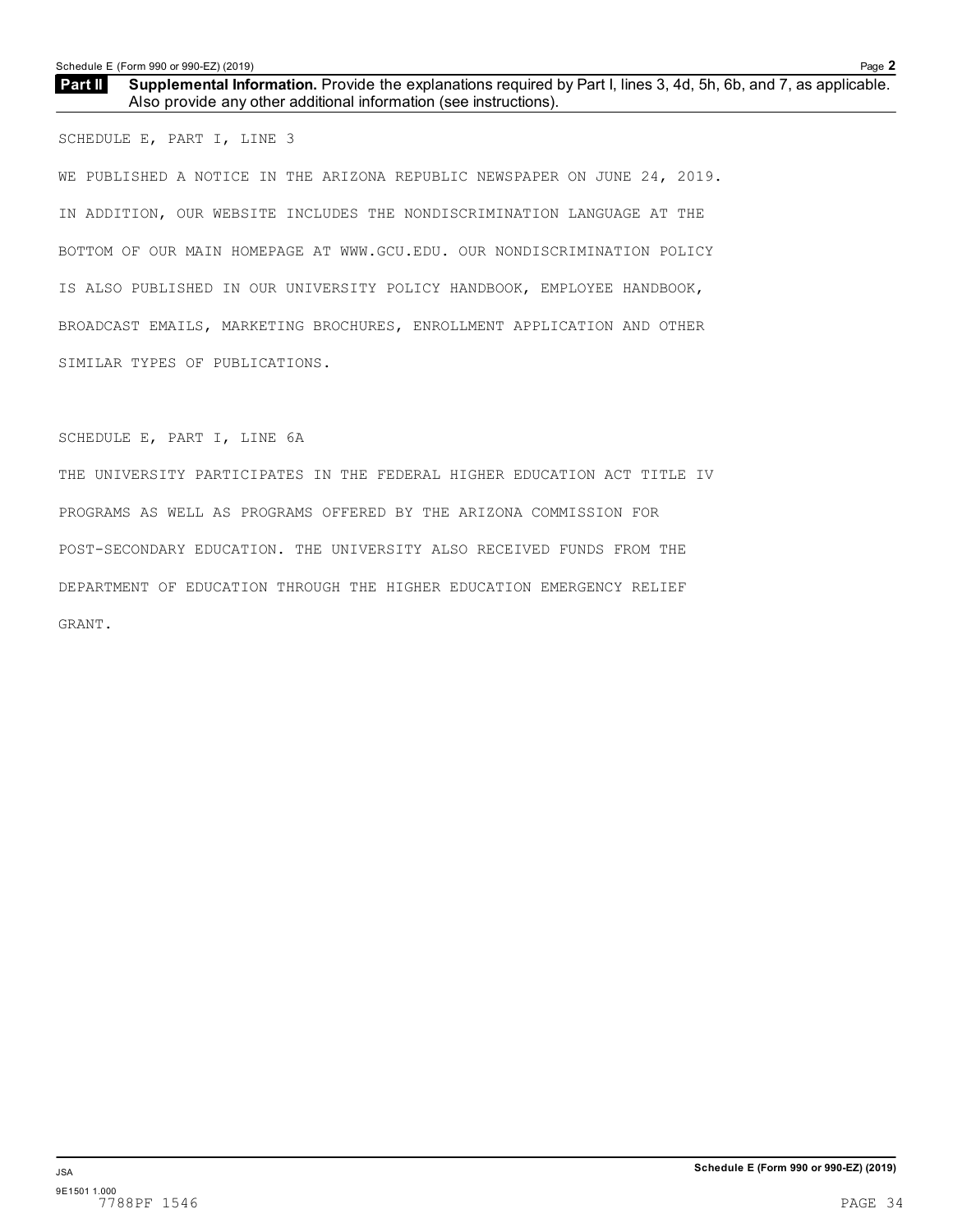## Part II Supplemental Information. Provide the explanations required by Part I, lines 3, 4d, 5h, 6b, and 7, as applicable. Also provide any other additional information (see instructions).

SCHEDULE E, PART I, LINE 3

WE PUBLISHED A NOTICE IN THE ARIZONA REPUBLIC NEWSPAPER ON JUNE 24, 2019. IN ADDITION, OUR WEBSITE INCLUDES THE NONDISCRIMINATION LANGUAGE AT THE BOTTOM OF OUR MAIN HOMEPAGE AT WWW.GCU.EDU. OUR NONDISCRIMINATION POLICY IS ALSO PUBLISHED IN OUR UNIVERSITY POLICY HANDBOOK, EMPLOYEE HANDBOOK, BROADCAST EMAILS, MARKETING BROCHURES, ENROLLMENT APPLICATION AND OTHER SIMILAR TYPES OF PUBLICATIONS.

SCHEDULE E, PART I, LINE 6A

THE UNIVERSITY PARTICIPATES IN THE FEDERAL HIGHER EDUCATION ACT TITLE IV PROGRAMS AS WELL AS PROGRAMS OFFERED BY THE ARIZONA COMMISSION FOR POST-SECONDARY EDUCATION. THE UNIVERSITY ALSO RECEIVED FUNDS FROM THE DEPARTMENT OF EDUCATION THROUGH THE HIGHER EDUCATION EMERGENCY RELIEF GRANT.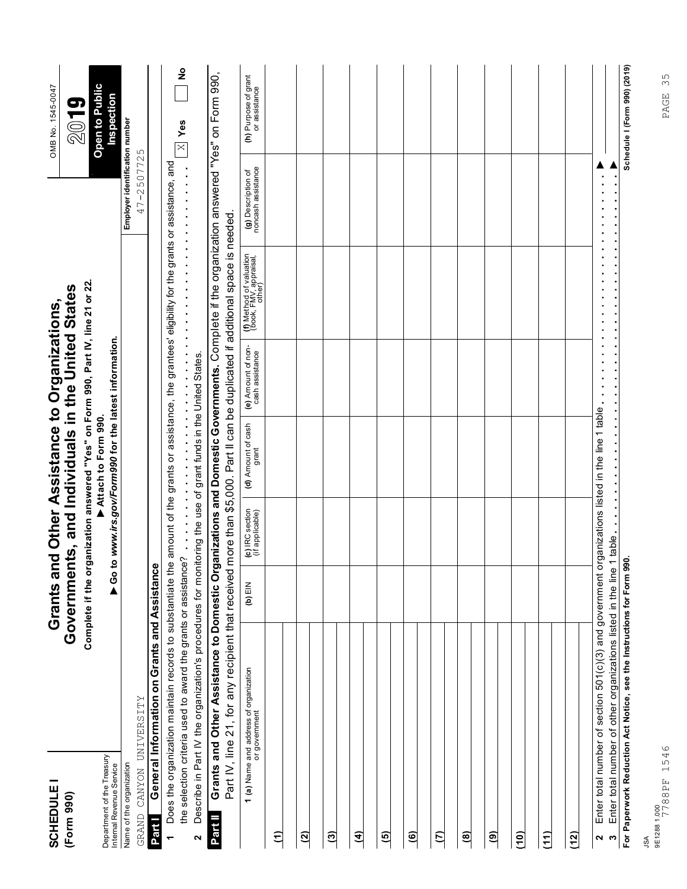**SCHEDULE I**
**(Form 990)**

Department of the Treasury
Internal Revenue Service

# Grants and Other Assistance to Organizations, Governments, and Individuals in the United States

**Complete if the organization answered "Yes" on Form 990, Part IV, line 21 or 22.**

**▶ Attach to Form 990.**

**▶ Go to *www.irs.gov/Form990* for the latest information.**

OMB No. 1545-0047

**2019**

**Open to Public Inspection**

Name of the organization: GRAND CANYON UNIVERSITY

Employer identification number: 47-2507725

## Part I General Information on Grants and Assistance

1 Does the organization maintain records to substantiate the amount of the grants or assistance, the grantees' eligibility for the grants or assistance, and the selection criteria used to award the grants or assistance? . . . . . . . . . . . . . . . . . . . . . . . . . . . . . . . . . . . . . . . . . . . . . . . . X Yes ☐ No

2 Describe in Part IV the organization's procedures for monitoring the use of grant funds in the United States.

## Part II Grants and Other Assistance to Domestic Organizations and Domestic Governments.

Complete if the organization answered "Yes" on Form 990, Part IV, line 21, for any recipient that received more than $5,000. Part II can be duplicated if additional space is needed.

| 1 (a) Name and address of organization or government | (b) EIN | (c) IRC section (if applicable) | (d) Amount of cash grant | (e) Amount of non-cash assistance | (f) Method of valuation (book, FMV, appraisal, other) | (g) Description of noncash assistance | (h) Purpose of grant or assistance |
|---|---|---|---|---|---|---|---|
| (1) | | | | | | | |
| (2) | | | | | | | |
| (3) | | | | | | | |
| (4) | | | | | | | |
| (5) | | | | | | | |
| (6) | | | | | | | |
| (7) | | | | | | | |
| (8) | | | | | | | |
| (9) | | | | | | | |
| (10) | | | | | | | |
| (11) | | | | | | | |
| (12) | | | | | | | |

2 Enter total number of section 501(c)(3) and government organizations listed in the line 1 table . . . . . . . . . . . . . . . . . . . . ▶

3 Enter total number of other organizations listed in the line 1 table. . . . . . . . . . . . . . . . . . . . . . . . . . . . . . . . . . . . . . . ▶

**For Paperwork Reduction Act Notice, see the Instructions for Form 990.**

**Schedule I (Form 990) (2019)**

JSA
9E1288 1.000
7788PF 1546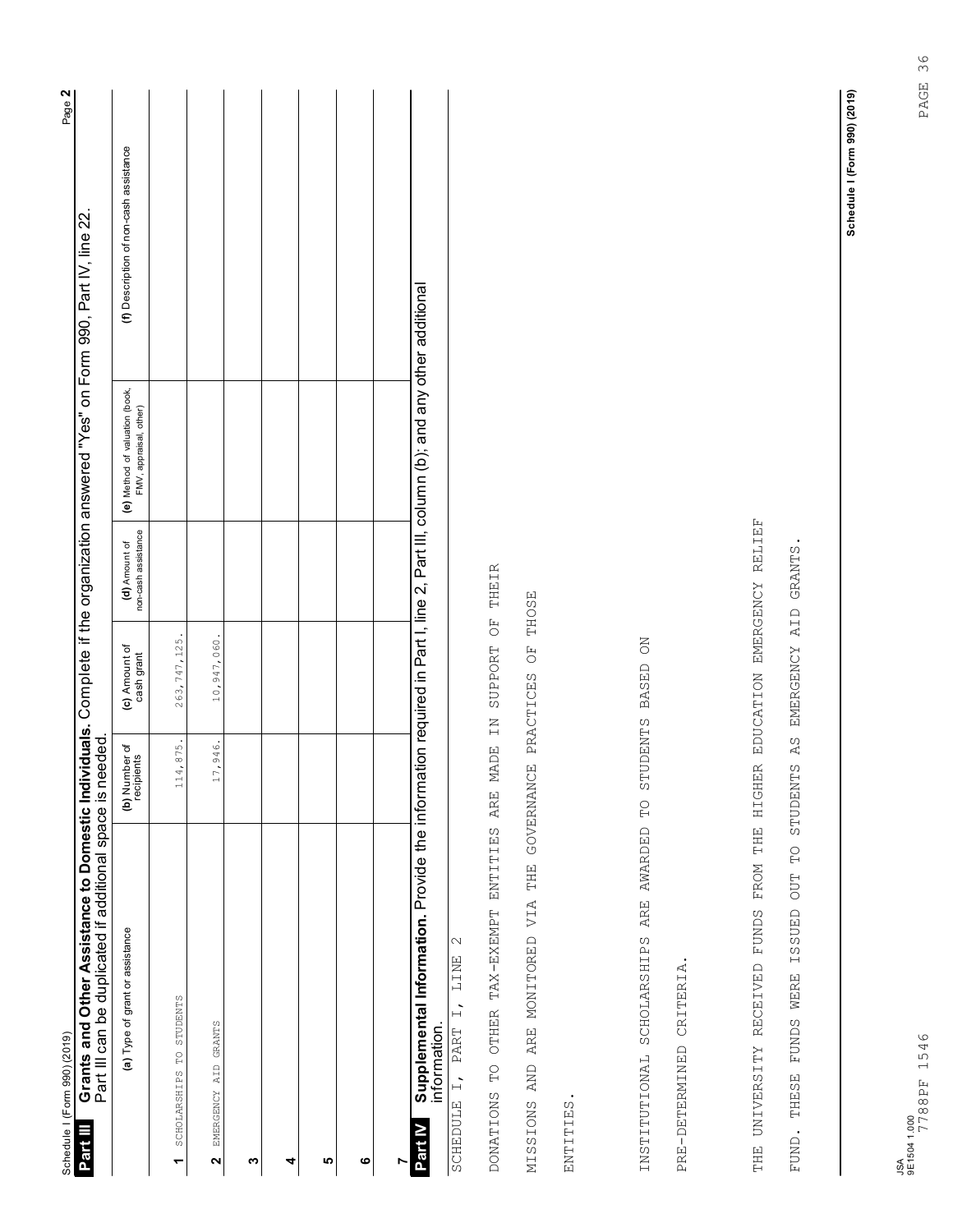Schedule I (Form 990) (2019)

**Part III** **Grants and Other Assistance to Domestic Individuals.** Complete if the organization answered "Yes" on Form 990, Part IV, line 22.
Part III can be duplicated if additional space is needed.

| | (a) Type of grant or assistance | (b) Number of recipients | (c) Amount of cash grant | (d) Amount of non-cash assistance | (e) Method of valuation (book, FMV, appraisal, other) | (f) Description of non-cash assistance |
|---|---|---|---|---|---|---|
| 1 | SCHOLARSHIPS TO STUDENTS | 114,875. | 263,747,125. | | | |
| 2 | EMERGENCY AID GRANTS | 17,946. | 10,947,060. | | | |
| 3 | | | | | | |
| 4 | | | | | | |
| 5 | | | | | | |
| 6 | | | | | | |
| 7 | | | | | | |

**Part IV** **Supplemental Information.** Provide the information required in Part I, line 2, Part III, column (b); and any other additional information.

SCHEDULE I, PART I, LINE 2

DONATIONS TO OTHER TAX-EXEMPT ENTITIES ARE MADE IN SUPPORT OF THEIR MISSIONS AND ARE MONITORED VIA THE GOVERNANCE PRACTICES OF THOSE ENTITIES.

INSTITUTIONAL SCHOLARSHIPS ARE AWARDED TO STUDENTS BASED ON PRE-DETERMINED CRITERIA.

THE UNIVERSITY RECEIVED FUNDS FROM THE HIGHER EDUCATION EMERGENCY RELIEF FUND. THESE FUNDS WERE ISSUED OUT TO STUDENTS AS EMERGENCY AID GRANTS.

Schedule I (Form 990) (2019)

JSA
9E1504 1.000
7788PF 1546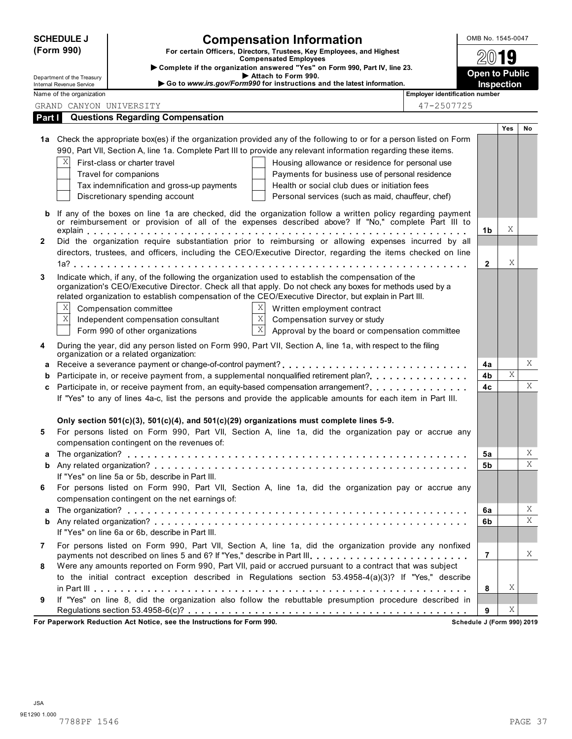**SCHEDULE J (Form 990)**

Department of the Treasury
Internal Revenue Service

# Compensation Information

**For certain Officers, Directors, Trustees, Key Employees, and Highest Compensated Employees**

▶ **Complete if the organization answered "Yes" on Form 990, Part IV, line 23.**
▶ **Attach to Form 990.**
▶ **Go to *www.irs.gov/Form990* for instructions and the latest information.**

OMB No. 1545-0047

**2019**

**Open to Public Inspection**

| Name of the organization | Employer identification number |
|---|---|
| GRAND CANYON UNIVERSITY | 47-2507725 |

## Part I Questions Regarding Compensation

| | | | Yes | No |
|---|---|---|---|---|
| **1a** | Check the appropriate box(es) if the organization provided any of the following to or for a person listed on Form 990, Part VII, Section A, line 1a. Complete Part III to provide any relevant information regarding these items.<br>[X] First-class or charter travel<br>[ ] Travel for companions<br>[ ] Tax indemnification and gross-up payments<br>[ ] Discretionary spending account<br>[ ] Housing allowance or residence for personal use<br>[ ] Payments for business use of personal residence<br>[ ] Health or social club dues or initiation fees<br>[ ] Personal services (such as maid, chauffeur, chef) | | | |
| **b** | If any of the boxes on line 1a are checked, did the organization follow a written policy regarding payment or reimbursement or provision of all of the expenses described above? If "No," complete Part III to explain | **1b** | X | |
| **2** | Did the organization require substantiation prior to reimbursing or allowing expenses incurred by all directors, trustees, and officers, including the CEO/Executive Director, regarding the items checked on line 1a? | **2** | X | |
| **3** | Indicate which, if any, of the following the organization used to establish the compensation of the organization's CEO/Executive Director. Check all that apply. Do not check any boxes for methods used by a related organization to establish compensation of the CEO/Executive Director, but explain in Part III.<br>[X] Compensation committee<br>[X] Independent compensation consultant<br>[ ] Form 990 of other organizations<br>[X] Written employment contract<br>[X] Compensation survey or study<br>[X] Approval by the board or compensation committee | | | |
| **4** | During the year, did any person listed on Form 990, Part VII, Section A, line 1a, with respect to the filing organization or a related organization: | | | |
| **a** | Receive a severance payment or change-of-control payment? | **4a** | | X |
| **b** | Participate in, or receive payment from, a supplemental nonqualified retirement plan? | **4b** | X | |
| **c** | Participate in, or receive payment from, an equity-based compensation arrangement? | **4c** | | X |
| | If "Yes" to any of lines 4a-c, list the persons and provide the applicable amounts for each item in Part III. | | | |
| | **Only section 501(c)(3), 501(c)(4), and 501(c)(29) organizations must complete lines 5-9.** | | | |
| **5** | For persons listed on Form 990, Part VII, Section A, line 1a, did the organization pay or accrue any compensation contingent on the revenues of: | | | |
| **a** | The organization? | **5a** | | X |
| **b** | Any related organization? | **5b** | | X |
| | If "Yes" on line 5a or 5b, describe in Part III. | | | |
| **6** | For persons listed on Form 990, Part VII, Section A, line 1a, did the organization pay or accrue any compensation contingent on the net earnings of: | | | |
| **a** | The organization? | **6a** | | X |
| **b** | Any related organization? | **6b** | | X |
| | If "Yes" on line 6a or 6b, describe in Part III. | | | |
| **7** | For persons listed on Form 990, Part VII, Section A, line 1a, did the organization provide any nonfixed payments not described on lines 5 and 6? If "Yes," describe in Part III | **7** | | X |
| **8** | Were any amounts reported on Form 990, Part VII, paid or accrued pursuant to a contract that was subject to the initial contract exception described in Regulations section 53.4958-4(a)(3)? If "Yes," describe in Part III | **8** | X | |
| **9** | If "Yes" on line 8, did the organization also follow the rebuttable presumption procedure described in Regulations section 53.4958-6(c)? | **9** | X | |

**For Paperwork Reduction Act Notice, see the Instructions for Form 990.** **Schedule J (Form 990) 2019**

JSA
9E1290 1.000
7788PF 1546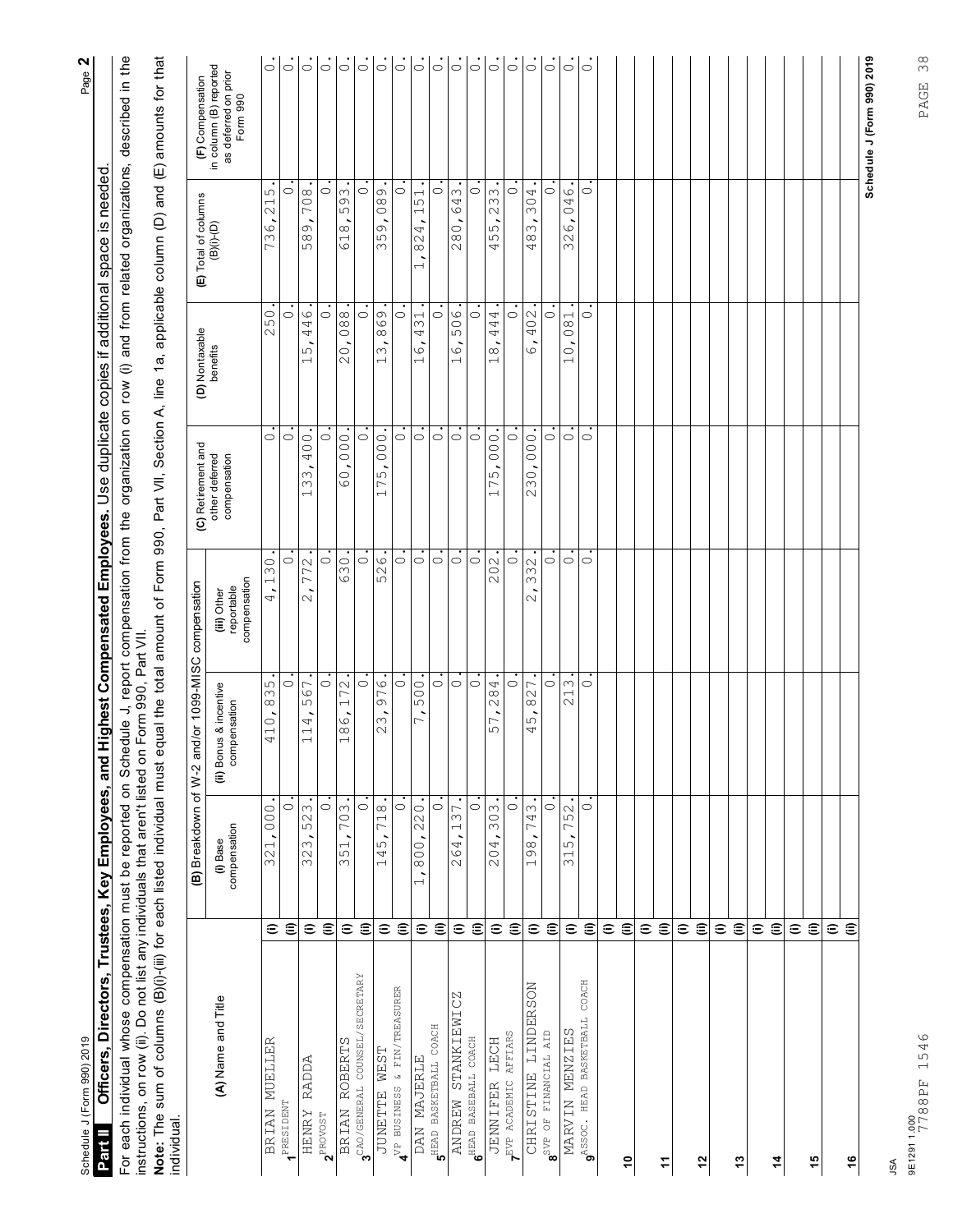Schedule J (Form 990) 2019

## Part II Officers, Directors, Trustees, Key Employees, and Highest Compensated Employees. Use duplicate copies if additional space is needed.

For each individual whose compensation must be reported on Schedule J, report compensation from the organization on row (i) and from related organizations, described in the instructions, on row (ii). Do not list any individuals that aren't listed on Form 990, Part VII.

**Note:** The sum of columns (B)(i)-(iii) for each listed individual must equal the total amount of Form 990, Part VII, Section A, line 1a, applicable column (D) and (E) amounts for that individual.

| (A) Name and Title | | (B) Breakdown of W-2 and/or 1099-MISC compensation | | | (C) Retirement and other deferred compensation | (D) Nontaxable benefits | (E) Total of columns (B)(i)-(D) | (F) Compensation in column (B) reported as deferred on prior Form 990 |
|---|---|---|---|---|---|---|---|---|
| | | (i) Base compensation | (ii) Bonus & incentive compensation | (iii) Other reportable compensation | | | | |
| 1 BRIAN MUELLER PRESIDENT | (i) | 321,000. | 410,835. | 4,130. | 0. | 250. | 736,215. | 0. |
| | (ii) | 0. | 0. | 0. | 0. | 0. | 0. | 0. |
| 2 HENRY RADDA PROVOST | (i) | 323,523. | 114,567. | 2,772. | 133,400. | 15,446. | 589,708. | 0. |
| | (ii) | 0. | 0. | 0. | 0. | 0. | 0. | 0. |
| 3 BRIAN ROBERTS CAO/GENERAL COUNSEL/SECRETARY | (i) | 351,703. | 186,172. | 630. | 60,000. | 20,088. | 618,593. | 0. |
| | (ii) | 0. | 0. | 0. | 0. | 0. | 0. | 0. |
| 4 JUNETTE WEST VP BUSINESS & FIN/TREASURER | (i) | 145,718. | 23,976. | 526. | 175,000. | 13,869. | 359,089. | 0. |
| | (ii) | 0. | 0. | 0. | 0. | 0. | 0. | 0. |
| 5 DAN MAJERLE HEAD BASKETBALL COACH | (i) | 1,800,220. | 7,500. | 0. | 0. | 16,431. | 1,824,151. | 0. |
| | (ii) | 0. | 0. | 0. | 0. | 0. | 0. | 0. |
| 6 ANDREW STANKIEWICZ HEAD BASEBALL COACH | (i) | 264,137. | 0. | 0. | 0. | 16,506. | 280,643. | 0. |
| | (ii) | 0. | 0. | 0. | 0. | 0. | 0. | 0. |
| 7 JENNIFER LECH EVP ACADEMIC AFFIARS | (i) | 204,303. | 57,284. | 202. | 175,000. | 18,444. | 455,233. | 0. |
| | (ii) | 0. | 0. | 0. | 0. | 0. | 0. | 0. |
| 8 CHRISTINE LINDERSON SVP OF FINANCIAL AID | (i) | 198,743. | 45,827. | 2,332. | 230,000. | 6,402. | 483,304. | 0. |
| | (ii) | 0. | 0. | 0. | 0. | 0. | 0. | 0. |
| 9 MARVIN MENZIES ASSOC. HEAD BASKETBALL COACH | (i) | 315,752. | 213. | 0. | 0. | 10,081. | 326,046. | 0. |
| | (ii) | 0. | 0. | 0. | 0. | 0. | 0. | 0. |
| 10 | (i) | | | | | | | |
| | (ii) | | | | | | | |
| 11 | (i) | | | | | | | |
| | (ii) | | | | | | | |
| 12 | (i) | | | | | | | |
| | (ii) | | | | | | | |
| 13 | (i) | | | | | | | |
| | (ii) | | | | | | | |
| 14 | (i) | | | | | | | |
| | (ii) | | | | | | | |
| 15 | (i) | | | | | | | |
| | (ii) | | | | | | | |
| 16 | (i) | | | | | | | |
| | (ii) | | | | | | | |

Schedule J (Form 990) 2019

JSA
9E1291 1.000
7788PF 1546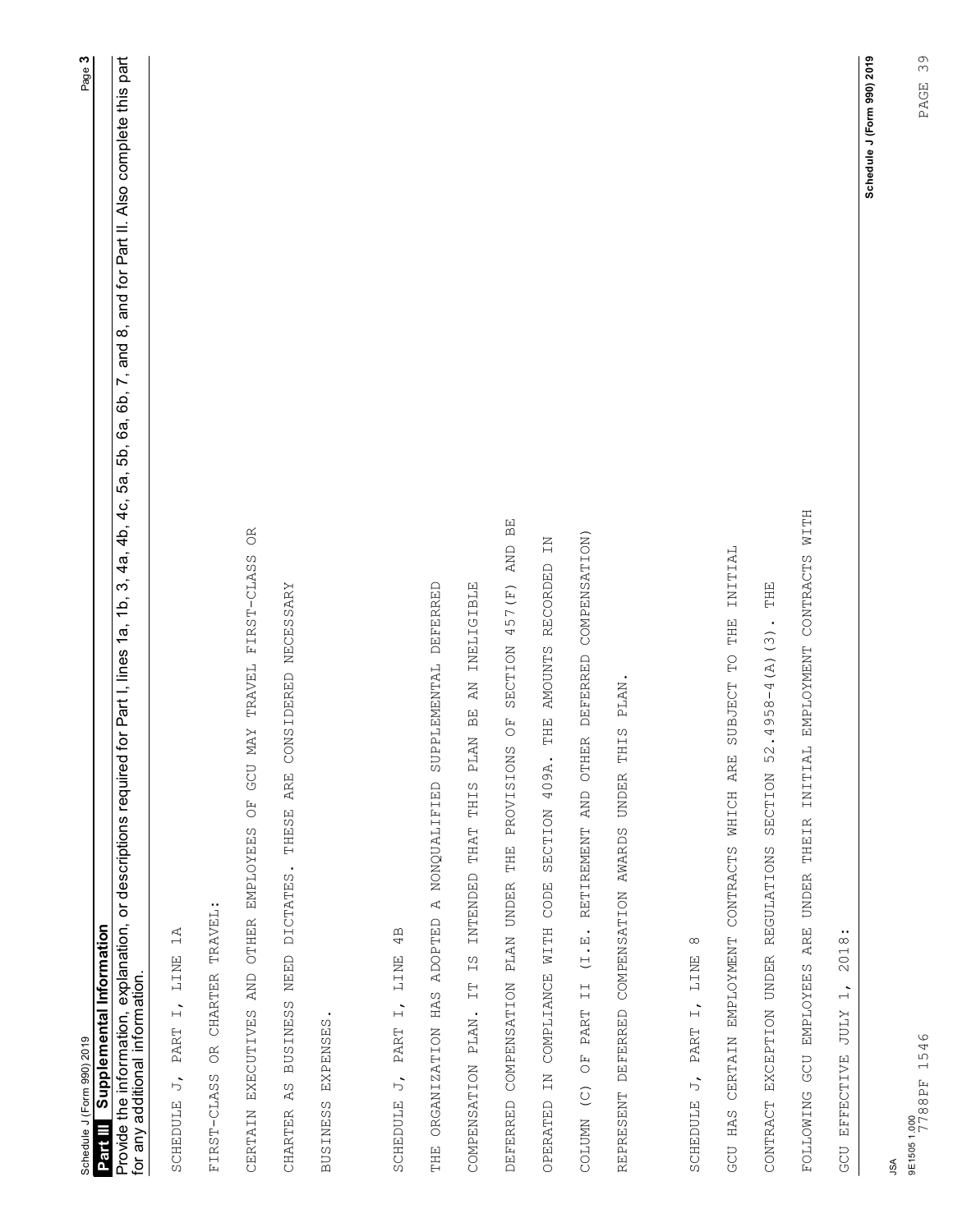## Part III Supplemental Information

Provide the information, explanation, or descriptions required for Part I, lines 1a, 1b, 3, 4a, 4b, 4c, 5a, 5b, 6a, 6b, 7, and 8, and for Part II. Also complete this part for any additional information.

SCHEDULE J, PART I, LINE 1A

FIRST-CLASS OR CHARTER TRAVEL:

CERTAIN EXECUTIVES AND OTHER EMPLOYEES OF GCU MAY TRAVEL FIRST-CLASS OR CHARTER AS BUSINESS NEED DICTATES. THESE ARE CONSIDERED NECESSARY BUSINESS EXPENSES.

SCHEDULE J, PART I, LINE 4B

THE ORGANIZATION HAS ADOPTED A NONQUALIFIED SUPPLEMENTAL DEFERRED COMPENSATION PLAN. IT IS INTENDED THAT THIS PLAN BE AN INELIGIBLE DEFERRED COMPENSATION PLAN UNDER THE PROVISIONS OF SECTION 457(F) AND BE OPERATED IN COMPLIANCE WITH CODE SECTION 409A. THE AMOUNTS RECORDED IN COLUMN (C) OF PART II (I.E. RETIREMENT AND OTHER DEFERRED COMPENSATION) REPRESENT DEFERRED COMPENSATION AWARDS UNDER THIS PLAN.

SCHEDULE J, PART I, LINE 8

GCU HAS CERTAIN EMPLOYMENT CONTRACTS WHICH ARE SUBJECT TO THE INITIAL CONTRACT EXCEPTION UNDER REGULATIONS SECTION 53.4958-4(A)(3). THE FOLLOWING GCU EMPLOYEES ARE UNDER THEIR INITIAL EMPLOYMENT CONTRACTS WITH GCU EFFECTIVE JULY 1, 2018: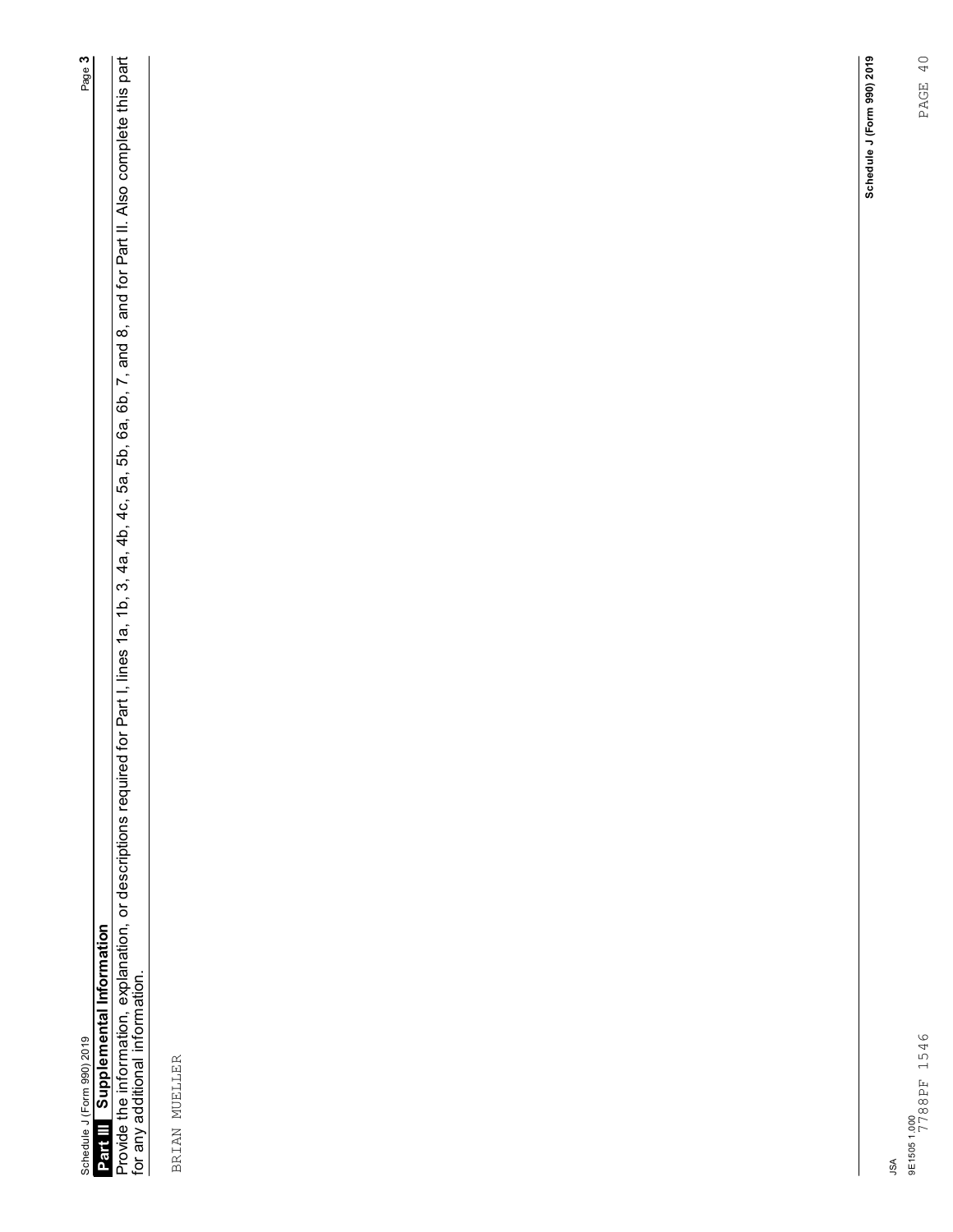## Part III Supplemental Information

Provide the information, explanation, or descriptions required for Part I, lines 1a, 1b, 3, 4a, 4b, 4c, 5a, 5b, 6a, 6b, 7, and 8, and for Part II. Also complete this part for any additional information.

BRIAN MUELLER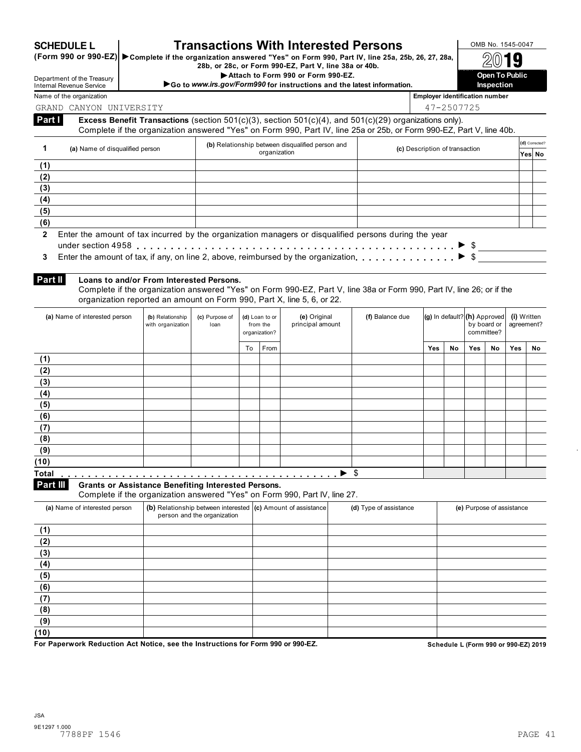**SCHEDULE L (Form 990 or 990-EZ)**

# Transactions With Interested Persons

▶ Complete if the organization answered "Yes" on Form 990, Part IV, line 25a, 25b, 26, 27, 28a, 28b, or 28c, or Form 990-EZ, Part V, line 38a or 40b.

▶ Attach to Form 990 or Form 990-EZ.

▶ Go to *www.irs.gov/Form990* for instructions and the latest information.

Department of the Treasury
Internal Revenue Service

OMB No. 1545-0047

**2019**

**Open To Public Inspection**

Name of the organization: GRAND CANYON UNIVERSITY

Employer identification number: 47-2507725

## Part I Excess Benefit Transactions (section 501(c)(3), section 501(c)(4), and 501(c)(29) organizations only).

Complete if the organization answered "Yes" on Form 990, Part IV, line 25a or 25b, or Form 990-EZ, Part V, line 40b.

| 1 | (a) Name of disqualified person | (b) Relationship between disqualified person and organization | (c) Description of transaction | (d) Corrected? Yes | No |
|---|---|---|---|---|---|
| (1) | | | | | |
| (2) | | | | | |
| (3) | | | | | |
| (4) | | | | | |
| (5) | | | | | |
| (6) | | | | | |

**2** Enter the amount of tax incurred by the organization managers or disqualified persons during the year under section 4958 . . . . . ▶ $

**3** Enter the amount of tax, if any, on line 2, above, reimbursed by the organization . . . . . ▶ $

## Part II Loans to and/or From Interested Persons.

Complete if the organization answered "Yes" on Form 990-EZ, Part V, line 38a or Form 990, Part IV, line 26; or if the organization reported an amount on Form 990, Part X, line 5, 6, or 22.

| (a) Name of interested person | (b) Relationship with organization | (c) Purpose of loan | (d) Loan to or from the organization? | | (e) Original principal amount | (f) Balance due | (g) In default? | | (h) Approved by board or committee? | | (i) Written agreement? | |
|---|---|---|---|---|---|---|---|---|---|---|---|---|
| | | | To | From | | | Yes | No | Yes | No | Yes | No |
| (1) | | | | | | | | | | | | |
| (2) | | | | | | | | | | | | |
| (3) | | | | | | | | | | | | |
| (4) | | | | | | | | | | | | |
| (5) | | | | | | | | | | | | |
| (6) | | | | | | | | | | | | |
| (7) | | | | | | | | | | | | |
| (8) | | | | | | | | | | | | |
| (9) | | | | | | | | | | | | |
| (10) | | | | | | | | | | | | |
| Total . . . . . ▶ $ | | | | | | | | | | | | |

## Part III Grants or Assistance Benefiting Interested Persons.

Complete if the organization answered "Yes" on Form 990, Part IV, line 27.

| (a) Name of interested person | (b) Relationship between interested person and the organization | (c) Amount of assistance | (d) Type of assistance | (e) Purpose of assistance |
|---|---|---|---|---|
| (1) | | | | |
| (2) | | | | |
| (3) | | | | |
| (4) | | | | |
| (5) | | | | |
| (6) | | | | |
| (7) | | | | |
| (8) | | | | |
| (9) | | | | |
| (10) | | | | |

**For Paperwork Reduction Act Notice, see the Instructions for Form 990 or 990-EZ.**

**Schedule L (Form 990 or 990-EZ) 2019**

JSA
9E1297 1.000
7788PF 1546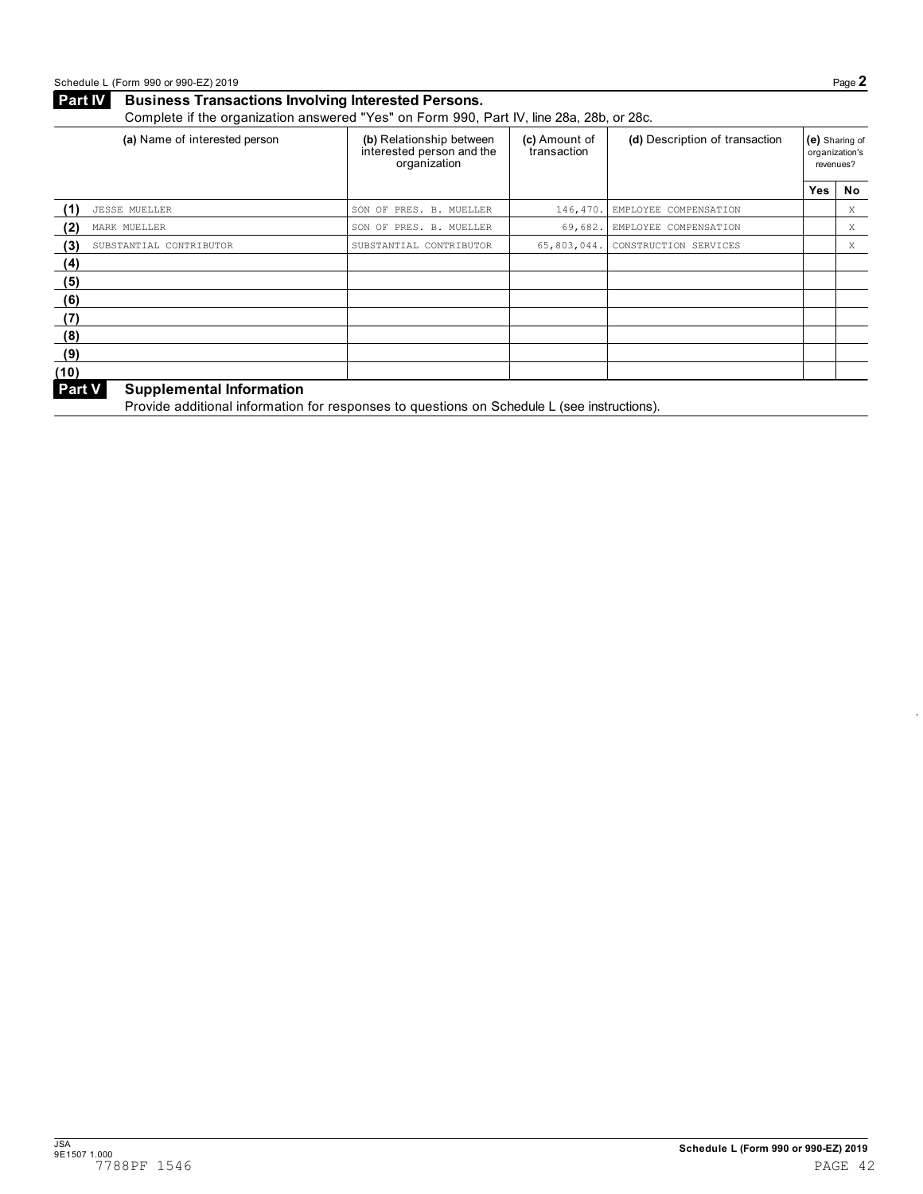## Part IV Business Transactions Involving Interested Persons.

Complete if the organization answered "Yes" on Form 990, Part IV, line 28a, 28b, or 28c.

| | (a) Name of interested person | (b) Relationship between interested person and the organization | (c) Amount of transaction | (d) Description of transaction | (e) Sharing of organization's revenues? | |
|---|---|---|---|---|---|---|
| | | | | | Yes | No |
| (1) | JESSE MUELLER | SON OF PRES. B. MUELLER | 146,470. | EMPLOYEE COMPENSATION | | X |
| (2) | MARK MUELLER | SON OF PRES. B. MUELLER | 69,682. | EMPLOYEE COMPENSATION | | X |
| (3) | SUBSTANTIAL CONTRIBUTOR | SUBSTANTIAL CONTRIBUTOR | 65,803,044. | CONSTRUCTION SERVICES | | X |
| (4) | | | | | | |
| (5) | | | | | | |
| (6) | | | | | | |
| (7) | | | | | | |
| (8) | | | | | | |
| (9) | | | | | | |
| (10) | | | | | | |

## Part V Supplemental Information

Provide additional information for responses to questions on Schedule L (see instructions).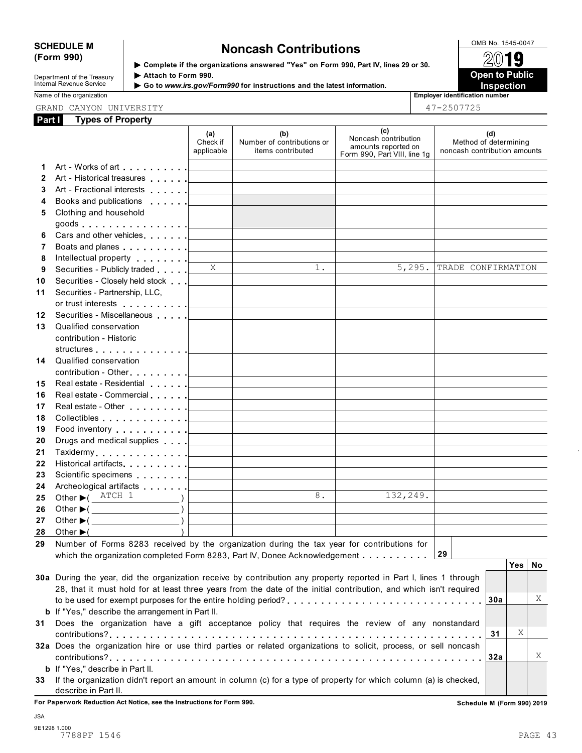**SCHEDULE M (Form 990)**

Department of the Treasury
Internal Revenue Service

# Noncash Contributions

▶ Complete if the organizations answered "Yes" on Form 990, Part IV, lines 29 or 30.
▶ Attach to Form 990.
▶ Go to *www.irs.gov/Form990* for instructions and the latest information.

OMB No. 1545-0047

**2019**

**Open to Public Inspection**

Name of the organization: GRAND CANYON UNIVERSITY

Employer identification number: 47-2507725

## Part I Types of Property

| | | (a) Check if applicable | (b) Number of contributions or items contributed | (c) Noncash contribution amounts reported on Form 990, Part VIII, line 1g | (d) Method of determining noncash contribution amounts |
|---|---|---|---|---|---|
| 1 | Art - Works of art | | | | |
| 2 | Art - Historical treasures | | | | |
| 3 | Art - Fractional interests | | | | |
| 4 | Books and publications | | | | |
| 5 | Clothing and household goods | | | | |
| 6 | Cars and other vehicles | | | | |
| 7 | Boats and planes | | | | |
| 8 | Intellectual property | | | | |
| 9 | Securities - Publicly traded | X | 1. | 5,295. | TRADE CONFIRMATION |
| 10 | Securities - Closely held stock | | | | |
| 11 | Securities - Partnership, LLC, or trust interests | | | | |
| 12 | Securities - Miscellaneous | | | | |
| 13 | Qualified conservation contribution - Historic structures | | | | |
| 14 | Qualified conservation contribution - Other | | | | |
| 15 | Real estate - Residential | | | | |
| 16 | Real estate - Commercial | | | | |
| 17 | Real estate - Other | | | | |
| 18 | Collectibles | | | | |
| 19 | Food inventory | | | | |
| 20 | Drugs and medical supplies | | | | |
| 21 | Taxidermy | | | | |
| 22 | Historical artifacts | | | | |
| 23 | Scientific specimens | | | | |
| 24 | Archeological artifacts | | | | |
| 25 | Other ▶( ATCH 1 ) | | 8. | 132,249. | |
| 26 | Other ▶( ) | | | | |
| 27 | Other ▶( ) | | | | |
| 28 | Other ▶( ) | | | | |

| | | Line | Yes | No |
|---|---|---|---|---|
| 29 | Number of Forms 8283 received by the organization during the tax year for contributions for which the organization completed Form 8283, Part IV, Donee Acknowledgement | 29 | | |
| 30a | During the year, did the organization receive by contribution any property reported in Part I, lines 1 through 28, that it must hold for at least three years from the date of the initial contribution, and which isn't required to be used for exempt purposes for the entire holding period? | 30a | | X |
| b | If "Yes," describe the arrangement in Part II. | | | |
| 31 | Does the organization have a gift acceptance policy that requires the review of any nonstandard contributions? | 31 | X | |
| 32a | Does the organization hire or use third parties or related organizations to solicit, process, or sell noncash contributions? | 32a | | X |
| b | If "Yes," describe in Part II. | | | |
| 33 | If the organization didn't report an amount in column (c) for a type of property for which column (a) is checked, describe in Part II. | | | |

**For Paperwork Reduction Act Notice, see the Instructions for Form 990.** **Schedule M (Form 990) 2019**

JSA
9E1298 1.000
7788PF 1546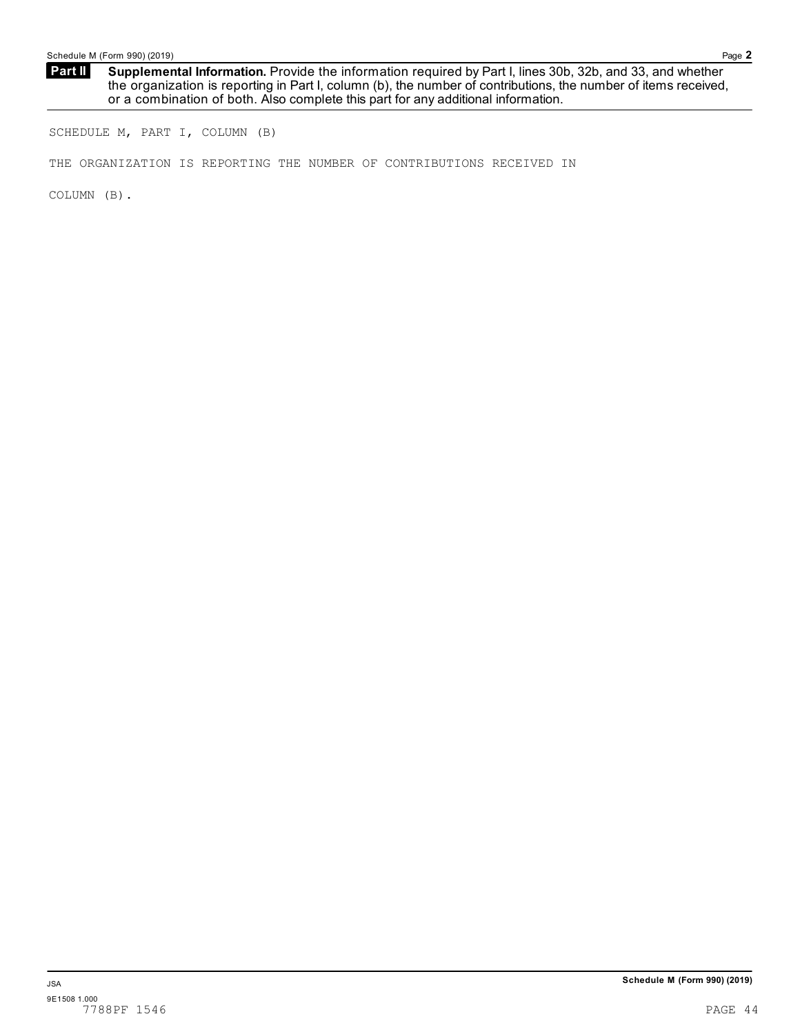**Part II** **Supplemental Information.** Provide the information required by Part I, lines 30b, 32b, and 33, and whether the organization is reporting in Part I, column (b), the number of contributions, the number of items received, or a combination of both. Also complete this part for any additional information.

SCHEDULE M, PART I, COLUMN (B)

THE ORGANIZATION IS REPORTING THE NUMBER OF CONTRIBUTIONS RECEIVED IN

COLUMN (B).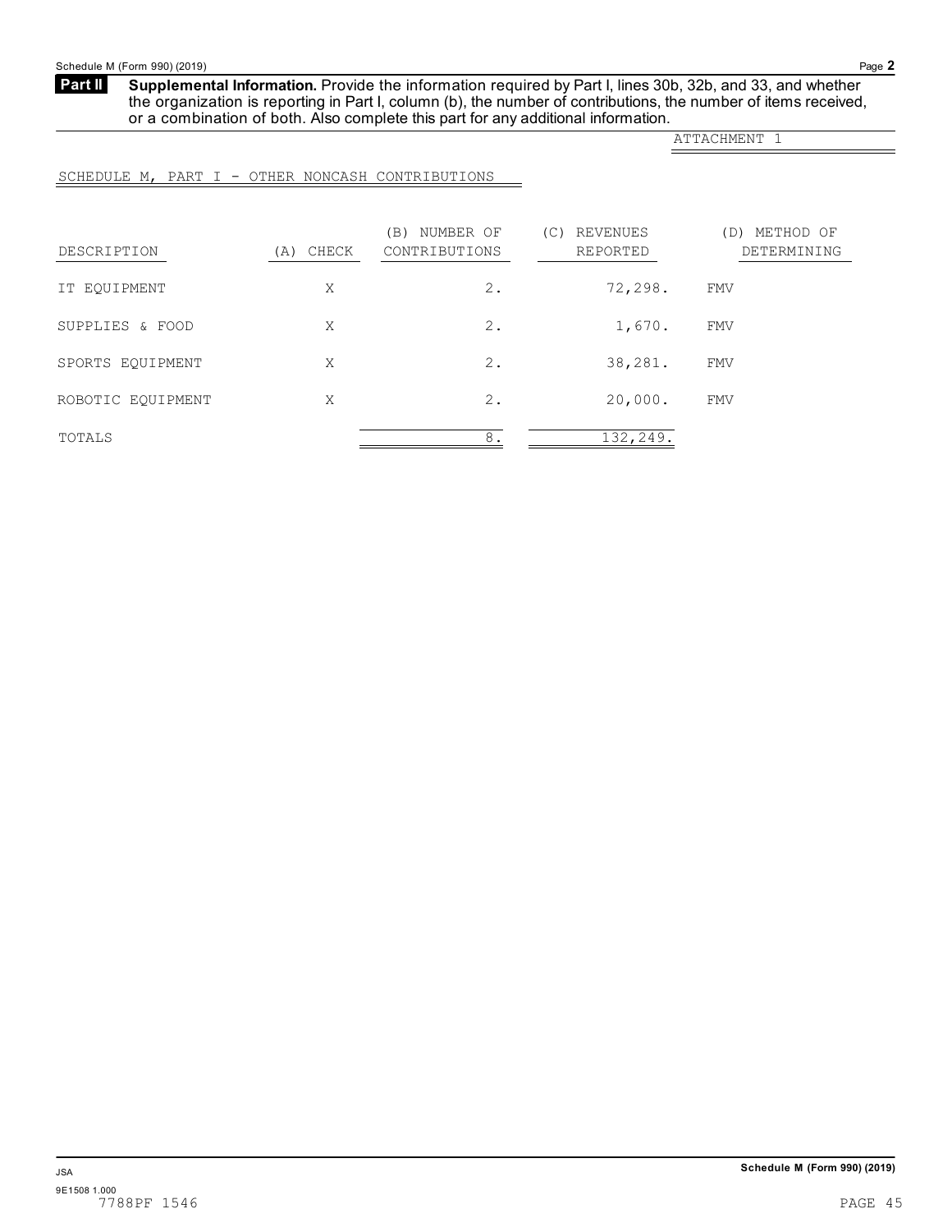## Part II Supplemental Information.

**Supplemental Information.** Provide the information required by Part I, lines 30b, 32b, and 33, and whether the organization is reporting in Part I, column (b), the number of contributions, the number of items received, or a combination of both. Also complete this part for any additional information.

ATTACHMENT 1

SCHEDULE M, PART I - OTHER NONCASH CONTRIBUTIONS

| DESCRIPTION | (A) CHECK | (B) NUMBER OF CONTRIBUTIONS | (C) REVENUES REPORTED | (D) METHOD OF DETERMINING |
|---|---|---|---|---|
| IT EQUIPMENT | X | 2. | 72,298. | FMV |
| SUPPLIES & FOOD | X | 2. | 1,670. | FMV |
| SPORTS EQUIPMENT | X | 2. | 38,281. | FMV |
| ROBOTIC EQUIPMENT | X | 2. | 20,000. | FMV |
| TOTALS | | 8. | 132,249. | |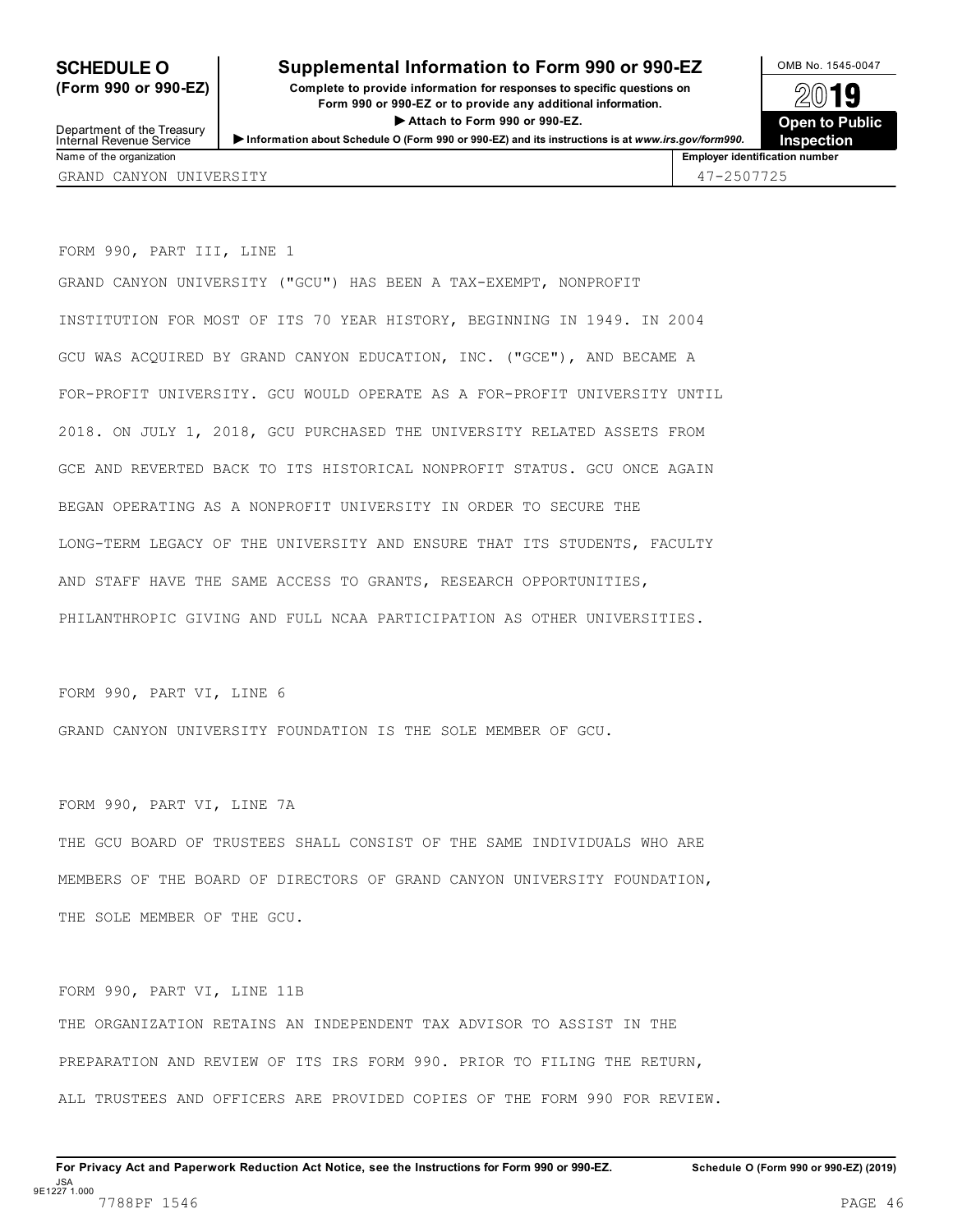**SCHEDULE O (Form 990 or 990-EZ)**

Department of the Treasury
Internal Revenue Service

# Supplemental Information to Form 990 or 990-EZ

**Complete to provide information for responses to specific questions on Form 990 or 990-EZ or to provide any additional information.**

▶ **Attach to Form 990 or 990-EZ.**

▶ **Information about Schedule O (Form 990 or 990-EZ) and its instructions is at** ***www.irs.gov/form990.***

OMB No. 1545-0047

**2019**

**Open to Public Inspection**

| Name of the organization | Employer identification number |
|---|---|
| GRAND CANYON UNIVERSITY | 47-2507725 |

FORM 990, PART III, LINE 1

GRAND CANYON UNIVERSITY ("GCU") HAS BEEN A TAX-EXEMPT, NONPROFIT INSTITUTION FOR MOST OF ITS 70 YEAR HISTORY, BEGINNING IN 1949. IN 2004 GCU WAS ACQUIRED BY GRAND CANYON EDUCATION, INC. ("GCE"), AND BECAME A FOR-PROFIT UNIVERSITY. GCU WOULD OPERATE AS A FOR-PROFIT UNIVERSITY UNTIL 2018. ON JULY 1, 2018, GCU PURCHASED THE UNIVERSITY RELATED ASSETS FROM GCE AND REVERTED BACK TO ITS HISTORICAL NONPROFIT STATUS. GCU ONCE AGAIN BEGAN OPERATING AS A NONPROFIT UNIVERSITY IN ORDER TO SECURE THE LONG-TERM LEGACY OF THE UNIVERSITY AND ENSURE THAT ITS STUDENTS, FACULTY AND STAFF HAVE THE SAME ACCESS TO GRANTS, RESEARCH OPPORTUNITIES, PHILANTHROPIC GIVING AND FULL NCAA PARTICIPATION AS OTHER UNIVERSITIES.

FORM 990, PART VI, LINE 6

GRAND CANYON UNIVERSITY FOUNDATION IS THE SOLE MEMBER OF GCU.

FORM 990, PART VI, LINE 7A

THE GCU BOARD OF TRUSTEES SHALL CONSIST OF THE SAME INDIVIDUALS WHO ARE MEMBERS OF THE BOARD OF DIRECTORS OF GRAND CANYON UNIVERSITY FOUNDATION, THE SOLE MEMBER OF THE GCU.

FORM 990, PART VI, LINE 11B

THE ORGANIZATION RETAINS AN INDEPENDENT TAX ADVISOR TO ASSIST IN THE PREPARATION AND REVIEW OF ITS IRS FORM 990. PRIOR TO FILING THE RETURN, ALL TRUSTEES AND OFFICERS ARE PROVIDED COPIES OF THE FORM 990 FOR REVIEW.

**For Privacy Act and Paperwork Reduction Act Notice, see the Instructions for Form 990 or 990-EZ.** **Schedule O (Form 990 or 990-EZ) (2019)**

JSA
9E1227 1.000
7788PF 1546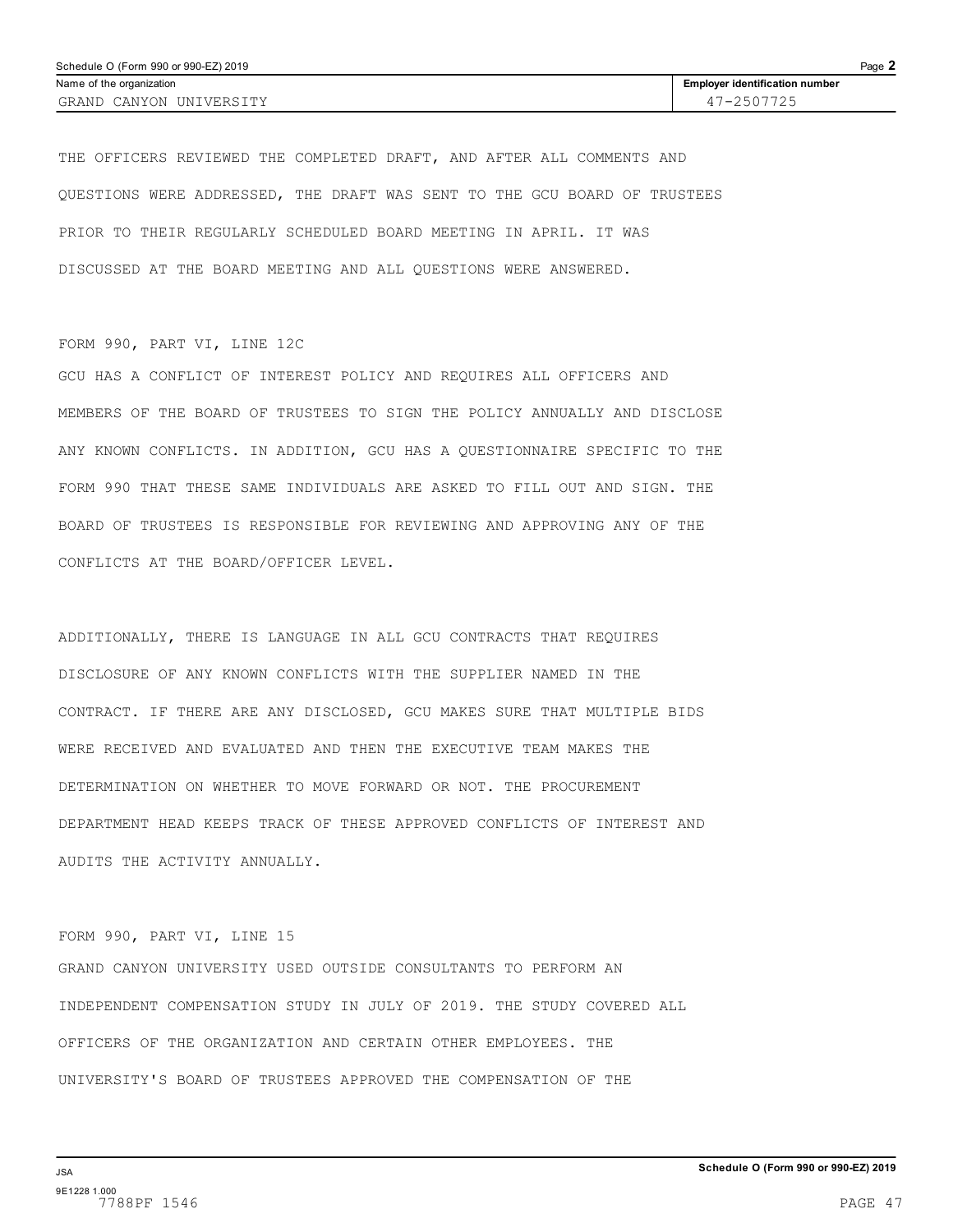Schedule O (Form 990 or 990-EZ) 2019

| Name of the organization | Employer identification number |
| --- | --- |
| GRAND CANYON UNIVERSITY | 47-2507725 |

THE OFFICERS REVIEWED THE COMPLETED DRAFT, AND AFTER ALL COMMENTS AND QUESTIONS WERE ADDRESSED, THE DRAFT WAS SENT TO THE GCU BOARD OF TRUSTEES PRIOR TO THEIR REGULARLY SCHEDULED BOARD MEETING IN APRIL. IT WAS DISCUSSED AT THE BOARD MEETING AND ALL QUESTIONS WERE ANSWERED.

FORM 990, PART VI, LINE 12C

GCU HAS A CONFLICT OF INTEREST POLICY AND REQUIRES ALL OFFICERS AND MEMBERS OF THE BOARD OF TRUSTEES TO SIGN THE POLICY ANNUALLY AND DISCLOSE ANY KNOWN CONFLICTS. IN ADDITION, GCU HAS A QUESTIONNAIRE SPECIFIC TO THE FORM 990 THAT THESE SAME INDIVIDUALS ARE ASKED TO FILL OUT AND SIGN. THE BOARD OF TRUSTEES IS RESPONSIBLE FOR REVIEWING AND APPROVING ANY OF THE CONFLICTS AT THE BOARD/OFFICER LEVEL.

ADDITIONALLY, THERE IS LANGUAGE IN ALL GCU CONTRACTS THAT REQUIRES DISCLOSURE OF ANY KNOWN CONFLICTS WITH THE SUPPLIER NAMED IN THE CONTRACT. IF THERE ARE ANY DISCLOSED, GCU MAKES SURE THAT MULTIPLE BIDS WERE RECEIVED AND EVALUATED AND THEN THE EXECUTIVE TEAM MAKES THE DETERMINATION ON WHETHER TO MOVE FORWARD OR NOT. THE PROCUREMENT DEPARTMENT HEAD KEEPS TRACK OF THESE APPROVED CONFLICTS OF INTEREST AND AUDITS THE ACTIVITY ANNUALLY.

FORM 990, PART VI, LINE 15

GRAND CANYON UNIVERSITY USED OUTSIDE CONSULTANTS TO PERFORM AN INDEPENDENT COMPENSATION STUDY IN JULY OF 2019. THE STUDY COVERED ALL OFFICERS OF THE ORGANIZATION AND CERTAIN OTHER EMPLOYEES. THE UNIVERSITY'S BOARD OF TRUSTEES APPROVED THE COMPENSATION OF THE

JSA
9E1228 1.000
7788PF 1546

Schedule O (Form 990 or 990-EZ) 2019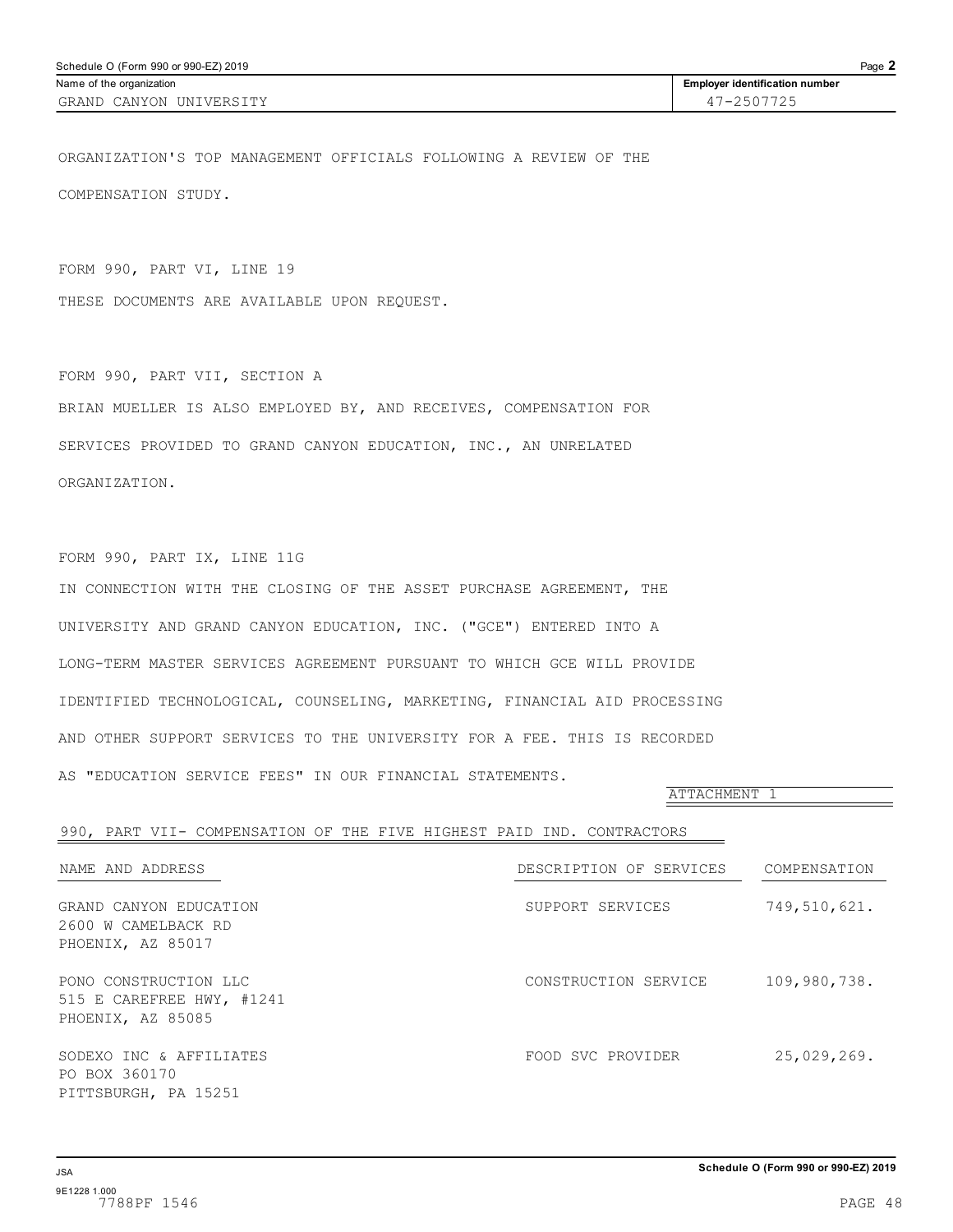Schedule O (Form 990 or 990-EZ) 2019

| Name of the organization | Employer identification number |
| --- | --- |
| GRAND CANYON UNIVERSITY | 47-2507725 |

ORGANIZATION'S TOP MANAGEMENT OFFICIALS FOLLOWING A REVIEW OF THE COMPENSATION STUDY.

FORM 990, PART VI, LINE 19

THESE DOCUMENTS ARE AVAILABLE UPON REQUEST.

FORM 990, PART VII, SECTION A

BRIAN MUELLER IS ALSO EMPLOYED BY, AND RECEIVES, COMPENSATION FOR SERVICES PROVIDED TO GRAND CANYON EDUCATION, INC., AN UNRELATED ORGANIZATION.

FORM 990, PART IX, LINE 11G

IN CONNECTION WITH THE CLOSING OF THE ASSET PURCHASE AGREEMENT, THE UNIVERSITY AND GRAND CANYON EDUCATION, INC. ("GCE") ENTERED INTO A LONG-TERM MASTER SERVICES AGREEMENT PURSUANT TO WHICH GCE WILL PROVIDE IDENTIFIED TECHNOLOGICAL, COUNSELING, MARKETING, FINANCIAL AID PROCESSING AND OTHER SUPPORT SERVICES TO THE UNIVERSITY FOR A FEE. THIS IS RECORDED AS "EDUCATION SERVICE FEES" IN OUR FINANCIAL STATEMENTS.

ATTACHMENT 1

990, PART VII- COMPENSATION OF THE FIVE HIGHEST PAID IND. CONTRACTORS

| NAME AND ADDRESS | DESCRIPTION OF SERVICES | COMPENSATION |
| --- | --- | --- |
| GRAND CANYON EDUCATION<br>2600 W CAMELBACK RD<br>PHOENIX, AZ 85017 | SUPPORT SERVICES | 749,510,621. |
| PONO CONSTRUCTION LLC<br>515 E CAREFREE HWY, #1241<br>PHOENIX, AZ 85085 | CONSTRUCTION SERVICE | 109,980,738. |
| SODEXO INC & AFFILIATES<br>PO BOX 360170<br>PITTSBURGH, PA 15251 | FOOD SVC PROVIDER | 25,029,269. |

Schedule O (Form 990 or 990-EZ) 2019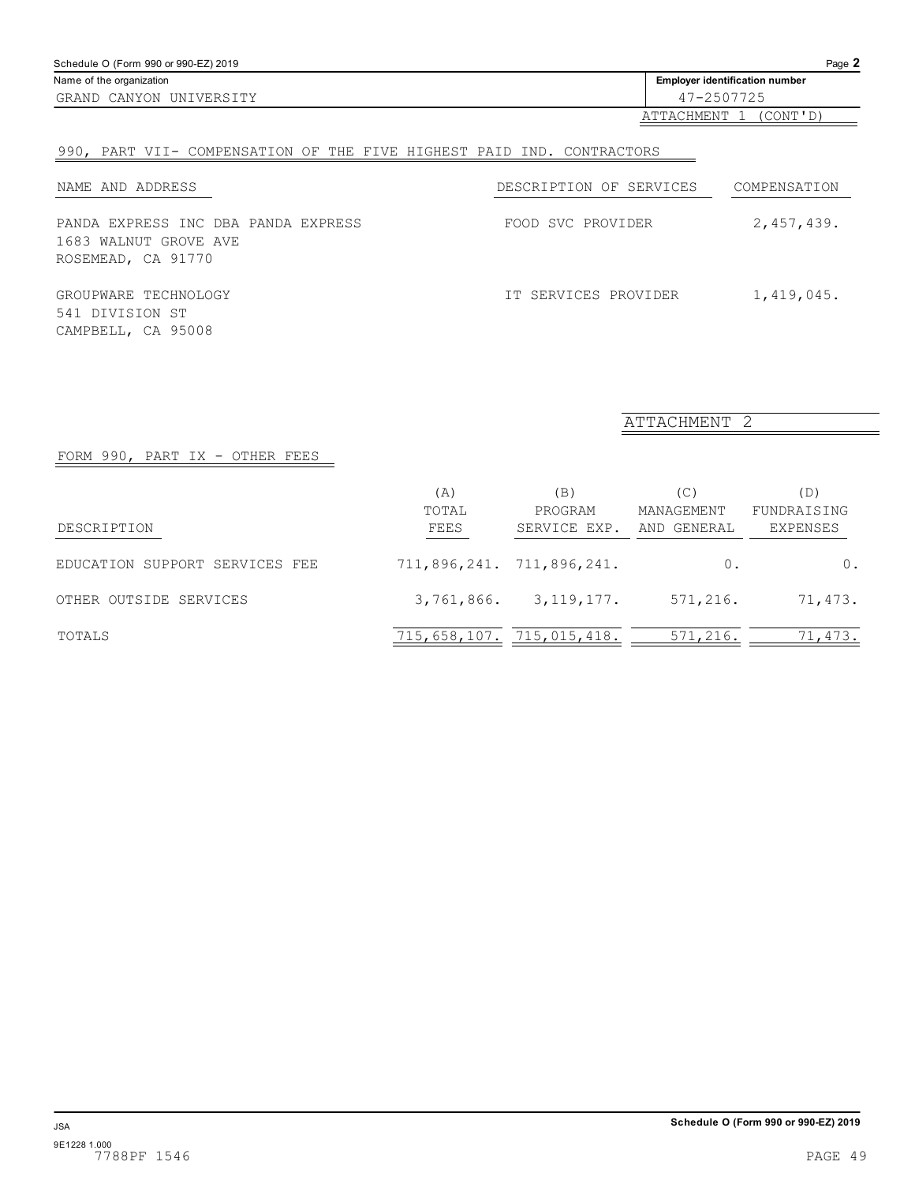Schedule O (Form 990 or 990-EZ) 2019

Name of the organization: GRAND CANYON UNIVERSITY

Employer identification number: 47-2507725

ATTACHMENT 1 (CONT'D)

## 990, PART VII- COMPENSATION OF THE FIVE HIGHEST PAID IND. CONTRACTORS

| NAME AND ADDRESS | DESCRIPTION OF SERVICES | COMPENSATION |
|---|---|---|
| PANDA EXPRESS INC DBA PANDA EXPRESS<br>1683 WALNUT GROVE AVE<br>ROSEMEAD, CA 91770 | FOOD SVC PROVIDER | 2,457,439. |
| GROUPWARE TECHNOLOGY<br>541 DIVISION ST<br>CAMPBELL, CA 95008 | IT SERVICES PROVIDER | 1,419,045. |

ATTACHMENT 2

## FORM 990, PART IX - OTHER FEES

| DESCRIPTION | (A) TOTAL FEES | (B) PROGRAM SERVICE EXP. | (C) MANAGEMENT AND GENERAL | (D) FUNDRAISING EXPENSES |
|---|---|---|---|---|
| EDUCATION SUPPORT SERVICES FEE | 711,896,241. | 711,896,241. | 0. | 0. |
| OTHER OUTSIDE SERVICES | 3,761,866. | 3,119,177. | 571,216. | 71,473. |
| TOTALS | 715,658,107. | 715,015,418. | 571,216. | 71,473. |

JSA

9E1228 1.000

7788PF 1546

Schedule O (Form 990 or 990-EZ) 2019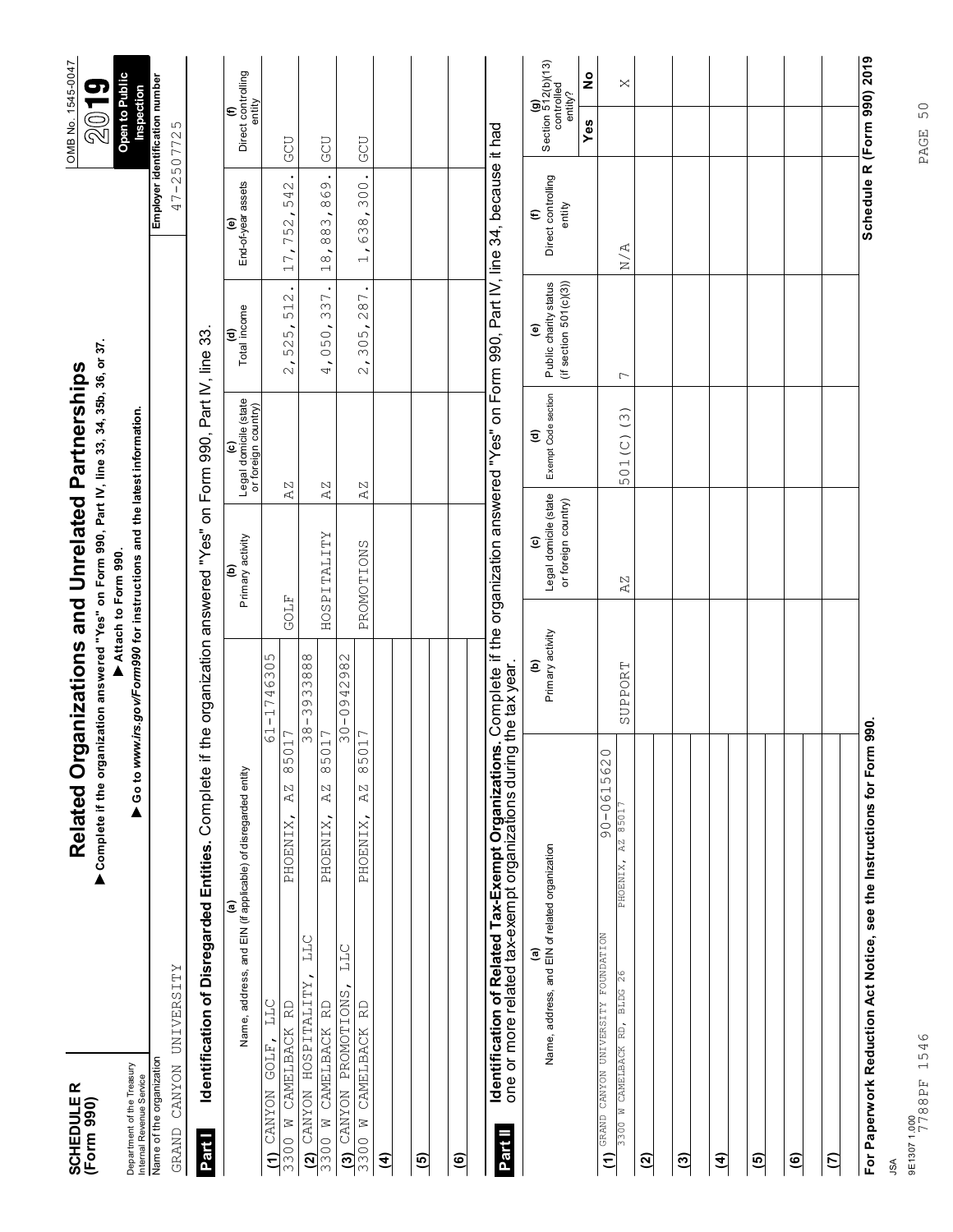**SCHEDULE R (Form 990)**

Department of the Treasury
Internal Revenue Service

# Related Organizations and Unrelated Partnerships

▶ **Complete if the organization answered "Yes" on Form 990, Part IV, line 33, 34, 35b, 36, or 37.**

▶ **Attach to Form 990.**

▶ **Go to *www.irs.gov/Form990* for instructions and the latest information.**

OMB No. 1545-0047

**2019**

**Open to Public Inspection**

Name of the organization: GRAND CANYON UNIVERSITY

Employer identification number: 47-2507725

## Part I — Identification of Disregarded Entities. Complete if the organization answered "Yes" on Form 990, Part IV, line 33.

| (a) Name, address, and EIN (if applicable) of disregarded entity | (b) Primary activity | (c) Legal domicile (state or foreign country) | (d) Total income | (e) End-of-year assets | (f) Direct controlling entity |
|---|---|---|---|---|---|
| (1) CANYON GOLF, LLC 61-1746305<br>3300 W CAMELBACK RD PHOENIX, AZ 85017 | GOLF | AZ | 2,525,512. | 17,752,542. | GCU |
| (2) CANYON HOSPITALITY, LLC 38-3933888<br>3300 W CAMELBACK RD PHOENIX, AZ 85017 | HOSPITALITY | AZ | 4,050,337. | 18,883,869. | GCU |
| (3) CANYON PROMOTIONS, LLC 30-0942982<br>3300 W CAMELBACK RD PHOENIX, AZ 85017 | PROMOTIONS | AZ | 2,305,287. | 1,638,300. | GCU |
| (4) | | | | | |
| (5) | | | | | |
| (6) | | | | | |

## Part II — Identification of Related Tax-Exempt Organizations. Complete if the organization answered "Yes" on Form 990, Part IV, line 34, because it had one or more related tax-exempt organizations during the tax year.

| (a) Name, address, and EIN of related organization | (b) Primary activity | (c) Legal domicile (state or foreign country) | (d) Exempt Code section | (e) Public charity status (if section 501(c)(3)) | (f) Direct controlling entity | (g) Section 512(b)(13) controlled entity? Yes | No |
|---|---|---|---|---|---|---|---|
| (1) GRAND CANYON UNIVERSITY FOUNDATION 90-0615620<br>3300 W CAMELBACK RD, BLDG 26 PHOENIX, AZ 85017 | SUPPORT | AZ | 501(C)(3) | 7 | N/A | | X |
| (2) | | | | | | | |
| (3) | | | | | | | |
| (4) | | | | | | | |
| (5) | | | | | | | |
| (6) | | | | | | | |
| (7) | | | | | | | |

**For Paperwork Reduction Act Notice, see the Instructions for Form 990.**

**Schedule R (Form 990) 2019**

JSA
9E1307 1.000
7788PF 1546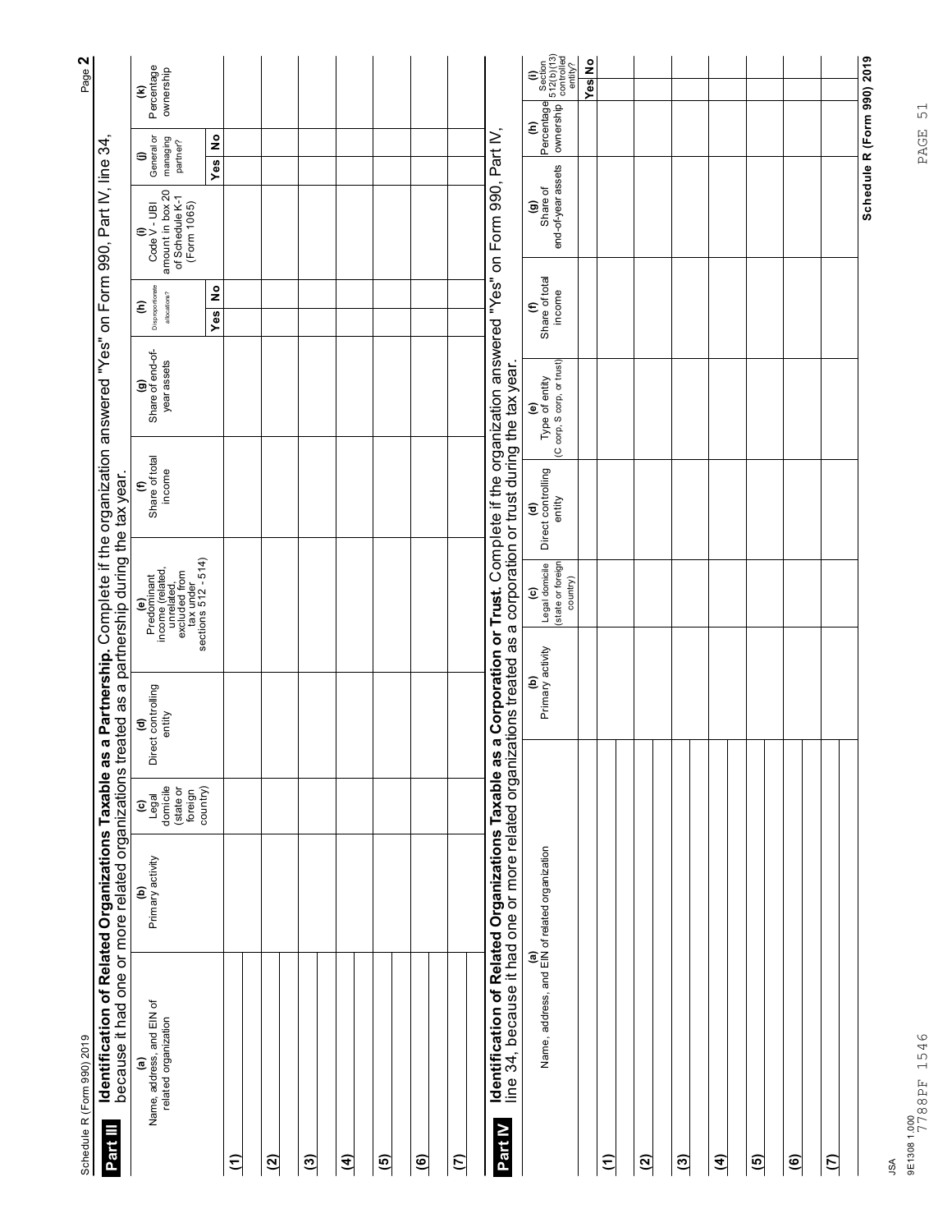Schedule R (Form 990) 2019

## Part III Identification of Related Organizations Taxable as a Partnership. Complete if the organization answered "Yes" on Form 990, Part IV, line 34, because it had one or more related organizations treated as a partnership during the tax year.

| (a) Name, address, and EIN of related organization | (b) Primary activity | (c) Legal domicile (state or foreign country) | (d) Direct controlling entity | (e) Predominant income (related, unrelated, excluded from tax under sections 512 - 514) | (f) Share of total income | (g) Share of end-of-year assets | (h) Disproportionate allocations? | | (i) Code V - UBI amount in box 20 of Schedule K-1 (Form 1065) | (j) General or managing partner? | | (k) Percentage ownership |
|---|---|---|---|---|---|---|---|---|---|---|---|---|
| | | | | | | | Yes | No | | Yes | No | |
| (1) | | | | | | | | | | | | |
| (2) | | | | | | | | | | | | |
| (3) | | | | | | | | | | | | |
| (4) | | | | | | | | | | | | |
| (5) | | | | | | | | | | | | |
| (6) | | | | | | | | | | | | |
| (7) | | | | | | | | | | | | |

## Part IV Identification of Related Organizations Taxable as a Corporation or Trust. Complete if the organization answered "Yes" on Form 990, Part IV, line 34, because it had one or more related organizations treated as a corporation or trust during the tax year.

| (a) Name, address, and EIN of related organization | (b) Primary activity | (c) Legal domicile (state or foreign country) | (d) Direct controlling entity | (e) Type of entity (C corp, S corp, or trust) | (f) Share of total income | (g) Share of end-of-year assets | (h) Percentage ownership | (i) Section 512(b)(13) controlled entity? | |
|---|---|---|---|---|---|---|---|---|---|
| | | | | | | | | Yes | No |
| (1) | | | | | | | | | |
| (2) | | | | | | | | | |
| (3) | | | | | | | | | |
| (4) | | | | | | | | | |
| (5) | | | | | | | | | |
| (6) | | | | | | | | | |
| (7) | | | | | | | | | |

Schedule R (Form 990) 2019

JSA
9E1308 1.000
7788PF 1546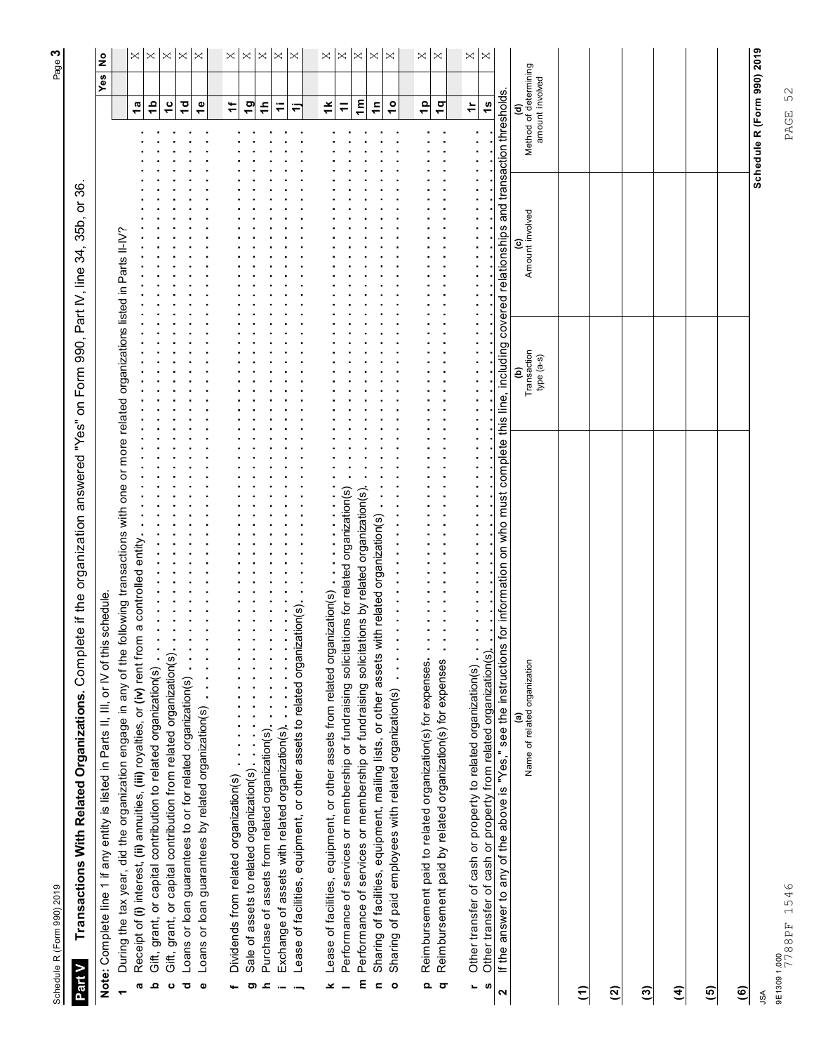Schedule R (Form 990) 2019

## Part V Transactions With Related Organizations. Complete if the organization answered "Yes" on Form 990, Part IV, line 34, 35b, or 36.

**Note:** Complete line 1 if any entity is listed in Parts II, III, or IV of this schedule.

| | | | Yes | No |
|---|---|---|---|---|
| **1** | During the tax year, did the organization engage in any of the following transactions with one or more related organizations listed in Parts II-IV? | | | |
| **a** | Receipt of **(i)** interest, **(ii)** annuities, **(iii)** royalties, or **(iv)** rent from a controlled entity | 1a | | X |
| **b** | Gift, grant, or capital contribution to related organization(s) | 1b | | X |
| **c** | Gift, grant, or capital contribution from related organization(s) | 1c | | X |
| **d** | Loans or loan guarantees to or for related organization(s) | 1d | | X |
| **e** | Loans or loan guarantees by related organization(s) | 1e | | X |
| **f** | Dividends from related organization(s) | 1f | | X |
| **g** | Sale of assets to related organization(s) | 1g | | X |
| **h** | Purchase of assets from related organization(s) | 1h | | X |
| **i** | Exchange of assets with related organization(s) | 1i | | X |
| **j** | Lease of facilities, equipment, or other assets to related organization(s) | 1j | | X |
| **k** | Lease of facilities, equipment, or other assets from related organization(s) | 1k | | X |
| **l** | Performance of services or membership or fundraising solicitations for related organization(s) | 1l | | X |
| **m** | Performance of services or membership or fundraising solicitations by related organization(s) | 1m | | X |
| **n** | Sharing of facilities, equipment, mailing lists, or other assets with related organization(s) | 1n | | X |
| **o** | Sharing of paid employees with related organization(s) | 1o | | X |
| **p** | Reimbursement paid to related organization(s) for expenses | 1p | | X |
| **q** | Reimbursement paid by related organization(s) for expenses | 1q | | X |
| **r** | Other transfer of cash or property to related organization(s) | 1r | | X |
| **s** | Other transfer of cash or property from related organization(s) | 1s | | X |

**2** If the answer to any of the above is "Yes," see the instructions for information on who must complete this line, including covered relationships and transaction thresholds.

| | (a) Name of related organization | (b) Transaction type (a-s) | (c) Amount involved | (d) Method of determining amount involved |
|---|---|---|---|---|
| (1) | | | | |
| (2) | | | | |
| (3) | | | | |
| (4) | | | | |
| (5) | | | | |
| (6) | | | | |

JSA
9E1309 1.000
7788PF 1546

**Schedule R (Form 990) 2019**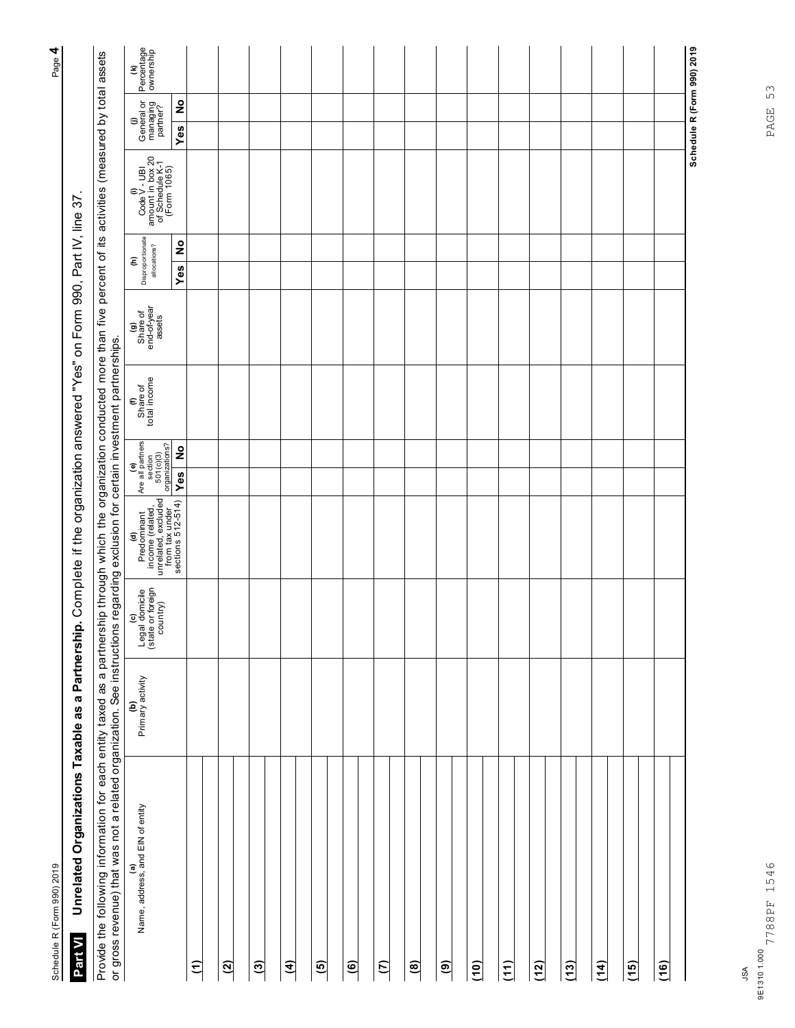Schedule R (Form 990) 2019

## Part VI Unrelated Organizations Taxable as a Partnership. Complete if the organization answered "Yes" on Form 990, Part IV, line 37.

Provide the following information for each entity taxed as a partnership through which the organization conducted more than five percent of its activities (measured by total assets or gross revenue) that was not a related organization. See instructions regarding exclusion for certain investment partnerships.

| (a) Name, address, and EIN of entity | (b) Primary activity | (c) Legal domicile (state or foreign country) | (d) Predominant income (related, unrelated, excluded from tax under sections 512-514) | (e) Are all partners section 501(c)(3) organizations? | | (f) Share of total income | (g) Share of end-of-year assets | (h) Disproportionate allocations? | | (i) Code V - UBI amount in box 20 of Schedule K-1 (Form 1065) | (j) General or managing partner? | | (k) Percentage ownership |
|---|---|---|---|---|---|---|---|---|---|---|---|---|---|
| | | | | Yes | No | | | Yes | No | | Yes | No | |
| (1) | | | | | | | | | | | | | |
| (2) | | | | | | | | | | | | | |
| (3) | | | | | | | | | | | | | |
| (4) | | | | | | | | | | | | | |
| (5) | | | | | | | | | | | | | |
| (6) | | | | | | | | | | | | | |
| (7) | | | | | | | | | | | | | |
| (8) | | | | | | | | | | | | | |
| (9) | | | | | | | | | | | | | |
| (10) | | | | | | | | | | | | | |
| (11) | | | | | | | | | | | | | |
| (12) | | | | | | | | | | | | | |
| (13) | | | | | | | | | | | | | |
| (14) | | | | | | | | | | | | | |
| (15) | | | | | | | | | | | | | |
| (16) | | | | | | | | | | | | | |

Schedule R (Form 990) 2019

JSA
9E1310 1.000
7788PF 1546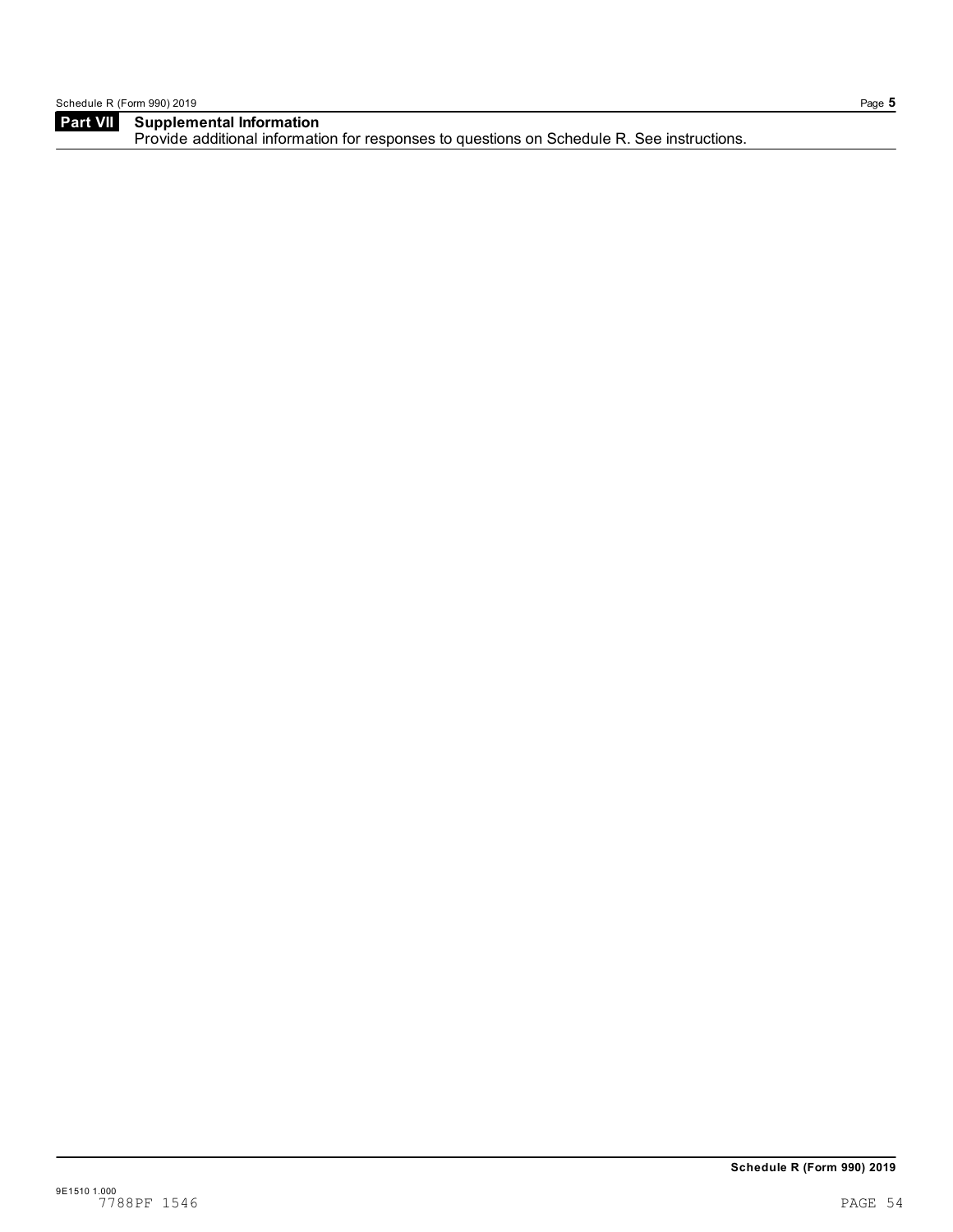## Part VII Supplemental Information

Provide additional information for responses to questions on Schedule R. See instructions.